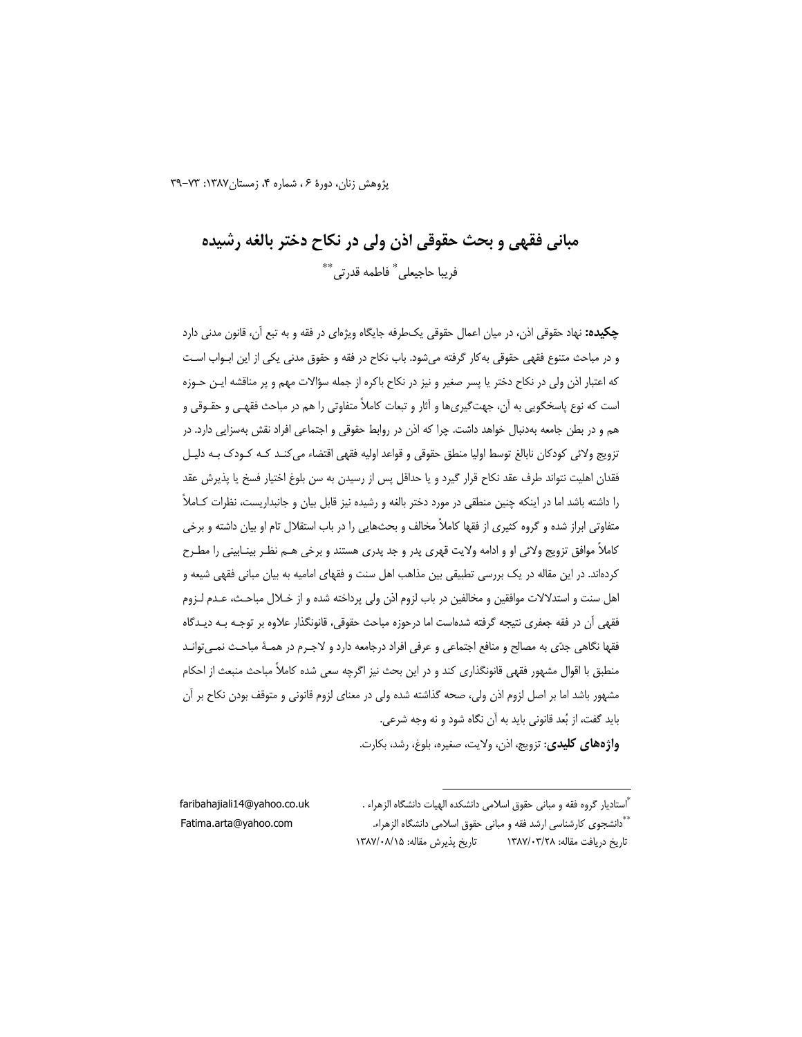# مبانی فقهی و بحث حقوقی اذن ولی در نکاح دختر بالغه رشیده

فریبا حاجیعلی[*] فاطمه قدرتی[**]

**چکیده:** نهاد حقوقی اذن، در میان اعمال حقوقی یک‌طرفه جایگاه ویژه‌ای در فقه و به تبع آن، قانون مدنی دارد و در مباحث متنوع فقهی حقوقی به‌کار گرفته می‌شود. باب نکاح در فقه و حقوق مدنی یکی از این ابـواب اسـت که اعتبار اذن ولی در نکاح دختر یا پسر صغیر و نیز در نکاح باکره از جمله سؤالات مهم و پر مناقشه ایـن حـوزه است که نوع پاسخگویی به آن، جهت‌گیری‌ها و آثار و تبعات کاملاً متفاوتی را هم در مباحث فقهـی و حقـوقی و هم و در بطن جامعه به‌دنبال خواهد داشت. چرا که اذن در روابط حقوقی و اجتماعی افراد نقش به‌سزایی دارد. در تزویج ولائی کودکان نابالغ توسط اولیا منطق حقوقی و قواعد اولیه فقهی اقتضاء می‌کنـد کـه کـودک بـه دلیـل فقدان اهلیت نتواند طرف عقد نکاح قرار گیرد و یا حداقل پس از رسیدن به سن بلوغ اختیار فسخ یا پذیرش عقد را داشته باشد اما در اینکه چنین منطقی در مورد دختر بالغه و رشیده نیز قابل بیان و جانبداریست، نظرات کـاملاً متفاوتی ابراز شده و گروه کثیری از فقها کاملاً مخالف و بحث‌هایی را در باب استقلال تام او بیان داشته و برخی کاملاً موافق تزویج ولائی او و ادامه ولایت قهری پدر و جد پدری هستند و برخی هـم نظـر بینـابینی را مطـرح کرده‌اند. در این مقاله در یک بررسی تطبیقی بین مذاهب اهل سنت و فقهای امامیه به بیان مبانی فقهی شیعه و اهل سنت و استدلالات موافقین و مخالفین در باب لزوم اذن ولی پرداخته شده و از خـلال مباحـث، عـدم لـزوم فقهی آن در فقه جعفری نتیجه گرفته شده‌است اما درحوزه مباحث حقوقی، قانونگذار علاوه بر توجـه بـه دیـدگاه فقها نگاهی جدّی به مصالح و منافع اجتماعی و عرفی افراد درجامعه دارد و لاجـرم در همـهٔ مباحـث نمـی‌توانـد منطبق با اقوال مشهور فقهی قانونگذاری کند و در این بحث نیز اگرچه سعی شده کاملاً مباحث منبعث از احکام مشهور باشد اما بر اصل لزوم اذن ولی، صحه گذاشته شده ولی در معنای لزوم قانونی و متوقف بودن نکاح بر آن باید گفت، از بُعد قانونی باید به آن نگاه شود و نه وجه شرعی.

**واژه‌های کلیدی**: تزویج، اذن، ولایت، صغیره، بلوغ، رشد، بکارت.

---

[*] استادیار گروه فقه و مبانی حقوق اسلامی دانشکده الهیات دانشگاه الزهراء . faribahajiali14@yahoo.co.uk

[**] دانشجوی کارشناسی ارشد فقه و مبانی حقوق اسلامی دانشگاه الزهراء. Fatima.arta@yahoo.com

تاریخ دریافت مقاله: ۱۳۸۷/۰۳/۲۸ تاریخ پذیرش مقاله: ۱۳۸۷/۰۸/۱۵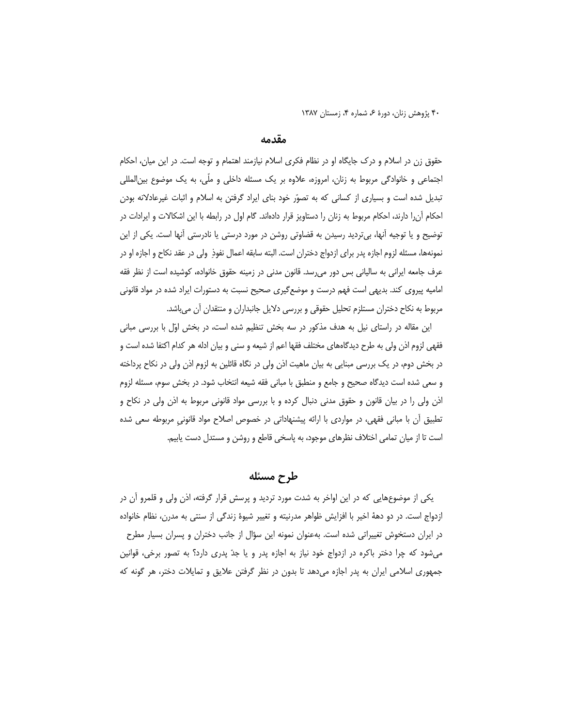## مقدمه

حقوق زن در اسلام و درک جایگاه او در نظام فکری اسلام نیازمند اهتمام و توجه است. در این میان، احکام اجتماعی و خانوادگی مربوط به زنان، امروزه، علاوه بر یک مسئله داخلی و ملّی، به یک موضوع بین‌المللی تبدیل شده است و بسیاری از کسانی که به تصوّر خود بنای ایراد گرفتن به اسلام و اثبات غیرعادلانه بودن احکام آن‌را دارند، احکام مربوط به زنان را دستاویز قرار داده‌اند. گام اول در رابطه با این اشکالات و ایرادات در توضیح و یا توجیه آنها، بی‌تردید رسیدن به قضاوتی روشن در مورد درستی یا نادرستی آنها است. یکی از این نمونه‌ها، مسئله لزوم اجازه پدر برای ازدواج دختران است. البته سابقه اعمال نفوذِ ولی در عقد نکاح و اجازه او در عرف جامعه ایرانی به سالیانی بس دور می‌رسد. قانون مدنی در زمینه حقوق خانواده، کوشیده است از نظر فقه امامیه پیروی کند. بدیهی است فهم درست و موضع‌گیری صحیح نسبت به دستورات ایراد شده در مواد قانونی مربوط به نکاح دختران مستلزم تحلیل حقوقی و بررسی دلایل جانبداران و منتقدان آن می‌باشد.

این مقاله در راستای نیل به هدف مذکور در سه بخش تنظیم شده است، در بخش اوّل با بررسی مبانی فقهی لزوم اذن ولی به طرح دیدگاه‌های مختلف فقها اعم از شیعه و سنی و بیان ادله هر کدام اکتفا شده است و در بخش دوم، در یک بررسی مبنایی به بیان ماهیت اذن ولی در نگاه قائلین به لزوم اذن ولی در نکاح پرداخته و سعی شده است دیدگاه صحیح و جامع و منطبق با مبانی فقه شیعه انتخاب شود. در بخش سوم، مسئله لزوم اذن ولی را در بیان قانون و حقوق مدنی دنبال کرده و با بررسی مواد قانونی مربوط به اذن ولی در نکاح و تطبیق آن با مبانی فقهی، در مواردی با ارائه پیشنهاداتی در خصوص اصلاح مواد قانونیِ مربوطه سعی شده است تا از میان تمامی اختلاف نظرهای موجود، به پاسخی قاطع و روشن و مستدل دست یابیم.

## طرح مسئله

یکی از موضوع‌هایی که در این اواخر به شدت مورد تردید و پرسش قرار گرفته، اذن ولی و قلمرو آن در ازدواج است. در دو دههٔ اخیر با افزایش ظواهر مدرنیته و تغییر شیوهٔ زندگی از سنتی به مدرن، نظام خانواده در ایران دستخوش تغییراتی شده است. به‌عنوان نمونه این سؤال از جانب دختران و پسران بسیار مطرح می‌شود که چرا دختر باکره در ازدواج خود نیاز به اجازه پدر و یا جدّ پدری دارد؟ به تصور برخی، قوانین جمهوری اسلامی ایران به پدر اجازه می‌دهد تا بدون در نظر گرفتن علایق و تمایلات دختر، هر گونه که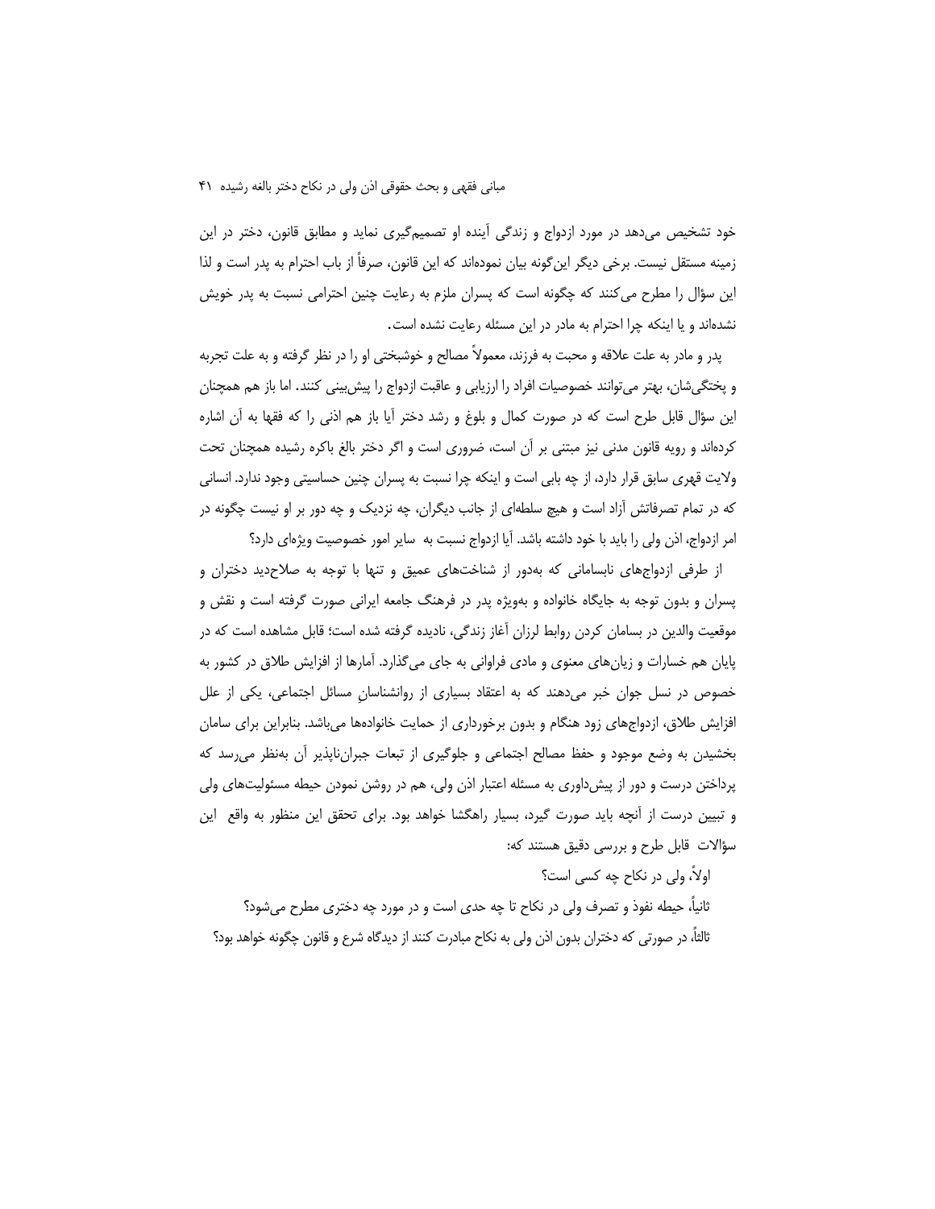خود تشخیص می‌دهد در مورد ازدواج و زندگی آینده او تصمیم‌گیری نماید و مطابق قانون، دختر در این زمینه مستقل نیست. برخی دیگر این‌گونه بیان نموده‌اند که این قانون، صرفاً از باب احترام به پدر است و لذا این سؤال را مطرح می‌کنند که چگونه است که پسران ملزم به رعایت چنین احترامی نسبت به پدر خویش نشده‌اند و یا اینکه چرا احترام به مادر در این مسئله رعایت نشده است.

پدر و مادر به علت علاقه و محبت به فرزند، معمولاً مصالح و خوشبختی او را در نظر گرفته و به علت تجربه و پختگی‌شان، بهتر می‌توانند خصوصیات افراد را ارزیابی و عاقبت ازدواج را پیش‌بینی کنند. اما باز هم همچنان این سؤال قابل طرح است که در صورت کمال و بلوغ و رشد دختر آیا باز هم اذنی را که فقها به آن اشاره کرده‌اند و رویه قانون مدنی نیز مبتنی بر آن است، ضروری است و اگر دختر بالغ باکره رشیده همچنان تحت ولایت قهری سابق قرار دارد، از چه بابی است و اینکه چرا نسبت به پسران چنین حساسیتی وجود ندارد. انسانی که در تمام تصرفاتش آزاد است و هیچ سلطه‌ای از جانب دیگران، چه نزدیک و چه دور بر او نیست چگونه در امر ازدواج، اذن ولی را باید با خود داشته باشد. آیا ازدواج نسبت به سایر امور خصوصیت ویژه‌ای دارد؟

از طرفی ازدواج‌های نابسامانی که به‌دور از شناخت‌های عمیق و تنها با توجه به صلاح‌دید دختران و پسران و بدون توجه به جایگاه خانواده و به‌ویژه پدر در فرهنگ جامعه ایرانی صورت گرفته است و نقش و موقعیت والدین در بسامان کردن روابط لرزان آغاز زندگی، نادیده گرفته شده است؛ قابل مشاهده است که در پایان هم خسارات و زیان‌های معنوی و مادی فراوانی به جای می‌گذارد. آمارها از افزایش طلاق در کشور به خصوص در نسل جوان خبر می‌دهند که به اعتقاد بسیاری از روانشناسانِ مسائل اجتماعی، یکی از علل افزایش طلاق، ازدواج‌های زود هنگام و بدون برخورداری از حمایت خانواده‌ها می‌باشد. بنابراین برای سامان بخشیدن به وضع موجود و حفظ مصالح اجتماعی و جلوگیری از تبعات جبران‌ناپذیر آن به‌نظر می‌رسد که پرداختن درست و دور از پیش‌داوری به مسئله اعتبار اذن ولی، هم در روشن نمودن حیطه مسئولیت‌های ولی و تبیین درست از آنچه باید صورت گیرد، بسیار راهگشا خواهد بود. برای تحقق این منظور به واقع این سؤالات قابل طرح و بررسی دقیق هستند که:

اولاً، ولی در نکاح چه کسی است؟

ثانیاً، حیطه نفوذ و تصرف ولی در نکاح تا چه حدی است و در مورد چه دختری مطرح می‌شود؟

ثالثاً، در صورتی که دختران بدون اذن ولی به نکاح مبادرت کنند از دیدگاه شرع و قانون چگونه خواهد بود؟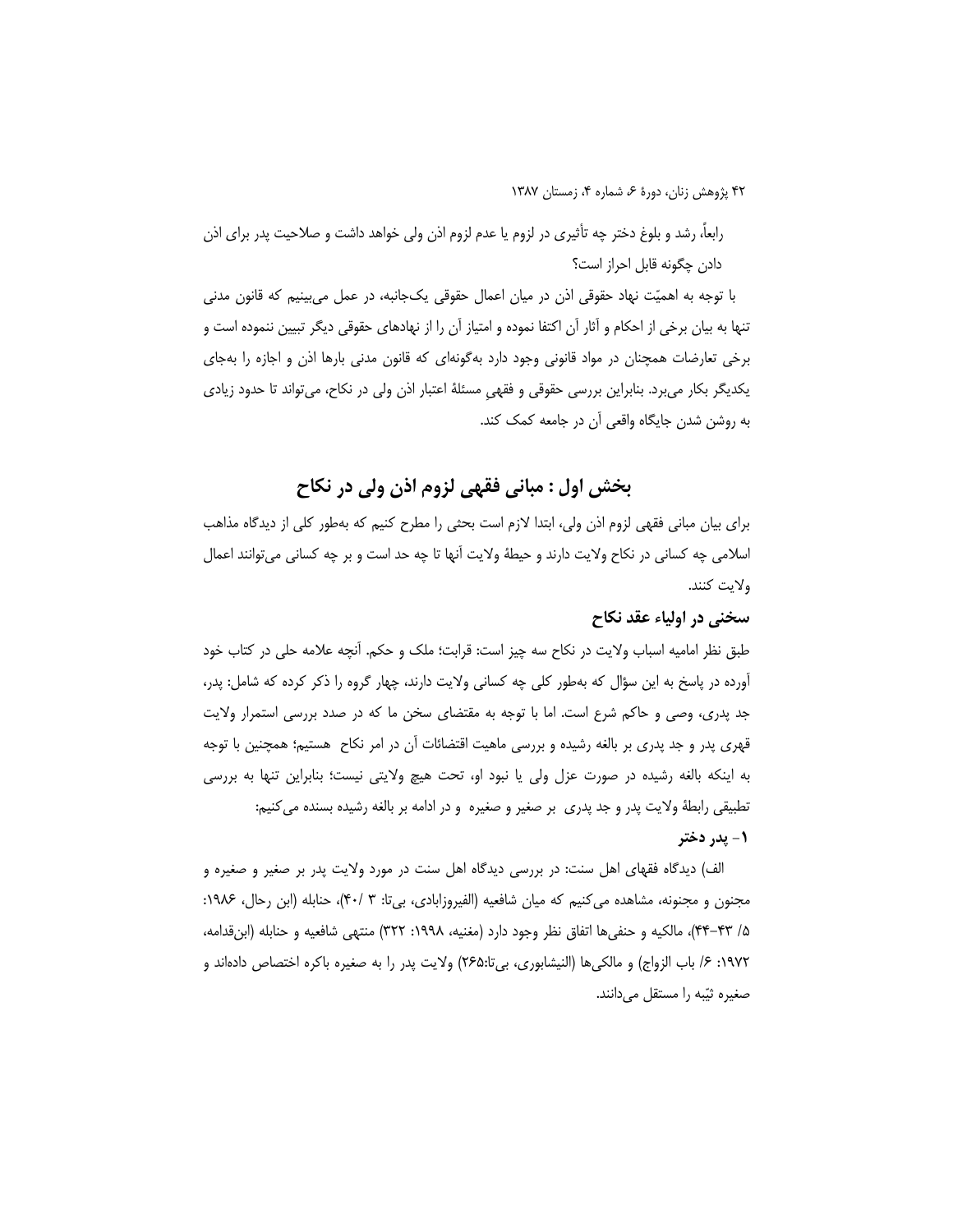رابعاً، رشد و بلوغ دختر چه تأثیری در لزوم یا عدم لزوم اذن ولی خواهد داشت و صلاحیت پدر برای اذن دادن چگونه قابل احراز است؟

با توجه به اهمیّت نهاد حقوقی اذن در میان اعمال حقوقی یک‌جانبه، در عمل می‌بینیم که قانون مدنی تنها به بیان برخی از احکام و آثار آن اکتفا نموده و امتیاز آن را از نهادهای حقوقی دیگر تبیین ننموده است و برخی تعارضات همچنان در مواد قانونی وجود دارد به‌گونه‌ای که قانون مدنی بارها اذن و اجازه را به‌جای یکدیگر بکار می‌برد. بنابراین بررسی حقوقی و فقهیِ مسئلۀ اعتبار اذن ولی در نکاح، می‌تواند تا حدود زیادی به روشن شدن جایگاه واقعی آن در جامعه کمک کند.

## بخش اول : مبانی فقهی لزوم اذن ولی در نکاح

برای بیان مبانی فقهی لزوم اذن ولی، ابتدا لازم است بحثی را مطرح کنیم که به‌طور کلی از دیدگاه مذاهب اسلامی چه کسانی در نکاح ولایت دارند و حیطۀ ولایت آنها تا چه حد است و بر چه کسانی می‌توانند اعمال ولایت کنند.

### سخنی در اولیاء عقد نکاح

طبق نظر امامیه اسباب ولایت در نکاح سه چیز است: قرابت؛ ملک و حکم. آنچه علامه حلی در کتاب خود آورده در پاسخ به این سؤال که به‌طور کلی چه کسانی ولایت دارند، چهار گروه را ذکر کرده که شامل: پدر، جد پدری، وصی و حاکم شرع است. اما با توجه به مقتضای سخن ما که در صدد بررسی استمرار ولایت قهری پدر و جد پدری بر بالغه رشیده و بررسی ماهیت اقتضائات آن در امر نکاح هستیم؛ همچنین با توجه به اینکه بالغه رشیده در صورت عزل ولی یا نبود او، تحت هیچ ولایتی نیست؛ بنابراین تنها به بررسی تطبیقی رابطۀ ولایت پدر و جد پدری بر صغیر و صغیره و در ادامه بر بالغه رشیده بسنده می‌کنیم:

#### ۱- پدر دختر

الف) دیدگاه فقهای اهل سنت: در بررسی دیدگاه اهل سنت در مورد ولایت پدر بر صغیر و صغیره و مجنون و مجنونه، مشاهده می‌کنیم که میان شافعیه (الفیروزابادی، بی‌تا: ۳ /۴۰)، حنابله (ابن رحال، ۱۹۸۶: ۵/ ۴۳-۴۴)، مالکیه و حنفی‌ها اتفاق نظر وجود دارد (مغنیه، ۱۹۹۸: ۳۲۲) منتهی شافعیه و حنابله (ابن‌قدامه، ۱۹۷۲: ۶/ باب الزواج) و مالکی‌ها (النیشابوری، بی‌تا:۲۶۵) ولایت پدر را به صغیره باکره اختصاص داده‌اند و صغیره ثیّبه را مستقل می‌دانند.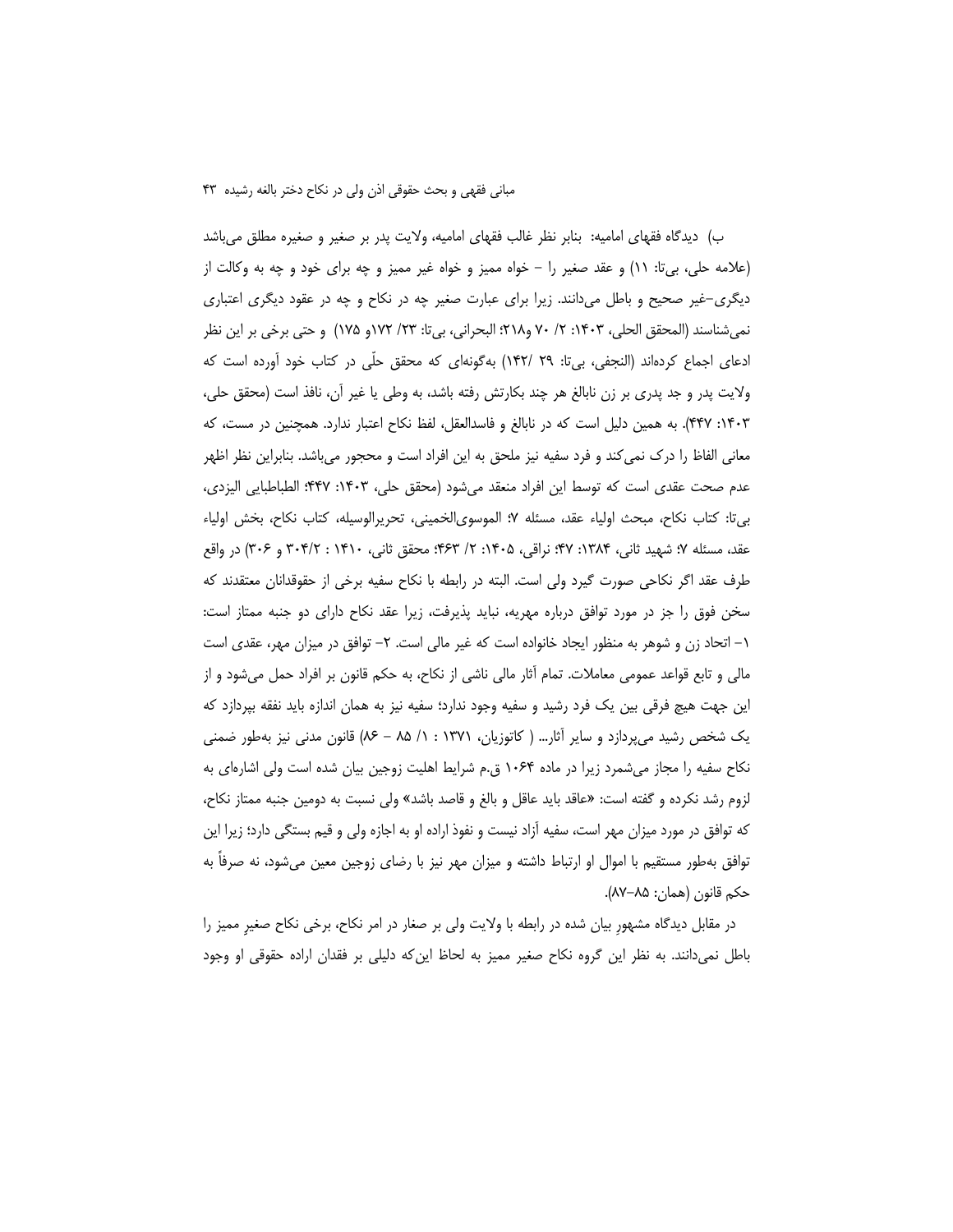ب) دیدگاه فقهای امامیه: بنابر نظر غالب فقهای امامیه، ولایت پدر بر صغیر و صغیره مطلق می‌باشد (علامه حلی، بی‌تا: ۱۱) و عقد صغیر را – خواه ممیز و خواه غیر ممیز و چه برای خود و چه به وکالت از دیگری–غیر صحیح و باطل می‌دانند. زیرا برای عبارت صغیر چه در نکاح و چه در عقود دیگری اعتباری نمی‌شناسند (المحقق الحلی، ۱۴۰۳: ۲/ ۷۰ و۲۱۸؛ البحرانی، بی‌تا: ۲۳/ ۱۷۲و ۱۷۵) و حتی برخی بر این نظر ادعای اجماع کرده‌اند (النجفی، بی‌تا: ۲۹ /۱۴۲) به‌گونه‌ای که محقق حلّی در کتاب خود آورده است که ولایت پدر و جد پدری بر زن نابالغ هر چند بکارتش رفته باشد، به وطی یا غیر آن، نافذ است (محقق حلی، ۱۴۰۳: ۴۴۷). به همین دلیل است که در نابالغ و فاسدالعقل، لفظ نکاح اعتبار ندارد. همچنین در مست، که معانی الفاظ را درک نمی‌کند و فرد سفیه نیز ملحق به این افراد است و محجور می‌باشد. بنابراین نظر اظهر عدم صحت عقدی است که توسط این افراد منعقد می‌شود (محقق حلی، ۱۴۰۳: ۴۴۷؛ الطباطبایی الیزدی، بی‌تا: کتاب نکاح، مبحث اولیاء عقد، مسئله ۷؛ الموسوی‌الخمینی، تحریرالوسیله، کتاب نکاح، بخش اولیاء عقد، مسئله ۷؛ شهید ثانی، ۱۳۸۴: ۴۷؛ نراقی، ۱۴۰۵: ۲/ ۴۶۳؛ محقق ثانی، ۱۴۱۰ : ۳۰۴/۲ و ۳۰۶) در واقع طرف عقد اگر نکاحی صورت گیرد ولی است. البته در رابطه با نکاح سفیه برخی از حقوقدانان معتقدند که سخن فوق را جز در مورد توافق درباره مهریه، نباید پذیرفت، زیرا عقد نکاح دارای دو جنبه ممتاز است: ۱– اتحاد زن و شوهر به منظور ایجاد خانواده است که غیر مالی است. ۲– توافق در میزان مهر، عقدی است مالی و تابع قواعد عمومی معاملات. تمام آثار مالی ناشی از نکاح، به حکم قانون بر افراد حمل می‌شود و از این جهت هیچ فرقی بین یک فرد رشید و سفیه وجود ندارد؛ سفیه نیز به همان اندازه باید نفقه بپردازد که یک شخص رشید می‌پردازد و سایر آثار... ( کاتوزیان، ۱۳۷۱ : ۱/ ۸۵ – ۸۶) قانون مدنی نیز به‌طور ضمنی نکاح سفیه را مجاز می‌شمرد زیرا در ماده ۱۰۶۴ ق.م شرایط اهلیت زوجین بیان شده است ولی اشاره‌ای به لزوم رشد نکرده و گفته است: «عاقد باید عاقل و بالغ و قاصد باشد» ولی نسبت به دومین جنبه ممتاز نکاح، که توافق در مورد میزان مهر است، سفیه آزاد نیست و نفوذ اراده او به اجازه ولی و قیم بستگی دارد؛ زیرا این توافق به‌طور مستقیم با اموال او ارتباط داشته و میزان مهر نیز با رضای زوجین معین می‌شود، نه صرفاً به حکم قانون (همان: ۸۵–۸۷).

در مقابل دیدگاه مشهورِ بیان شده در رابطه با ولایت ولی بر صغار در امر نکاح، برخی نکاح صغیرِ ممیز را باطل نمی‌دانند. به نظر این گروه نکاح صغیر ممیز به لحاظ این‌که دلیلی بر فقدان اراده حقوقی او وجود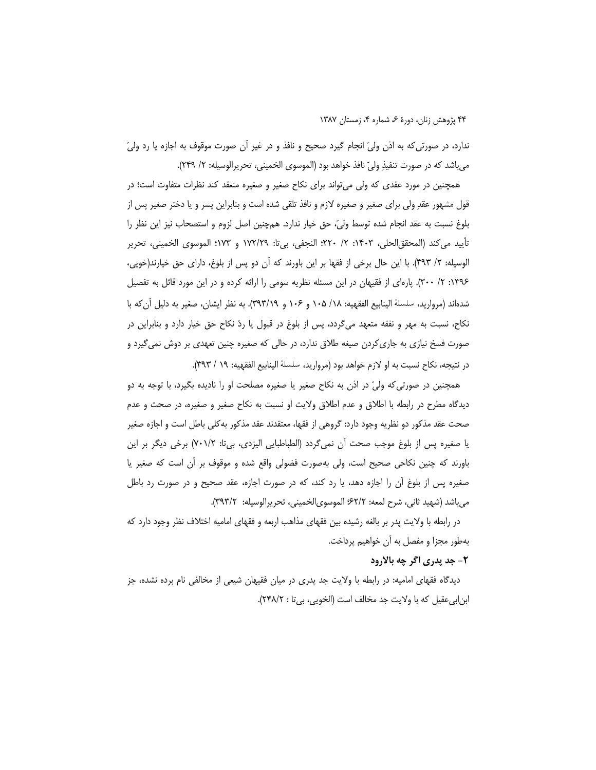ندارد، در صورتی‌که به اذن ولیّ انجام گیرد صحیح و نافذ و در غیر آن صورت موقوف به اجازه یا رد ولیّ می‌باشد که در صورت تنفیذِ ولیّ نافذ خواهد بود (الموسوی الخمینی، تحریرالوسیله: ۲/ ۲۴۹).

همچنین در مورد عقدی که ولی می‌تواند برای نکاح صغیر و صغیره منعقد کند نظرات متفاوت است؛ در قول مشهور عقدِ ولی برای صغیر و صغیره لازم و نافذ تلقی شده است و بنابراین پسر و یا دختر صغیر پس از بلوغ نسبت به عقد انجام شده توسط ولیّ، حق خیار ندارد. هم‌چنین اصل لزوم و استصحاب نیز این نظر را تأیید می‌کند (المحقق‌الحلی، ۱۴۰۳: ۲/ ۲۲۰؛ النجفی، بی‌تا: ۱۷۲/۲۹ و ۱۷۳؛ الموسوی الخمینی، تحریر الوسیله: ۲/ ۳۹۳). با این حال برخی از فقها بر این باورند که آن دو پس از بلوغ، دارای حق خیارند(خویی، ۱۳۹۶: ۲/ ۳۰۰). پاره‌ای از فقیهان در این مسئله نظریه سومی را ارائه کرده و در این مورد قائل به تفصیل شده‌اند (مروارید، سلسلة الینابیع الفقهیه: ۱۸/ ۱۰۵ و ۱۰۶ و ۳۹۳/۱۹). به نظر ایشان، صغیر به دلیل آن‌که با نکاح، نسبت به مهر و نفقه متعهد می‌گردد، پس از بلوغ در قبول یا ردّ نکاح حق خیار دارد و بنابراین در صورت فسخ نیازی به جاری‌کردن صیغه طلاق ندارد، در حالی که صغیره چنین تعهدی بر دوش نمی‌گیرد و در نتیجه، نکاح نسبت به او لازم خواهد بود (مروارید، سلسلة الینابیع الفقهیه: ۱۹ / ۳۹۳).

همچنین در صورتی‌که ولیّ در اذن به نکاح صغیر یا صغیره مصلحت او را نادیده بگیرد، با توجه به دو دیدگاه مطرح در رابطه با اطلاق و عدم اطلاق ولایت او نسبت به نکاح صغیر و صغیره، در صحت و عدم صحت عقد مذکور دو نظریه وجود دارد: گروهی از فقها، معتقدند عقد مذکور به‌کلی باطل است و اجازه صغیر یا صغیره پس از بلوغ موجب صحت آن نمی‌گردد (الطباطبایی الیزدی، بی‌تا: ۷۰۱/۲) برخی دیگر بر این باورند که چنین نکاحی صحیح است، ولی به‌صورت فضولی واقع شده و موقوف بر آن است که صغیر یا صغیره پس از بلوغ آن را اجازه دهد، یا رد کند، که در صورت اجازه، عقد صحیح و در صورت رد باطل می‌باشد (شهید ثانی، شرح لمعه: ۶۲/۲؛ الموسوی‌الخمینی، تحریرالوسیله: ۳۹۳/۲).

در رابطه با ولایت پدر بر بالغه رشیده بین فقهای مذاهب اربعه و فقهای امامیه اختلاف نظر وجود دارد که به‌طور مجزا و مفصل به آن خواهیم پرداخت.

### ۲- جد پدری اگر چه بالارود

دیدگاه فقهای امامیه: در رابطه با ولایت جد پدری در میان فقیهان شیعی از مخالفی نام برده نشده، جز ابن‌ابی‌عقیل که با ولایت جد مخالف است (الخویی، بی‌تا : ۲۴۸/۲).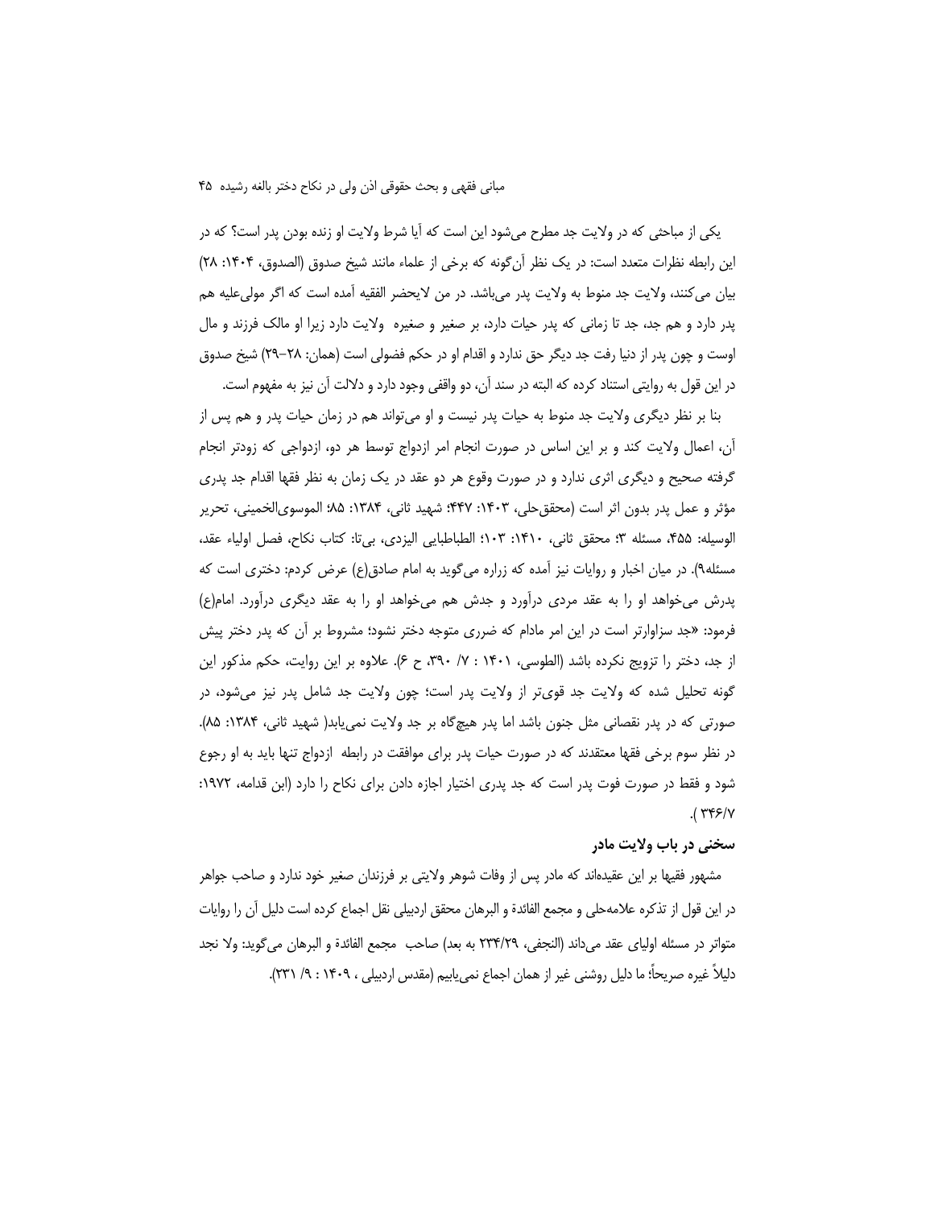یکی از مباحثی که در ولایت جد مطرح می‌شود این است که آیا شرط ولایت او زنده بودن پدر است؟ که در این رابطه نظرات متعدد است: در یک نظر آن‌گونه که برخی از علماء مانند شیخ صدوق (الصدوق، ۱۴۰۴: ۲۸) بیان می‌کنند، ولایت جد منوط به ولایت پدر می‌باشد. در من لایحضر الفقیه آمده است که اگر مولی‌علیه هم پدر دارد و هم جد، جد تا زمانی که پدر حیات دارد، بر صغیر و صغیره ولایت دارد زیرا او مالک فرزند و مال اوست و چون پدر از دنیا رفت جد دیگر حق ندارد و اقدام او در حکم فضولی است (همان: ۲۸-۲۹) شیخ صدوق در این قول به روایتی استناد کرده که البته در سند آن، دو واقفی وجود دارد و دلالت آن نیز به مفهوم است.

بنا بر نظر دیگری ولایت جد منوط به حیات پدر نیست و او می‌تواند هم در زمان حیات پدر و هم پس از آن، اعمال ولایت کند و بر این اساس در صورت انجام امر ازدواج توسط هر دو، ازدواجی که زودتر انجام گرفته صحیح و دیگری اثری ندارد و در صورت وقوع هر دو عقد در یک زمان به نظر فقها اقدام جد پدری مؤثر و عمل پدر بدون اثر است (محقق‌حلی، ۱۴۰۳: ۴۴۷؛ شهید ثانی، ۱۳۸۴: ۸۵؛ الموسوی‌الخمینی، تحریر الوسیله: ۴۵۵، مسئله ۳؛ محقق ثانی، ۱۴۱۰: ۱۰۳؛ الطباطبایی الیزدی، بی‌تا: کتاب نکاح، فصل اولیاء عقد، مسئله۹). در میان اخبار و روایات نیز آمده که زراره می‌گوید به امام صادق(ع) عرض کردم: دختری است که پدرش می‌خواهد او را به عقد مردی درآورد و جدش هم می‌خواهد او را به عقد دیگری درآورد. امام(ع) فرمود: «جد سزاوارتر است در این امر مادام که ضرری متوجه دختر نشود؛ مشروط بر آن که پدر دختر پیش از جد، دختر را تزویج نکرده باشد (الطوسی، ۱۴۰۱ : ۷/ ۳۹۰، ح ۶). علاوه بر این روایت، حکم مذکور این گونه تحلیل شده که ولایت جد قوی‌تر از ولایت پدر است؛ چون ولایت جد شامل پدر نیز می‌شود، در صورتی که در پدر نقصانی مثل جنون باشد اما پدر هیچ‌گاه بر جد ولایت نمی‌یابد( شهید ثانی، ۱۳۸۴: ۸۵). در نظر سوم برخی فقها معتقدند که در صورت حیات پدر برای موافقت در رابطه ازدواج تنها باید به او رجوع شود و فقط در صورت فوت پدر است که جد پدری اختیار اجازه دادن برای نکاح را دارد (ابن قدامه، ۱۹۷۲: ۳۴۶/۷ ).

### سخنی در باب ولایت مادر

مشهور فقیها بر این عقیده‌اند که مادر پس از وفات شوهر ولایتی بر فرزندان صغیر خود ندارد و صاحب جواهر در این قول از تذکره علامه‌حلی و مجمع الفائدة و البرهان محقق اردبیلی نقل اجماع کرده است دلیل آن را روایات متواتر در مسئله اولیای عقد می‌داند (النجفی، ۲۳۴/۲۹ به بعد) صاحب مجمع الفائدة و البرهان می‌گوید: ولا نجد دلیلاً غیره صریحاً؛ ما دلیل روشنی غیر از همان اجماع نمی‌یابیم (مقدس اردبیلی ، ۱۴۰۹ : ۹/ ۲۳۱).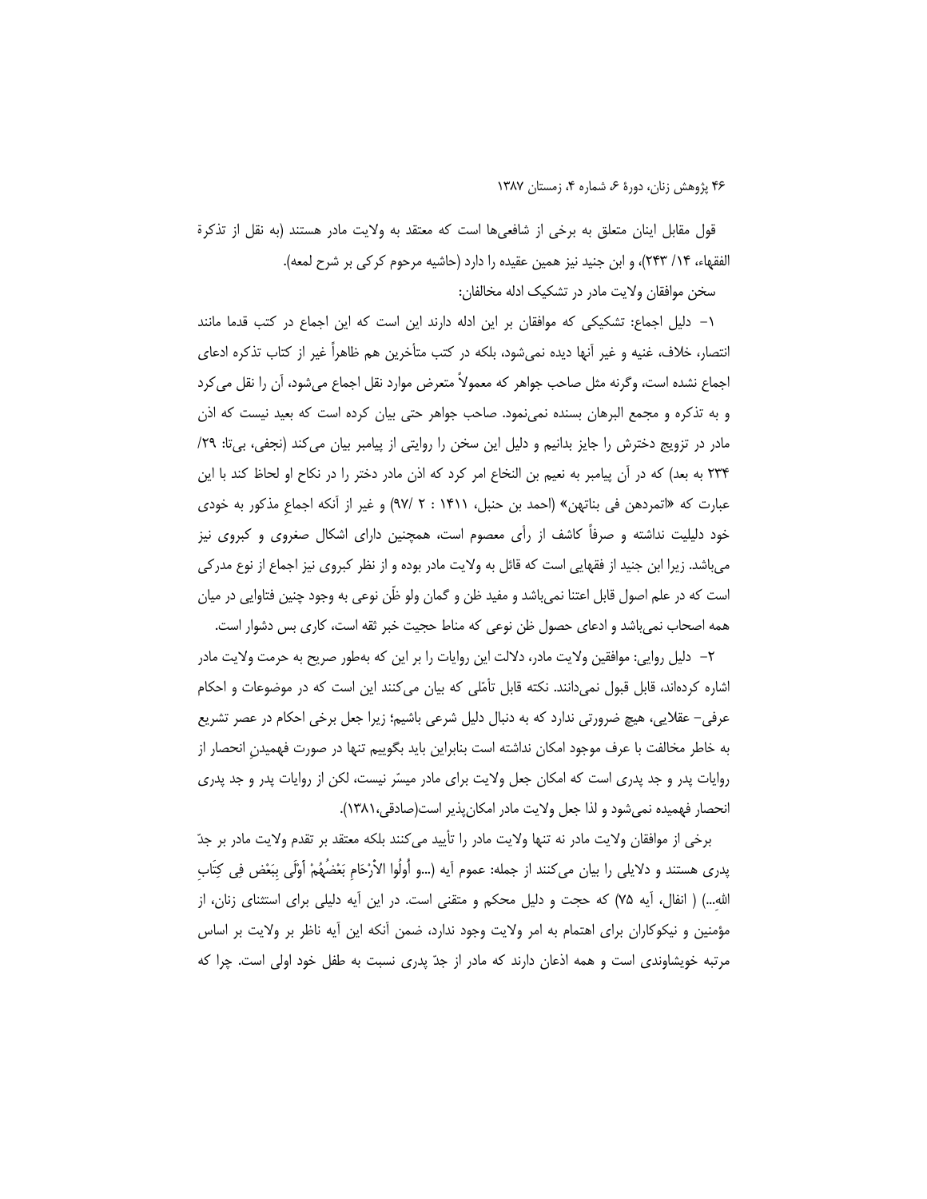قول مقابل اینان متعلق به برخی از شافعی‌ها است که معتقد به ولایت مادر هستند (به نقل از تذکرة الفقهاء، ۱۴/ ۲۴۳)، و ابن جنید نیز همین عقیده را دارد (حاشیه مرحوم کرکی بر شرح لمعه).

سخن موافقان ولایت مادر در تشکیک ادله مخالفان:

۱- دلیل اجماع: تشکیکی که موافقان بر این ادله دارند این است که این اجماع در کتب قدما مانند انتصار، خلاف، غنیه و غیر آنها دیده نمی‌شود، بلکه در کتب متأخرین هم ظاهراً غیر از کتاب تذکره ادعای اجماع نشده است، وگرنه مثل صاحب جواهر که معمولاً متعرض موارد نقل اجماع می‌شود، آن را نقل می‌کرد و به تذکره و مجمع البرهان بسنده نمی‌نمود. صاحب جواهر حتی بیان کرده است که بعید نیست که اذن مادر در تزویج دخترش را جایز بدانیم و دلیل این سخن را روایتی از پیامبر بیان می‌کند (نجفی، بی‌تا: ۲۹/ ۲۳۴ به بعد) که در آن پیامبر به نعیم بن النخاع امر کرد که اذن مادر دختر را در نکاح او لحاظ کند با این عبارت که «اتمردهن فی بناتهن» (احمد بن حنبل، ۱۴۱۱ : ۲ /۹۷) و غیر از آنکه اجماعِ مذکور به خودی خود دلیلیت نداشته و صرفاً کاشف از رأی معصوم است، همچنین دارای اشکال صغروی و کبروی نیز می‌باشد. زیرا ابن جنید از فقهایی است که قائل به ولایت مادر بوده و از نظر کبروی نیز اجماع از نوع مدرکی است که در علم اصول قابل اعتنا نمی‌باشد و مفید ظن و گمان ولو ظَن نوعی به وجود چنین فتاوایی در میان همه اصحاب نمی‌باشد و ادعای حصول ظن نوعی که مناط حجیت خبر ثقه است، کاری بس دشوار است.

۲- دلیل روایی: موافقین ولایت مادر، دلالت این روایات را بر این که به‌طور صریح به حرمت ولایت مادر اشاره کرده‌اند، قابل قبول نمی‌دانند. نکته قابل تأمّلی که بیان می‌کنند این است که در موضوعات و احکام عرفی- عقلایی، هیچ ضرورتی ندارد که به دنبال دلیل شرعی باشیم؛ زیرا جعل برخی احکام در عصر تشریع به خاطر مخالفت با عرف موجود امکان نداشته است بنابراین باید بگوییم تنها در صورت فهمیدنِ انحصار از روایات پدر و جد پدری است که امکان جعل ولایت برای مادر میسّر نیست، لکن از روایات پدر و جد پدری انحصار فهمیده نمی‌شود و لذا جعل ولایت مادر امکان‌پذیر است(صادقی،۱۳۸۱).

برخی از موافقان ولایت مادر نه تنها ولایت مادر را تأیید می‌کنند بلکه معتقد بر تقدم ولایت مادر بر جدّ پدری هستند و دلایلی را بیان می‌کنند از جمله: عموم آیه (...و أُولُوا الأَرْحَامِ بَعْضُهُمْ أَوْلَى بِبَعْض فِي كِتَابِ اللهِ...) ( انفال، آیه ۷۵) که حجت و دلیل محکم و متقنی است. در این آیه دلیلی برای استثنای زنان، از مؤمنین و نیکوکاران برای اهتمام به امر ولایت وجود ندارد، ضمن آنکه این آیه ناظر بر ولایت بر اساس مرتبه خویشاوندی است و همه اذعان دارند که مادر از جدّ پدری نسبت به طفل خود اولی است. چرا که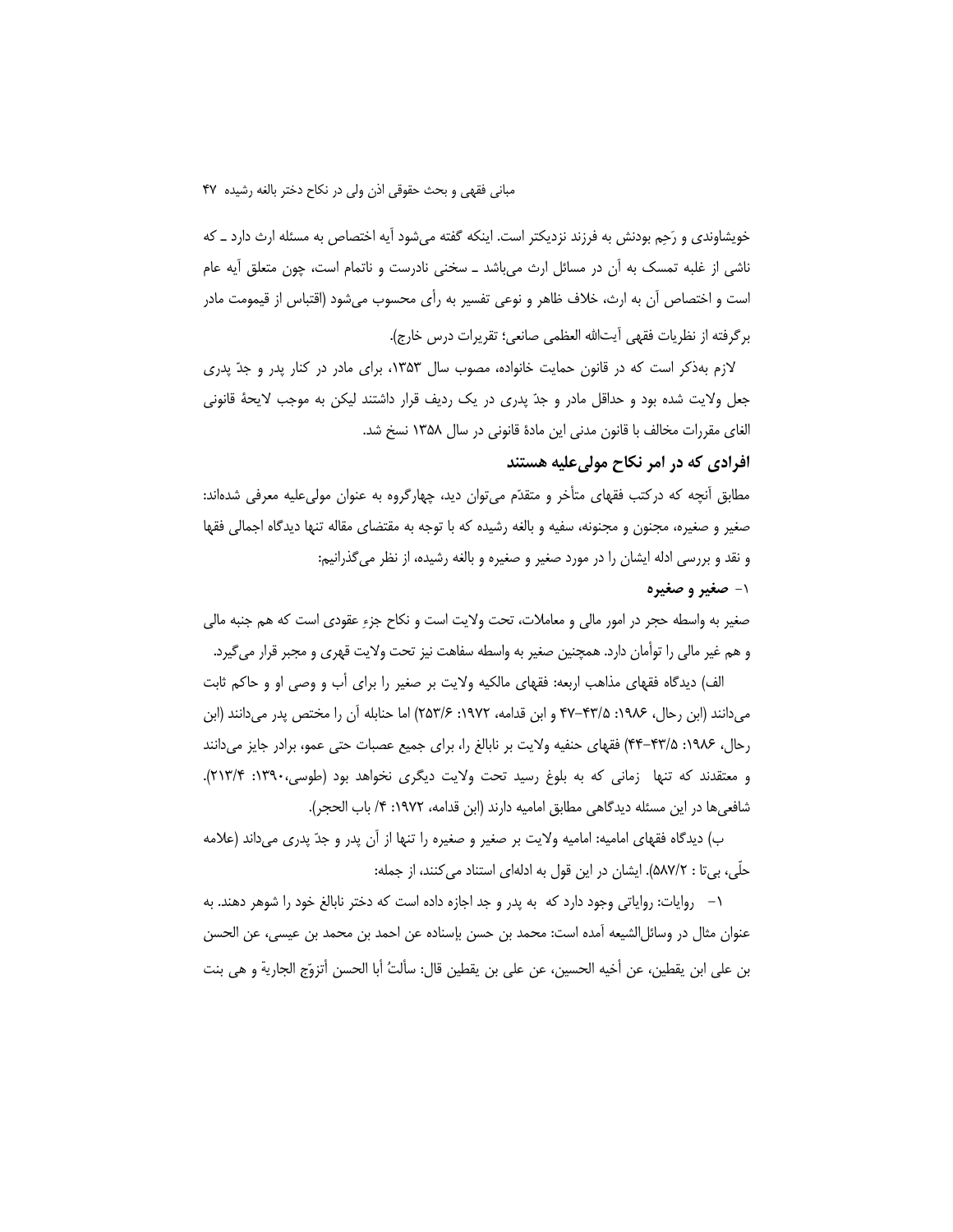خویشاوندی و رَحِم بودنش به فرزند نزدیکتر است. اینکه گفته می‌شود آیه اختصاص به مسئله ارث دارد ـ که ناشی از غلبه تمسک به آن در مسائل ارث می‌باشد ـ سخنی نادرست و ناتمام است، چون متعلق آیه عام است و اختصاص آن به ارث، خلاف ظاهر و نوعی تفسیر به رأی محسوب می‌شود (اقتباس از قیمومت مادر برگرفته از نظریات فقهی آیت‌الله العظمی صانعی؛ تقریرات درس خارج).

لازم به‌ذکر است که در قانون حمایت خانواده، مصوب سال ۱۳۵۳، برای مادر در کنار پدر و جدّ پدری جعل ولایت شده بود و حداقل مادر و جدّ پدری در یک ردیف قرار داشتند لیکن به موجب لایحهٔ قانونی الغای مقررات مخالف با قانون مدنی این مادهٔ قانونی در سال ۱۳۵۸ نسخ شد.

## افرادی که در امر نکاح مولی‌علیه هستند

مطابق آنچه که درکتب فقهای متأخر و متقدّم می‌توان دید، چهارگروه به عنوان مولی‌علیه معرفی شده‌اند: صغیر و صغیره، مجنون و مجنونه، سفیه و بالغه رشیده که با توجه به مقتضای مقاله تنها دیدگاه اجمالی فقها و نقد و بررسی ادله ایشان را در مورد صغیر و صغیره و بالغه رشیده، از نظر می‌گذرانیم:

### ۱- صغیر و صغیره

صغیر به واسطه حجر در امور مالی و معاملات، تحت ولایت است و نکاح جزءِ عقودی است که هم جنبه مالی و هم غیر مالی را توأمان دارد. همچنین صغیر به واسطه سفاهت نیز تحت ولایت قهری و مجبر قرار می‌گیرد.

الف) دیدگاه فقهای مذاهب اربعه: فقهای مالکیه ولایت بر صغیر را برای أب و وصی او و حاکم ثابت می‌دانند (ابن رحال، ۱۹۸۶: ۵/۴۳–۴۷ و ابن قدامه، ۱۹۷۲: ۶/۲۵۳) اما حنابله آن را مختص پدر می‌دانند (ابن رحال، ۱۹۸۶: ۵/۴۳–۴۴) فقهای حنفیه ولایت بر نابالغ را، برای جمیع عصبات حتی عمو، برادر جایز می‌دانند و معتقدند که تنها زمانی که به بلوغ رسید تحت ولایت دیگری نخواهد بود (طوسی،۱۳۹۰: ۴/۲۱۳). شافعی‌ها در این مسئله دیدگاهی مطابق امامیه دارند (ابن قدامه، ۱۹۷۲: ۴/ باب الحجر).

ب) دیدگاه فقهای امامیه: امامیه ولایت بر صغیر و صغیره را تنها از آن پدر و جدّ پدری می‌داند (علامه حلّی، بی‌تا : ۲/۵۸۷). ایشان در این قول به ادله‌ای استناد می‌کنند، از جمله:

۱- روایات: روایاتی وجود دارد که به پدر و جد اجازه داده است که دختر نابالغ خود را شوهر دهند. به عنوان مثال در وسائل‌الشیعه آمده است: محمد بن حسن بإسناده عن احمد بن محمد بن عیسی، عن الحسن بن علی ابن یقطین، عن أخیه الحسین، عن علی بن یقطین قال: سألتُ أبا الحسن أتزوّج الجاریة و هی بنت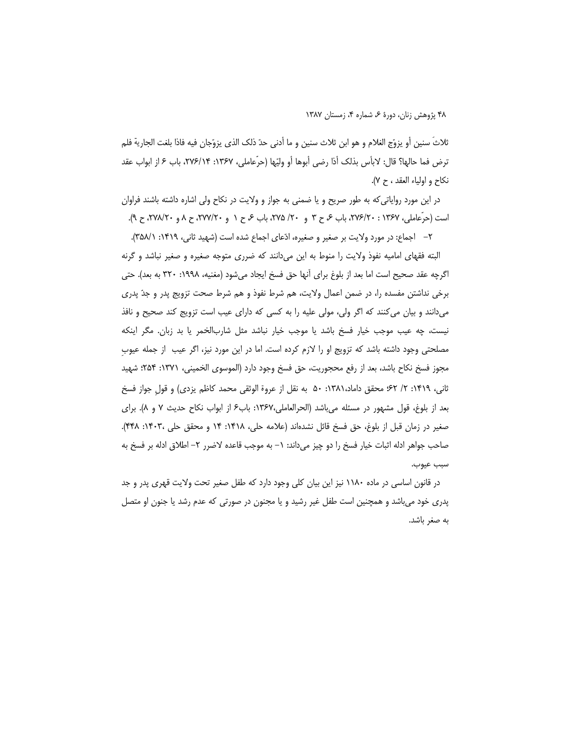ثلاثَ سنین أو یزوّج الغلام و هو ابن ثلاث سنین و ما أدنی حدّ ذلک الذی یزوّجان فیه فاذا بلغت الجاریة فلم ترض فما حالها؟ قال: لابأس بذلک أذا رضی أبوها أو ولیّها (حرّعاملی، ۱۳۶۷: ۲۷۶/۱۴، باب ۶ از ابواب عقد نکاح و اولیاء العقد ، ح ۷).

در این مورد روایاتی‌که به طور صریح و یا ضمنی به جواز و ولایت در نکاح ولی اشاره داشته باشند فراوان است (حرّعاملی، ۱۳۶۷ : ۲۷۶/۲۰، باب ۶، ح ۳ و ۲۰/ ۲۷۵، باب ۶، ح ۱ و ۲۷۷/۲۰، ح ۸ و ۲۷۸/۲۰، ح ۹).

۲- اجماع: در مورد ولایت بر صغیر و صغیره، ادّعای اجماع شده است (شهید ثانی، ۱۴۱۹: ۳۵۸/۱).

البته فقهای امامیه نفوذ ولایت را منوط به این می‌دانند که ضرری متوجه صغیره و صغیر نباشد و گرنه اگرچه عقد صحیح است اما بعد از بلوغ برای آنها حق فسخ ایجاد می‌شود (مغنیه، ۱۹۹۸: ۳۲۰ به بعد). حتی برخی نداشتن مفسده را، در ضمن اعمال ولایت، هم شرط نفوذ و هم شرط صحت تزویج پدر و جدّ پدری می‌دانند و بیان می‌کنند که اگر ولی، مولی علیه را به کسی که دارای عیب است تزویج کند صحیح و نافذ نیست، چه عیب موجب خیار فسخ باشد یا موجب خیار نباشد مثل شاربالخمر یا بد زبان. مگر اینکه مصلحتی وجود داشته باشد که تزویج او را لازم کرده است. اما در این مورد نیز، اگر عیب از جمله عیوبِ مجوز فسخ نکاح باشد، بعد از رفع محجوریت، حق فسخ وجود دارد (الموسوی الخمینی، ۱۳۷۱: ۲۵۴؛ شهید ثانی، ۱۴۱۹: ۲/ ۶۲؛ محقق داماد،۱۳۸۱: ۵۰ به نقل از عروة الوثقی محمد کاظم یزدی) و قولِ جواز فسخ بعد از بلوغ، قول مشهور در مسئله می‌باشد (الحرالعاملی،۱۳۶۷: باب۶ از ابواب نکاح حدیث ۷ و ۸). برای صغیر در زمان قبل از بلوغ، حق فسخ قائل نشده‌اند (علامه حلی، ۱۴۱۸: ۱۴ و محقق حلی ،۱۴۰۳: ۴۴۸). صاحب جواهر ادله اثبات خیار فسخ را دو چیز می‌داند: ۱- به موجب قاعده لاضرر ۲- اطلاق ادله بر فسخ به سبب عیوب.

در قانون اساسی در ماده ۱۱۸۰ نیز این بیان کلی وجود دارد که طفل صغیر تحت ولایت قهری پدر و جد پدری خود می‌باشد و همچنین است طفل غیر رشید و یا مجنون در صورتی که عدم رشد یا جنون او متصل به صغر باشد.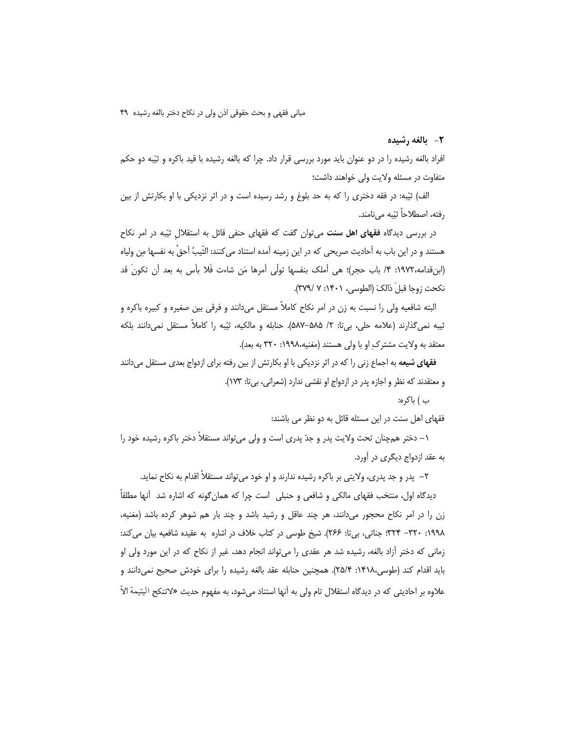## ۲- بالغه رشیده

افراد بالغه رشیده را در دو عنوان باید مورد بررسی قرار داد. چرا که بالغه رشیده با قید باکره و ثیّبه دو حکم متفاوت در مسئله ولایت ولی خواهند داشت؛

الف) ثیّبه: در فقه دختری را که به حد بلوغ و رشد رسیده است و در اثر نزدیکی با او بکارتش از بین رفته، اصطلاحاً ثیّبه می‌نامند.

در بررسی دیدگاه **فقهای اهل سنت** می‌توان گفت که فقهای حنفی قائل به استقلالِ ثیّبه در امر نکاح هستند و در این باب به أحادیث صریحی که در این زمینه آمده استناد می‌کنند: الثّیبُ أحقُ به نفسها مِن ولیاه (ابن‌قدامه،۱۹۷۲: ۴/ باب حجر)؛ هی أملک بنفسها تولّی أمرها مَن شاءت فَلا بأس به بعد أن تکونَ قد نکحت زوجا قبلَ ذالکَ (الطوسی، ۱۴۰۱: ۷ /۳۷۹).

البته شافعیه ولی را نسبت به زن در امر نکاح کاملاً مستقل می‌دانند و فرقی بین صغیره و کبیره باکره و ثیبه نمی‌گذارند (علامه حلی، بی‌تا: ۲/ ۵۸۵-۵۸۷). حنابله و مالکیه، ثیّبه را کاملاً مستقل نمی‌دانند بلکه معتقد به ولایت مشترکِ او با ولی هستند (مغنیه،۱۹۹۸: ۳۲۰ به بعد).

**فقهای شیعه** به اجماع زنی را که در اثر نزدیکی با او بکارتش از بین رفته برای ازدواج بعدی مستقل می‌دانند و معتقدند که نظر و اجازه پدر در ازدواج او نقشی ندارد (شعرانی، بی‌تا: ۱۷۳).

ب ) باکره:

فقهای اهل سنت در این مسئله قائل به دو نظر می باشند:

۱- دختر همچنان تحت ولایت پدر و جدّ پدری است و ولی می‌تواند مستقلاً دختر باکره رشیده خود را به عقد ازدواج دیگری در آورد.

۲- پدر و جد پدری، ولایتی بر باکره رشیده ندارند و او خود می‌تواند مستقلاً اقدام به نکاح نماید.

دیدگاه اول، منتخب فقهای مالکی و شافعی و حنبلی است چرا که همان‌گونه که اشاره شد آنها مطلقاً زن را در امر نکاح محجور می‌دانند، هر چند عاقل و رشید باشد و چند بار هم شوهر کرده باشد (مغنیه، ۱۹۹۸: ۳۲۰- ۳۲۴؛ جناتی، بی‌تا: ۲۶۶). شیخ طوسی در کتاب خلاف در اشاره به عقیده شافعیه بیان می‌کند: زمانی که دختر آزاد بالغه، رشیده شد هر عقدی را می‌تواند انجام دهد، غیر از نکاح که در این مورد ولی او باید اقدام کند (طوسی،۱۴۱۸: ۲۵/۴). همچنین حنابله عقد بالغه رشیده را برای خودش صحیح نمی‌دانند و علاوه بر احادیثی که در دیدگاه استقلال تام ولی به آنها استناد می‌شود، به مفهوم حدیث «لاتنکح الیتیمة الاّ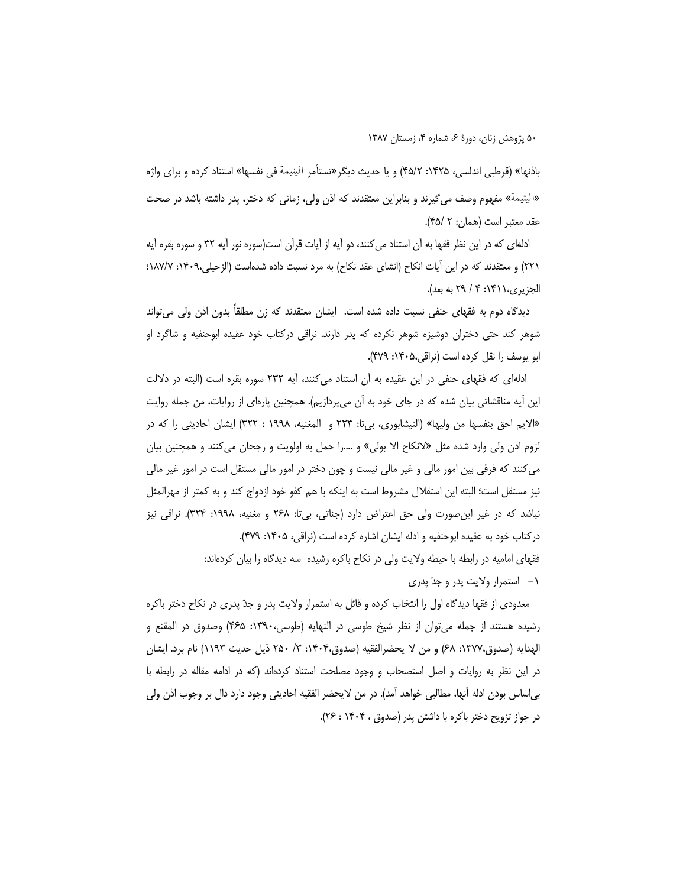باذنها» (قرطبی اندلسی، ۱۴۲۵: ۴۵/۲) و یا حدیث دیگر«تستأمر الیتیمة فی نفسها» استناد کرده و برای واژه «الیتیمة» مفهوم وصف می‌گیرند و بنابراین معتقدند که اذن ولی، زمانی که دختر، پدر داشته باشد در صحت عقد معتبر است (همان: ۲ /۴۵).

ادله‌ای که در این نظر فقها به آن استناد می‌کنند، دو آیه از آیات قرآن است(سوره نور آیه ۳۲ و سوره بقره آیه ۲۲۱) و معتقدند که در این آیات انکاح (انشای عقد نکاح) به مرد نسبت داده شده‌است (الزحیلی،۱۴۰۹: ۱۸۷/۷؛ الجزیری،۱۴۱۱: ۴ / ۲۹ به بعد).

دیدگاه دوم به فقهای حنفی نسبت داده شده است. ایشان معتقدند که زن مطلقاً بدون اذن ولی می‌تواند شوهر کند حتی دختران دوشیزه شوهر نکرده که پدر دارند. نراقی درکتاب خود عقیده ابوحنفیه و شاگرد او ابو یوسف را نقل کرده است (نراقی،۱۴۰۵: ۴۷۹).

ادله‌ای که فقهای حنفی در این عقیده به آن استناد می‌کنند، آیه ۲۳۲ سوره بقره است (البته در دلالت این آیه مناقشاتی بیان شده که در جای خود به آن می‌پردازیم). همچنین پاره‌ای از روایات، من جمله روایت «الایم احق بنفسها من ولیها» (النیشابوری، بی‌تا: ۲۲۳ و المغنیه، ۱۹۹۸ : ۳۲۲) ایشان احادیثی را که در لزوم اذن ولی وارد شده مثل «لانکاح الا بولی» و ....را حمل به اولویت و رجحان می‌کنند و همچنین بیان می‌کنند که فرقی بین امور مالی و غیر مالی نیست و چون دختر در امور مالی مستقل است در امور غیر مالی نیز مستقل است؛ البته این استقلال مشروط است به اینکه با هم کفو خود ازدواج کند و به کمتر از مهرالمثل نباشد که در غیر این‌صورت ولی حق اعتراض دارد (جناتی، بی‌تا: ۲۶۸ و مغنیه، ۱۹۹۸: ۳۲۴). نراقی نیز درکتاب خود به عقیده ابوحنفیه و ادله ایشان اشاره کرده است (نراقی، ۱۴۰۵: ۴۷۹).

فقهای امامیه در رابطه با حیطه ولایت ولی در نکاح باکره رشیده سه دیدگاه را بیان کرده‌اند:

۱- استمرار ولایت پدر و جدّ پدری

معدودی از فقها دیدگاه اول را انتخاب کرده و قائل به استمرار ولایت پدر و جدّ پدری در نکاح دختر باکره رشیده هستند از جمله می‌توان از نظر شیخ طوسی در النهایه (طوسی،۱۳۹۰: ۴۶۵) وصدوق در المقنع و الهدایه (صدوق،۱۳۷۷: ۶۸) و من لا یحضرالفقیه (صدوق،۱۴۰۴: ۳/ ۲۵۰ ذیل حدیث ۱۱۹۳) نام برد. ایشان در این نظر به روایات و اصل استصحاب و وجود مصلحت استناد کرده‌اند (که در ادامه مقاله در رابطه با بی‌اساس بودن ادله آنها، مطالبی خواهد آمد). در من لایحضر الفقیه احادیثی وجود دارد دال بر وجوب اذن ولی در جواز تزویج دختر باکره با داشتن پدر (صدوق ، ۱۴۰۴ : ۲۶).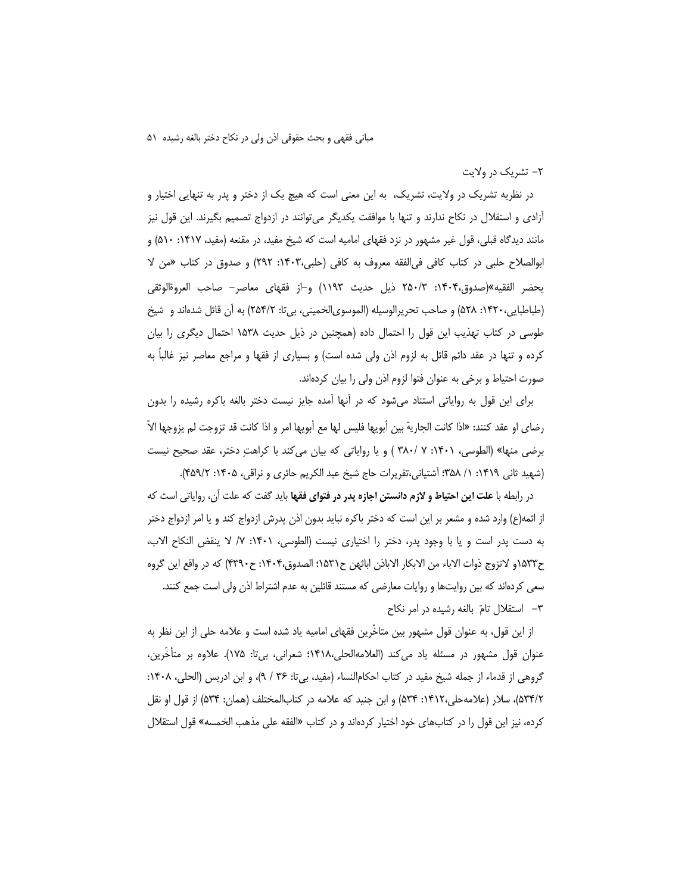## ۲- تشریک در ولایت

در نظریه تشریک در ولایت، تشریک، به این معنی است که هیچ یک از دختر و پدر به تنهایی اختیار و آزادی و استقلال در نکاح ندارند و تنها با موافقت یکدیگر می‌توانند در ازدواج تصمیم بگیرند. این قول نیز مانند دیدگاه قبلی، قول غیر مشهور در نزد فقهای امامیه است که شیخ مفید، در مقنعه (مفید، ۱۴۱۷: ۵۱۰) و ابوالصلاح حلبی در کتاب کافی فی‌الفقه معروف به کافی (حلبی،۱۴۰۳: ۲۹۲) و صدوق در کتاب «من لا یحضر الفقیه»(صدوق،۱۴۰۴: ۲۵۰/۳ ذیل حدیث ۱۱۹۳) و–از فقهای معاصر- صاحب العروةالوثقی (طباطبایی،۱۴۲۰: ۵۲۸) و صاحب تحریرالوسیله (الموسوی‌الخمینی، بی‌تا: ۲۵۴/۲) به آن قائل شده‌اند و شیخ طوسی در کتاب تهذیب این قول را احتمال داده (همچنین در ذیل حدیث ۱۵۳۸ احتمال دیگری را بیان کرده و تنها در عقد دائم قائل به لزوم اذن ولی شده است) و بسیاری از فقها و مراجع معاصر نیز غالباً به صورت احتیاط و برخی به عنوان فتوا لزوم اذن ولی را بیان کرده‌اند.

برای این قول به روایاتی استناد می‌شود که در آنها آمده جایز نیست دختر بالغه باکره رشیده را بدون رضای او عقد کنند: «اذا کانت الجاریة بین أبویها فلیس لها مع أبویها امر و اذا کانت قد تزوجت لم یزوجها الاّ برضی منها» (الطوسی، ۱۴۰۱: ۷ /۳۸۰ ) و یا روایاتی که بیان می‌کند با کراهتِ دختر، عقد صحیح نیست (شهید ثانی ۱۴۱۹: ۱/ ۳۵۸؛ آشتیانی،تقریرات حاج شیخ عبد الکریم حائری و نراقی، ۱۴۰۵: ۴۵۹/۲).

در رابطه با **علت این احتیاط و لازم دانستن اجازه پدر در فتوای فقها** باید گفت که علت آن، روایاتی است که از ائمه(ع) وارد شده و مشعر بر این است که دختر باکره نباید بدون اذن پدرش ازدواج کند و یا امر ازدواج دختر به دست پدر است و یا با وجود پدر، دختر را اختیاری نیست (الطوسی، ۱۴۰۱: ۷/ لا ینقض النکاح الاب، ح۱۵۳۳و لاتزوج ذوات الاباء من الابکار الاباذن ابائهن ح۱۵۳۱؛ الصدوق،۱۴۰۴: ح۴۳۹۰) که در واقع این گروه سعی کرده‌اند که بین روایت‌ها و روایات معارضی که مستند قائلین به عدم اشتراط اذن ولی است جمع کنند.

## ۳- استقلال تامّ بالغه رشیده در امر نکاح

از این قول، به عنوان قول مشهور بین متاخّرین فقهای امامیه یاد شده است و علامه حلی از این نظر به عنوان قول مشهور در مسئله یاد می‌کند (العلامه‌الحلی،۱۴۱۸؛ شعرانی، بی‌تا: ۱۷۵). علاوه بر متأخّرین، گروهی از قدماء از جمله شیخ مفید در کتاب احکام‌النساء (مفید، بی‌تا: ۳۶ / ۹)، و ابن ادریس (الحلی، ۱۴۰۸: ۵۳۴/۲)، سلار (علامه‌حلی،۱۴۱۲: ۵۳۴) و ابن جنید که علامه در کتاب‌المختلف (همان: ۵۳۴) از قول او نقل کرده، نیز این قول را در کتاب‌های خود اختیار کرده‌اند و در کتاب «الفقه علی مذهب الخمسه» قول استقلال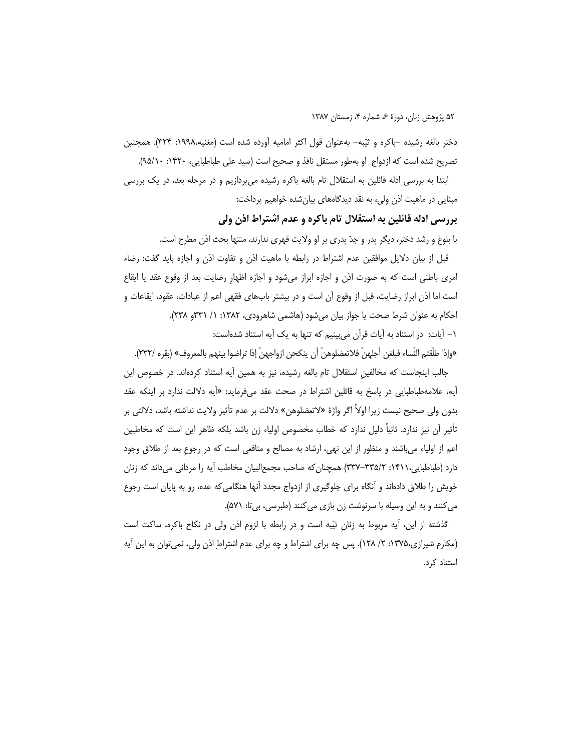دختر بالغه رشیده –باکره و ثیّبه– به‌عنوان قول اکثر امامیه آورده شده است (مغنیه،۱۹۹۸: ۳۲۴). همچنین تصریح شده است که ازدواج او به‌طور مستقل نافذ و صحیح است (سید علی طباطبایی، ۱۴۲۰: ۹۵/۱۰).

ابتدا به بررسی ادله قائلین به استقلال تام بالغه باکره رشیده می‌پردازیم و در مرحله بعد، در یک بررسی مبنایی در ماهیت اذن ولی، به نقد دیدگاه‌های بیان‌شده خواهیم پرداخت:

## بررسی ادله قائلین به استقلال تام باکره و عدم اشتراط اذن ولی

با بلوغ و رشد دختر، دیگر پدر و جدّ پدری بر او ولایت قهری ندارند، منتها بحث اذن مطرح است.

قبل از بیان دلایل موافقین عدم اشتراط در رابطه با ماهیت اذن و تفاوت اذن و اجازه باید گفت: رضاء امری باطنی است که به صورت اذن و اجازه ابراز می‌شود و اجازه اظهارِ رضایت بعد از وقوع عقد یا ایقاع است اما اذن ابراز رضایت، قبل از وقوع آن است و در بیشتر باب‌های فقهی اعم از عبادات، عقود، ایقاعات و احکام به عنوان شرط صحت یا جواز بیان می‌شود (هاشمی شاهرودی، ۱۳۸۲: ۱/ ۳۳۱و ۲۳۸).

۱- آیات: در استناد به آیات قرآن می‌بینیم که تنها به یک آیه استناد شده‌است:

«وإذا طلّقتم النّساء فبلغن أجلهنّ فلاتعضلوهنّ أن ینکحن ازواجهنّ إذا تراضوا بینهم بالمعروف» (بقره /۲۳۲).

جالب اینجاست که مخالفینِ استقلال تام بالغه رشیده، نیز به همین آیه استناد کرده‌اند. در خصوص این آیه، علامه‌طباطبایی در پاسخ به قائلین اشتراط در صحت عقد می‌فرماید: «آیه دلالت ندارد بر اینکه عقد بدون ولی صحیح نیست زیرا اولاً اگر واژهٔ «لاتعضلوهن» دلالت بر عدم تأثیر ولایت نداشته باشد، دلالتی بر تأثیر آن نیز ندارد. ثانیاً دلیل ندارد که خطاب مخصوص اولیاء زن باشد بلکه ظاهر این است که مخاطبین اعم از اولیاء می‌باشند و منظور از این نهی، ارشاد به مصالح و منافعی است که در رجوعِ بعد از طلاق وجود دارد (طباطبایی،۱۴۱۱: ۳۳۵/۲–۳۳۷) همچنان‌که صاحب مجمع‌البیان مخاطب آیه را مردانی می‌داند که زنان خویش را طلاق داده‌اند و آنگاه برای جلوگیری از ازدواج مجدد آنها هنگامی‌که عده، رو به پایان است رجوع می‌کنند و به این وسیله با سرنوشت زن بازی می‌کنند (طبرسی، بی‌تا: ۵۷۱).

گذشته از این، آیه مربوط به زنانِ ثیّبه است و در رابطه با لزوم اذن ولی در نکاح باکره، ساکت است (مکارم شیرازی،۱۳۷۵: ۲/ ۱۲۸). پس چه برای اشتراط و چه برای عدم اشتراطِ اذن ولی، نمی‌توان به این آیه استناد کرد.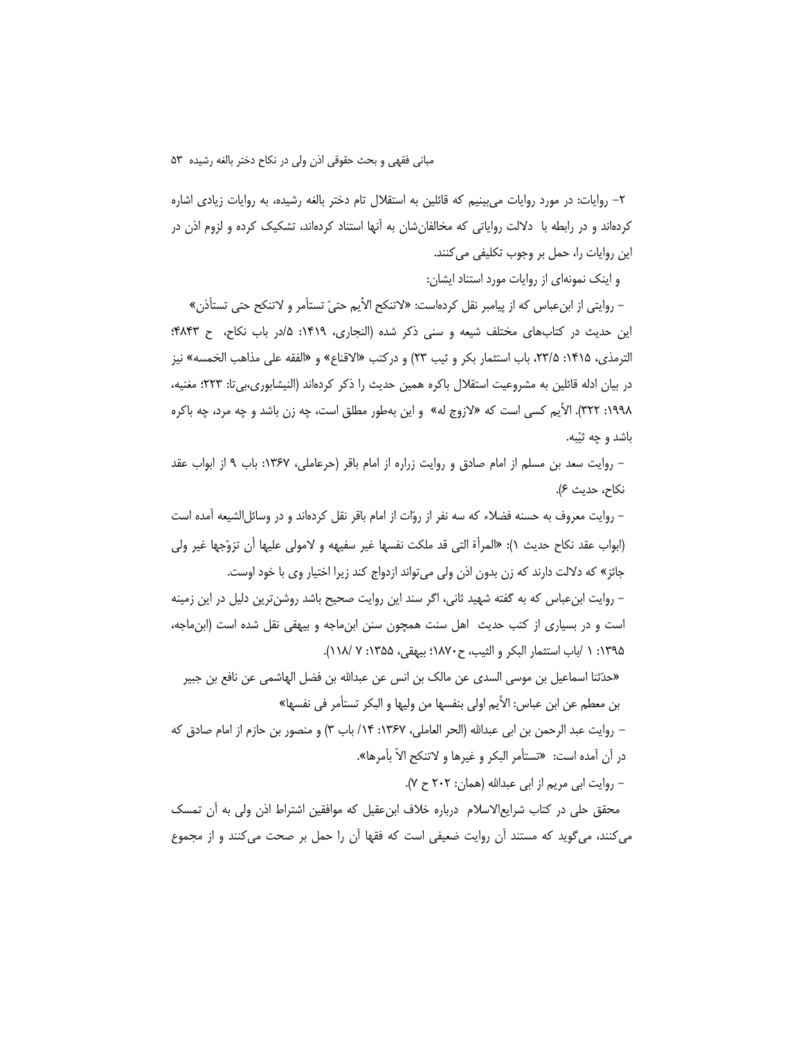۲- روایات: در مورد روایات می‌بینیم که قائلین به استقلال تام دختر بالغه رشیده، به روایات زیادی اشاره کرده‌اند و در رابطه با دلالت روایاتی که مخالفان‌شان به آنها استناد کرده‌اند، تشکیک کرده و لزوم اذن در این روایات را، حمل بر وجوب تکلیفی می‌کنند.

و اینک نمونه‌ای از روایات مورد استناد ایشان:

- روایتی از ابن‌عباس که از پیامبر نقل کرده‌است: «لاتنکح الأیم حتیّ تستأمر و لاتنکح حتی تستأذن» این حدیث در کتاب‌های مختلف شیعه و سنی ذکر شده (النجاری، ۱۴۱۹: ۵/در باب نکاح، ح ۴۸۴۳؛ الترمذی، ۱۴۱۵: ۲۳/۵، باب استئمار بکر و ثیب ۲۳) و درکتب «الاقناع» و «الفقه علی مذاهب الخمسه» نیز در بیان ادله قائلین به مشروعیت استقلال باکره همین حدیث را ذکر کرده‌اند (النیشابوری،بی‌تا: ۲۲۳؛ مغنیه، ۱۹۹۸: ۳۲۲). الأیم کسی است که «لازوج له» و این به‌طور مطلق است، چه زن باشد و چه مرد، چه باکره باشد و چه ثیّبه.

- روایت سعد بن مسلم از امام صادق و روایت زراره از امام باقر (حرعاملی، ۱۳۶۷: باب ۹ از ابواب عقد نکاح، حدیث ۶).

- روایت معروف به حسنه فضلاء که سه نفر از روّات از امام باقر نقل کرده‌اند و در وسائل‌الشیعه آمده است (ابواب عقد نکاح حدیث ۱): «المرأة التی قد ملکت نفسها غیر سفیهه و لامولی علیها أن تزوّجها غیر ولی جائز» که دلالت دارند که زن بدون اذن ولی می‌تواند ازدواج کند زیرا اختیار وی با خود اوست.

- روایت ابن‌عباس که به گفته شهید ثانی، اگر سند این روایت صحیح باشد روشن‌ترین دلیل در این زمینه است و در بسیاری از کتب حدیث اهل سنت همچون سنن ابن‌ماجه و بیهقی نقل شده است (ابن‌ماجه، ۱۳۹۵: ۱ /باب استئمار البکر و الثیب، ح۱۸۷۰؛ بیهقی، ۱۳۵۵: ۷ /۱۱۸).

«حدّثنا اسماعیل بن موسی السدی عن مالک بن انس عن عبدالله بن فضل الهاشمی عن نافع بن جبیر بن معطم عن ابن عباس: الأیم اولی بنفسها من ولیها و البکر تستأمر فی نفسها»

- روایت عبد الرحمن بن ابی عبدالله (الحر العاملی، ۱۳۶۷: ۱۴/ باب ۳) و منصور بن حازم از امام صادق که در آن آمده است: «تستأمر البکر و غیرها و لاتنکح الاّ بأمرها».

- روایت ابی مریم از ابی عبدالله (همان: ۲۰۲ ح ۷).

محقق حلی در کتاب شرایع‌الاسلام درباره خلاف ابن‌عقیل که موافقین اشتراط اذن ولی به آن تمسک می‌کنند، می‌گوید که مستند آن روایت ضعیفی است که فقها آن را حمل بر صحت می‌کنند و از مجموع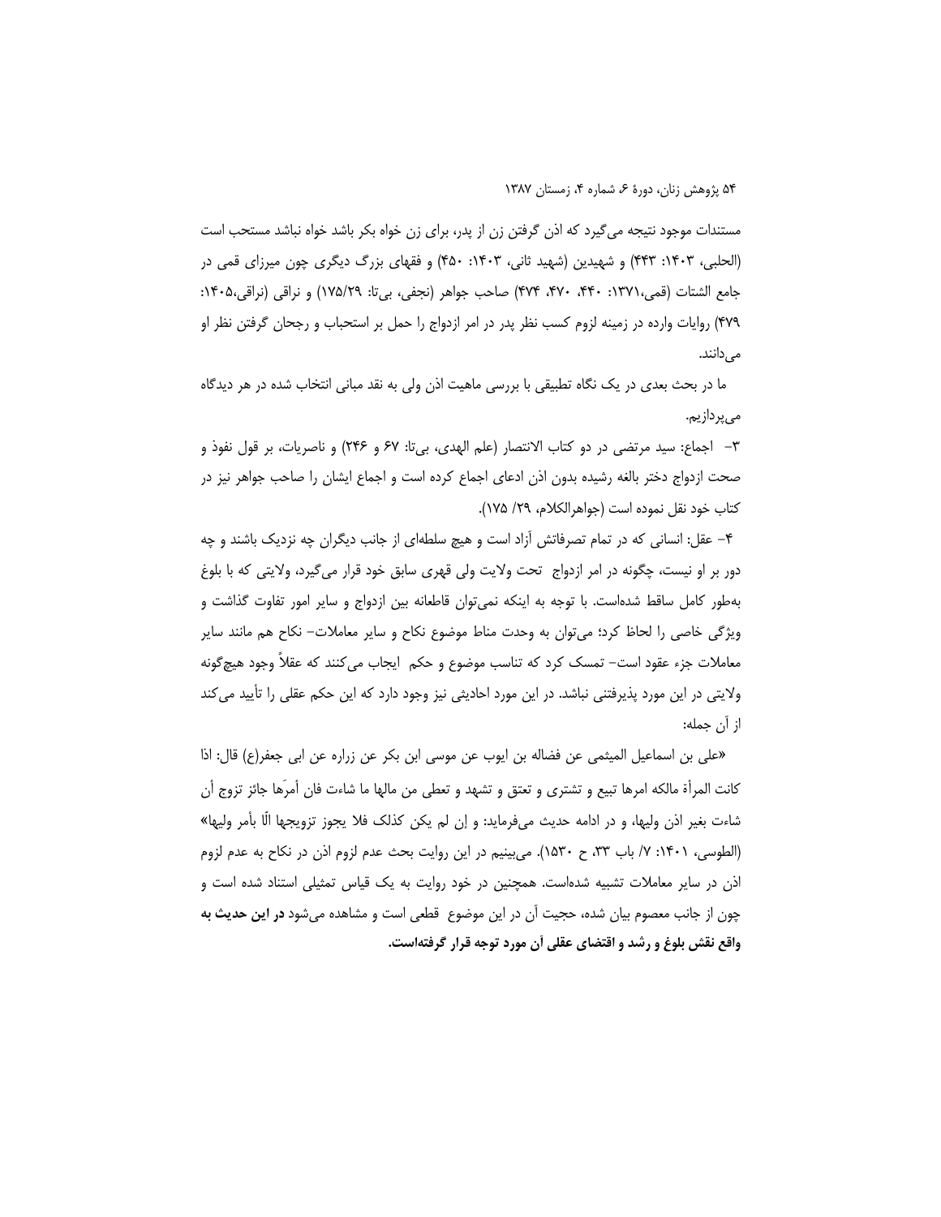مستندات موجود نتیجه می‌گیرد که اذن گرفتن زن از پدر، برای زن خواه بکر باشد خواه نباشد مستحب است (الحلبی، ۱۴۰۳: ۴۴۳) و شهیدین (شهید ثانی، ۱۴۰۳: ۴۵۰) و فقهای بزرگ دیگری چون میرزای قمی در جامع الشتات (قمی،۱۳۷۱: ۴۴۰، ۴۷۰، ۴۷۴) صاحب جواهر (نجفی، بی‌تا: ۱۷۵/۲۹) و نراقی (نراقی،۱۴۰۵: ۴۷۹) روایات وارده در زمینه لزوم کسب نظر پدر در امر ازدواج را حمل بر استحباب و رجحان گرفتن نظر او می‌دانند.

ما در بحث بعدی در یک نگاه تطبیقی با بررسی ماهیت اذن ولی به نقد مبانی انتخاب شده در هر دیدگاه می‌پردازیم.

۳- اجماع: سید مرتضی در دو کتاب الانتصار (علم الهدی، بی‌تا: ۶۷ و ۲۴۶) و ناصریات، بر قول نفوذ و صحت ازدواج دختر بالغه رشیده بدون اذن ادعای اجماع کرده است و اجماع ایشان را صاحب جواهر نیز در کتاب خود نقل نموده است (جواهرالکلام، ۲۹/ ۱۷۵).

۴- عقل: انسانی که در تمام تصرفاتش آزاد است و هیچ سلطه‌ای از جانب دیگران چه نزدیک باشند و چه دور بر او نیست، چگونه در امر ازدواج تحت ولایت ولی قهری سابق خود قرار می‌گیرد، ولایتی که با بلوغ به‌طور کامل ساقط شده‌است. با توجه به اینکه نمی‌توان قاطعانه بین ازدواج و سایر امور تفاوت گذاشت و ویژگی خاصی را لحاظ کرد؛ می‌توان به وحدت مناط موضوع نکاح و سایر معاملات- نکاح هم مانند سایر معاملات جزء عقود است- تمسک کرد که تناسب موضوع و حکم ایجاب می‌کنند که عقلاً وجود هیچ‌گونه ولایتی در این مورد پذیرفتنی نباشد. در این مورد احادیثی نیز وجود دارد که این حکم عقلی را تأیید می‌کند از آن جمله:

«علی بن اسماعیل المیثمی عن فضاله بن ایوب عن موسی ابن بکر عن زراره عن ابی جعفر(ع) قال: اذا کانت المرأة مالکه امرها تبیع و تشتری و تعتق و تشهد و تعطی من مالها ما شاءت فان أمرَها جائز تزوج أن شاءت بغیر اذن ولیها، و در ادامه حدیث می‌فرماید: و إن لم یکن کذلک فلا یجوز تزویجها الّا بأمر ولیها» (الطوسی، ۱۴۰۱: ۷/ باب ۳۳، ح ۱۵۳۰). می‌بینیم در این روایت بحث عدم لزوم اذن در نکاح به عدم لزوم اذن در سایر معاملات تشبیه شده‌است. همچنین در خود روایت به یک قیاس تمثیلی استناد شده است و چون از جانب معصوم بیان شده، حجیت آن در این موضوع قطعی است و مشاهده می‌شود **در این حدیث به واقع نقش بلوغ و رشد و اقتضای عقلی آن مورد توجه قرار گرفته‌است.**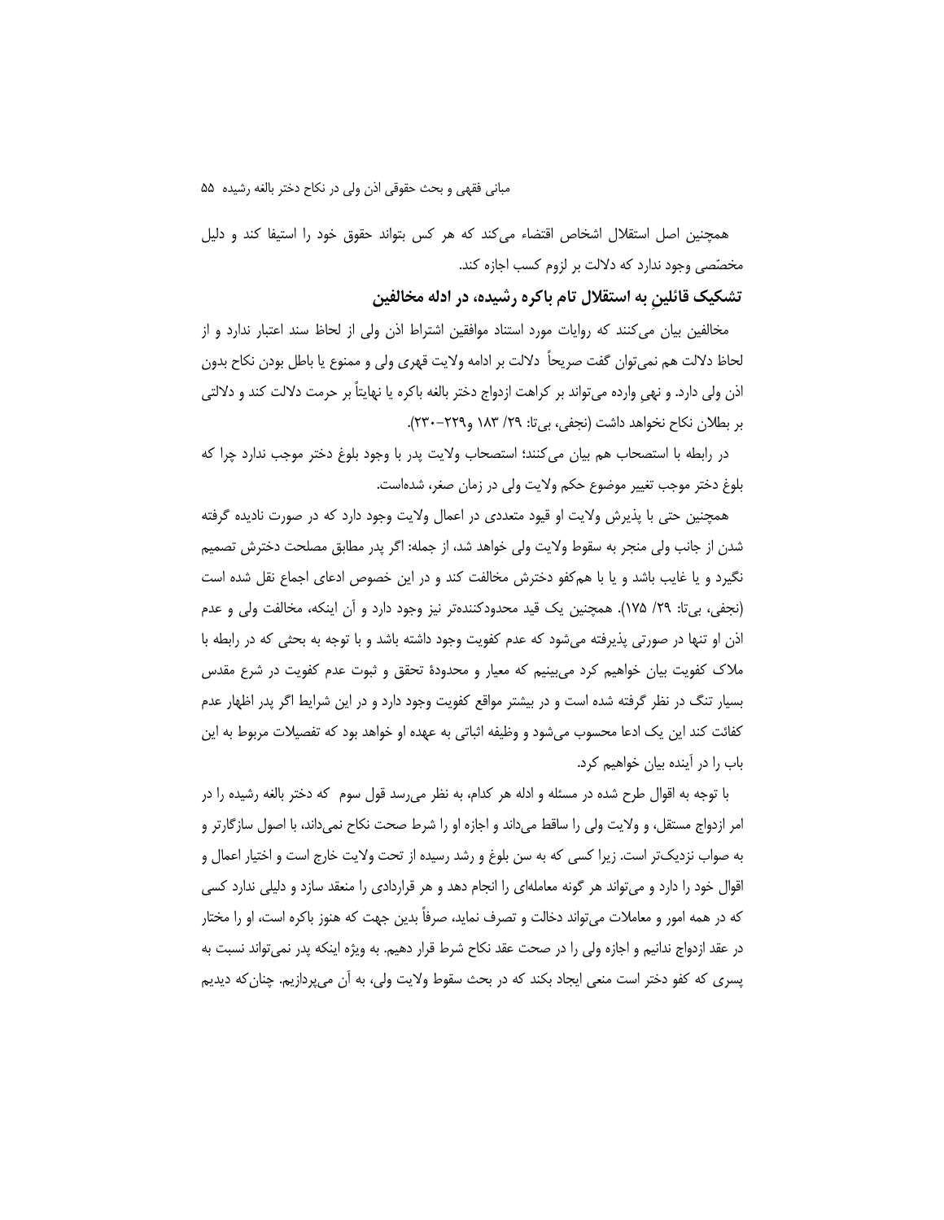همچنین اصل استقلال اشخاص اقتضاء می‌کند که هر کس بتواند حقوق خود را استیفا کند و دلیل مخصّصی وجود ندارد که دلالت بر لزوم کسب اجازه کند.

## تشکیک قائلینِ به استقلال تام باکره رشیده، در ادله مخالفین

مخالفین بیان می‌کنند که روایات مورد استناد موافقین اشتراط اذن ولی از لحاظ سند اعتبار ندارد و از لحاظ دلالت هم نمی‌توان گفت صریحاً دلالت بر ادامه ولایت قهری ولی و ممنوع یا باطل بودن نکاح بدون اذن ولی دارد. و نهیِ وارده می‌تواند بر کراهت ازدواج دختر بالغه باکره یا نهایتاً بر حرمت دلالت کند و دلالتی بر بطلان نکاح نخواهد داشت (نجفی، بی‌تا: ۲۹/ ۱۸۳ و۲۲۹-۲۳۰).

در رابطه با استصحاب هم بیان می‌کنند؛ استصحاب ولایت پدر با وجود بلوغ دختر موجب ندارد چرا که بلوغ دختر موجب تغییر موضوع حکم ولایت ولی در زمان صغر، شده‌است.

همچنین حتی با پذیرش ولایت او قیود متعددی در اعمال ولایت وجود دارد که در صورت نادیده گرفته شدن از جانب ولی منجر به سقوط ولایت ولی خواهد شد، از جمله: اگر پدر مطابق مصلحت دخترش تصمیم نگیرد و یا غایب باشد و یا با هم‌کفو دخترش مخالفت کند و در این خصوص ادعای اجماع نقل شده است (نجفی، بی‌تا: ۲۹/ ۱۷۵). همچنین یک قید محدودکننده‌تر نیز وجود دارد و آن اینکه، مخالفت ولی و عدم اذن او تنها در صورتی پذیرفته می‌شود که عدم کفویت وجود داشته باشد و با توجه به بحثی که در رابطه با ملاک کفویت بیان خواهیم کرد می‌بینیم که معیار و محدودهٔ تحقق و ثبوت عدم کفویت در شرع مقدس بسیار تنگ در نظر گرفته شده است و در بیشتر مواقع کفویت وجود دارد و در این شرایط اگر پدر اظهار عدم کفائت کند این یک ادعا محسوب می‌شود و وظیفه اثباتی به عهده او خواهد بود که تفصیلات مربوط به این باب را در آینده بیان خواهیم کرد.

با توجه به اقوال طرح شده در مسئله و ادله هر کدام، به نظر می‌رسد قول سوم که دختر بالغه رشیده را در امر ازدواج مستقل، و ولایت ولی را ساقط می‌داند و اجازه او را شرط صحت نکاح نمی‌داند، با اصول سازگارتر و به صواب نزدیک‌تر است. زیرا کسی که به سن بلوغ و رشد رسیده از تحت ولایت خارج است و اختیار اعمال و اقوال خود را دارد و می‌تواند هر گونه معامله‌ای را انجام دهد و هر قراردادی را منعقد سازد و دلیلی ندارد کسی که در همه امور و معاملات می‌تواند دخالت و تصرف نماید، صرفاً بدین جهت که هنوز باکره است، او را مختار در عقد ازدواج ندانیم و اجازه ولی را در صحت عقد نکاح شرط قرار دهیم. به ویژه اینکه پدر نمی‌تواند نسبت به پسری که کفو دختر است منعی ایجاد بکند که در بحث سقوط ولایت ولی، به آن می‌پردازیم. چنان‌که دیدیم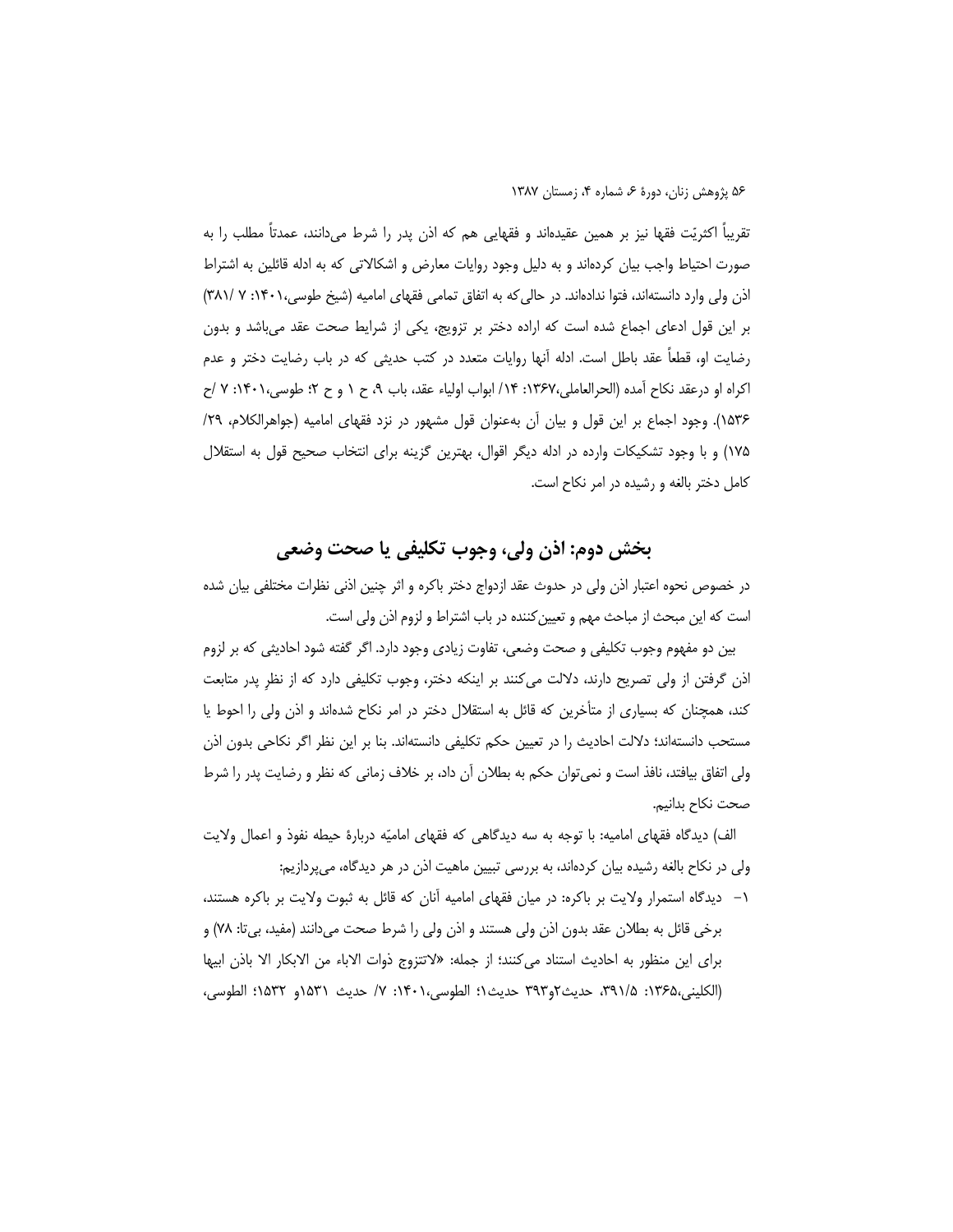تقریباً اکثریّت فقها نیز بر همین عقیده‌اند و فقهایی هم که اذن پدر را شرط می‌دانند، عمدتاً مطلب را به صورت احتیاط واجب بیان کرده‌اند و به دلیل وجود روایات معارض و اشکالاتی که به ادله قائلین به اشتراط اذن ولی وارد دانسته‌اند، فتوا نداده‌اند. در حالی‌که به اتفاق تمامی فقهای امامیه (شیخ طوسی،۱۴۰۱: ۷ /۳۸۱) بر این قول ادعای اجماع شده است که اراده دختر بر تزویج، یکی از شرایط صحت عقد می‌باشد و بدون رضایت او، قطعاً عقد باطل است. ادله آنها روایات متعدد در کتب حدیثی که در باب رضایت دختر و عدم اکراه او درعقد نکاح آمده (الحرالعاملی،۱۳۶۷: ۱۴/ ابواب اولیاء عقد، باب ۹، ح ۱ و ح ۲؛ طوسی،۱۴۰۱: ۷ /ح ۱۵۳۶). وجود اجماع بر این قول و بیان آن به‌عنوان قول مشهور در نزد فقهای امامیه (جواهرالکلام، ۲۹/ ۱۷۵) و با وجود تشکیکات وارده در ادله دیگر اقوال، بهترین گزینه برای انتخاب صحیح قول به استقلال کامل دختر بالغه و رشیده در امر نکاح است.

## بخش دوم: اذن ولی، وجوب تکلیفی یا صحت وضعی

در خصوص نحوه اعتبار اذن ولی در حدوث عقد ازدواج دختر باکره و اثر چنین اذنی نظرات مختلفی بیان شده است که این مبحث از مباحث مهم و تعیین‌کننده در باب اشتراط و لزوم اذن ولی است.

بین دو مفهوم وجوب تکلیفی و صحت وضعی، تفاوت زیادی وجود دارد. اگر گفته شود احادیثی که بر لزوم اذن گرفتن از ولی تصریح دارند، دلالت می‌کنند بر اینکه دختر، وجوب تکلیفی دارد که از نظرِ پدر متابعت کند، همچنان که بسیاری از متأخرین که قائل به استقلال دختر در امر نکاح شده‌اند و اذن ولی را احوط یا مستحب دانسته‌اند؛ دلالت احادیث را در تعیین حکم تکلیفی دانسته‌اند. بنا بر این نظر اگر نکاحی بدون اذن ولی اتفاق بیافتد، نافذ است و نمی‌توان حکم به بطلان آن داد، بر خلاف زمانی که نظر و رضایت پدر را شرط صحت نکاح بدانیم.

الف) دیدگاه فقهای امامیه: با توجه به سه دیدگاهی که فقهای امامیّه دربارۀ حیطه نفوذ و اعمال ولایت ولی در نکاح بالغه رشیده بیان کرده‌اند، به بررسی تبیین ماهیت اذن در هر دیدگاه، می‌پردازیم:

۱- دیدگاه استمرار ولایت بر باکره: در میان فقهای امامیه آنان که قائل به ثبوت ولایت بر باکره هستند، برخی قائل به بطلان عقد بدون اذن ولی هستند و اذن ولی را شرط صحت می‌دانند (مفید، بی‌تا: ۷۸) و برای این منظور به احادیث استناد می‌کنند؛ از جمله: «لاتتزوج ذوات الاباء من الابکار الا باذن ابیها (الکلینی،۱۳۶۵: ۳۹۱/۵، حدیث۲و۳۹۳ حدیث۱؛ الطوسی،۱۴۰۱: ۷/ حدیث ۱۵۳۱و ۱۵۳۲؛ الطوسی،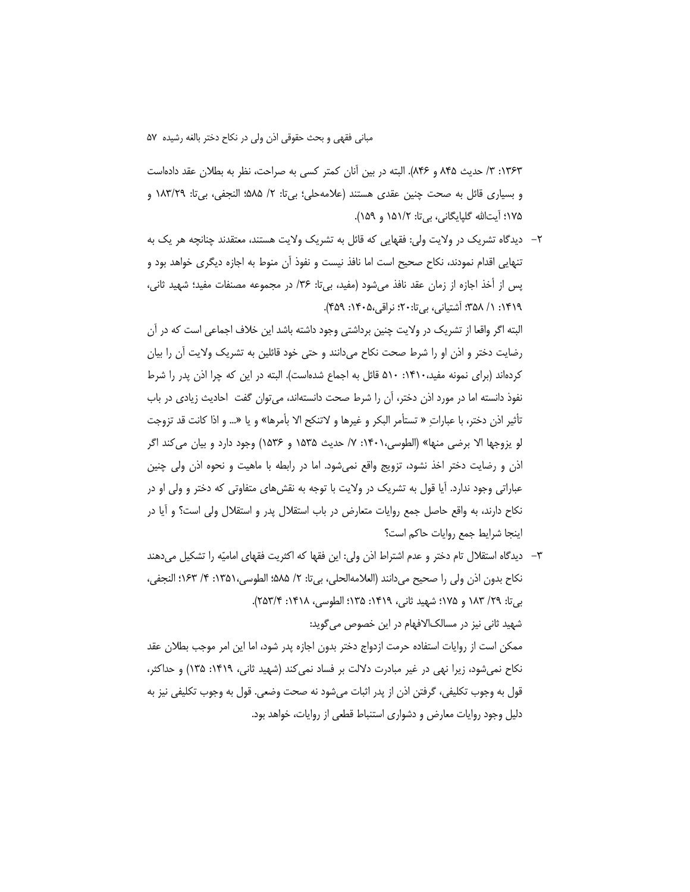۱۳۶۳: ۳/ حدیث ۸۴۵ و ۸۴۶). البته در بین آنان کمتر کسی به صراحت، نظر به بطلان عقد داده‌است و بسیاری قائل به صحت چنین عقدی هستند (علامه‌حلی؛ بی‌تا: ۲/ ۵۸۵؛ النجفی، بی‌تا: ۱۸۳/۲۹ و ۱۷۵؛ آیت‌الله گلپایگانی، بی‌تا: ۱۵۱/۲ و ۱۵۹).

۲- دیدگاه تشریک در ولایت ولی: فقهایی که قائل به تشریک ولایت هستند، معتقدند چنانچه هر یک به تنهایی اقدام نمودند، نکاح صحیح است اما نافذ نیست و نفوذ آن منوط به اجازه دیگری خواهد بود و پس از أخذ اجازه از زمان عقد نافذ می‌شود (مفید، بی‌تا: ۳۶/ در مجموعه مصنفات مفید؛ شهید ثانی، ۱۴۱۹: ۱/ ۳۵۸؛ آشتیانی، بی‌تا:۲۰؛ نراقی،۱۴۰۵: ۴۵۹).

البته اگر واقعا از تشریک در ولایت چنین برداشتی وجود داشته باشد این خلاف اجماعی است که در آن رضایت دختر و اذن او را شرط صحت نکاح می‌دانند و حتی خود قائلین به تشریک ولایت آن را بیان کرده‌اند (برای نمونه مفید،۱۴۱۰: ۵۱۰ قائل به اجماع شده‌است). البته در این که چرا اذن پدر را شرط نفوذ دانسته اما در مورد اذن دختر، آن را شرط صحت دانسته‌اند، می‌توان گفت احادیث زیادی در باب تأثیر اذن دختر، با عباراتِ « تستأمر البکر و غیرها و لاتنکح الا بأمرها» و یا «... و اذا کانت قد تزوجت لو یزوجها الا برضی منها» (الطوسی،۱۴۰۱: ۷/ حدیث ۱۵۳۵ و ۱۵۳۶) وجود دارد و بیان می‌کند اگر اذن و رضایت دختر اخذ نشود، تزویج واقع نمی‌شود. اما در رابطه با ماهیت و نحوه اذن ولی چنین عباراتی وجود ندارد. آیا قول به تشریک در ولایت با توجه به نقش‌های متفاوتی که دختر و ولی او در نکاح دارند، به واقع حاصل جمع روایات متعارض در باب استقلال پدر و استقلال ولی است؟ و آیا در اینجا شرایط جمع روایات حاکم است؟

۳- دیدگاه استقلال تام دختر و عدم اشتراط اذن ولی: این فقها که اکثریت فقهای امامیّه را تشکیل می‌دهند نکاح بدون اذن ولی را صحیح می‌دانند (العلامه‌الحلی، بی‌تا: ۲/ ۵۸۵؛ الطوسی،۱۳۵۱: ۴/ ۱۶۳؛ النجفی، بی‌تا: ۲۹/ ۱۸۳ و ۱۷۵؛ شهید ثانی، ۱۴۱۹: ۱۳۵؛ الطوسی، ۱۴۱۸: ۲۵۳/۴).

شهید ثانی نیز در مسالک‌الافهام در این خصوص می‌گوید:

ممکن است از روایات استفاده حرمت ازدواج دختر بدون اجازه پدر شود، اما این امر موجب بطلان عقد نکاح نمی‌شود، زیرا نهی در غیر مبادرت دلالت بر فساد نمی‌کند (شهید ثانی، ۱۴۱۹: ۱۳۵) و حداکثر، قول به وجوب تکلیفی، گرفتن اذن از پدر اثبات می‌شود نه صحت وضعی. قول به وجوب تکلیفی نیز به دلیل وجود روایات معارض و دشواری استنباط قطعی از روایات، خواهد بود.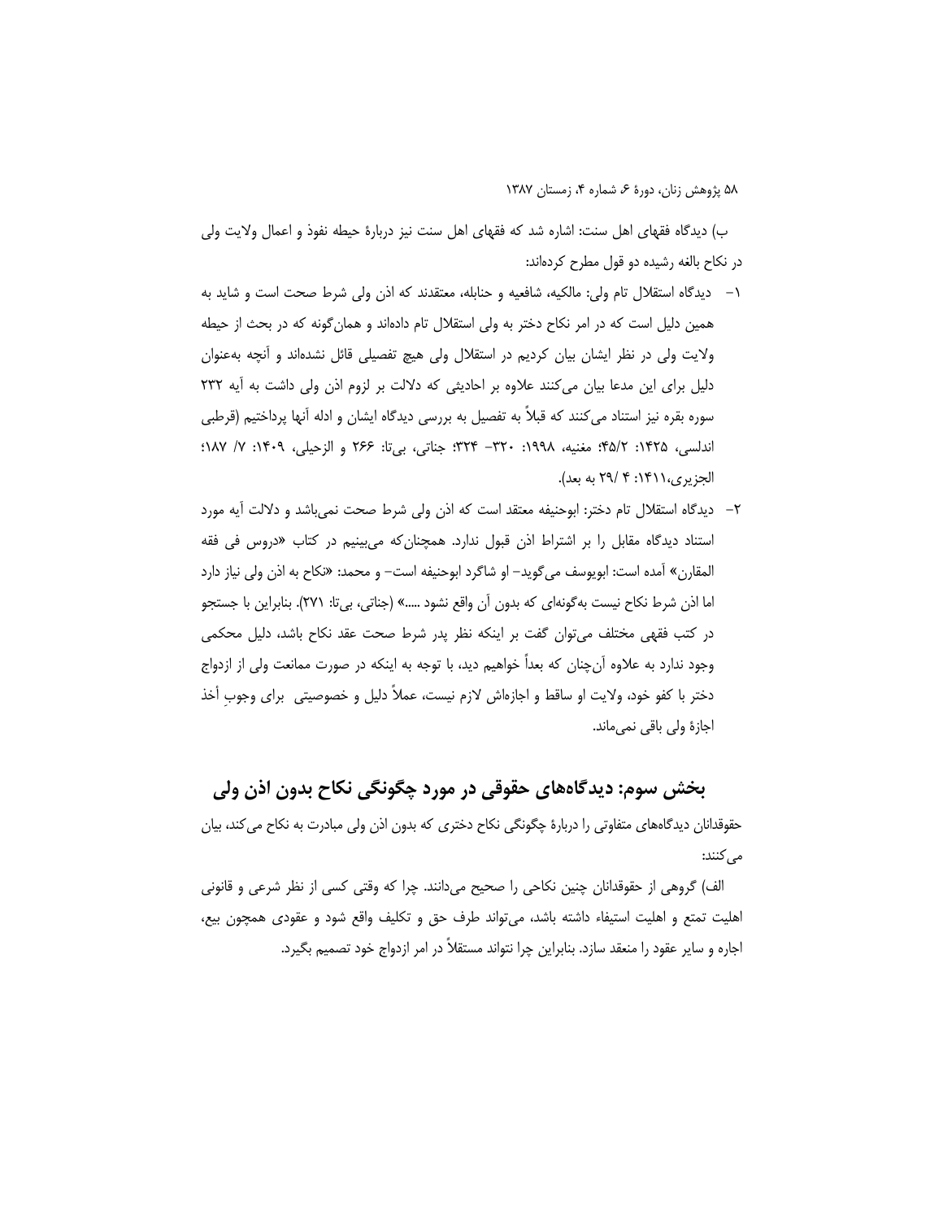ب) دیدگاه فقهای اهل سنت: اشاره شد که فقهای اهل سنت نیز دربارهٔ حیطه نفوذ و اعمال ولایت ولی در نکاح بالغه رشیده دو قول مطرح کرده‌اند:

۱- دیدگاه استقلال تام ولی: مالکیه، شافعیه و حنابله، معتقدند که اذن ولی شرط صحت است و شاید به همین دلیل است که در امر نکاح دختر به ولی استقلال تام داده‌اند و همان‌گونه که در بحث از حیطه ولایت ولی در نظر ایشان بیان کردیم در استقلال ولی هیچ تفصیلی قائل نشده‌اند و آنچه به‌عنوان دلیل برای این مدعا بیان می‌کنند علاوه بر احادیثی که دلالت بر لزوم اذن ولی داشت به آیه ۲۳۲ سوره بقره نیز استناد می‌کنند که قبلاً به تفصیل به بررسی دیدگاه ایشان و ادله آنها پرداختیم (قرطبی اندلسی، ۱۴۲۵: ۴۵/۲؛ مغنیه، ۱۹۹۸: ۳۲۰- ۳۲۴؛ جناتی، بی‌تا: ۲۶۶ و الزحیلی، ۱۴۰۹: ۷/ ۱۸۷؛ الجزیری،۱۴۱۱: ۴ /۲۹ به بعد).

۲- دیدگاه استقلال تام دختر: ابوحنیفه معتقد است که اذن ولی شرط صحت نمی‌باشد و دلالت آیه مورد استناد دیدگاه مقابل را بر اشتراط اذن قبول ندارد. همچنان‌که می‌بینیم در کتاب «دروس فی فقه المقارن» آمده است: ابویوسف می‌گوید- او شاگرد ابوحنیفه است- و محمد: «نکاح به اذن ولی نیاز دارد اما اذن شرط نکاح نیست به‌گونه‌ای که بدون آن واقع نشود .....» (جناتی، بی‌تا: ۲۷۱). بنابراین با جستجو در کتب فقهی مختلف می‌توان گفت بر اینکه نظر پدر شرط صحت عقد نکاح باشد، دلیل محکمی وجود ندارد به علاوه آن‌چنان که بعداً خواهیم دید، با توجه به اینکه در صورت ممانعت ولی از ازدواج دختر با کفو خود، ولایت او ساقط و اجازه‌اش لازم نیست، عملاً دلیل و خصوصیتی برای وجوبِ أخذ اجازهٔ ولی باقی نمی‌ماند.

## بخش سوم: دیدگاه‌های حقوقی در مورد چگونگی نکاح بدون اذن ولی

حقوقدانان دیدگاه‌های متفاوتی را دربارهٔ چگونگی نکاح دختری که بدون اذن ولی مبادرت به نکاح می‌کند، بیان می‌کنند:

الف) گروهی از حقوقدانان چنین نکاحی را صحیح می‌دانند. چرا که وقتی کسی از نظر شرعی و قانونی اهلیت تمتع و اهلیت استیفاء داشته باشد، می‌تواند طرف حق و تکلیف واقع شود و عقودی همچون بیع، اجاره و سایر عقود را منعقد سازد. بنابراین چرا نتواند مستقلاً در امر ازدواج خود تصمیم بگیرد.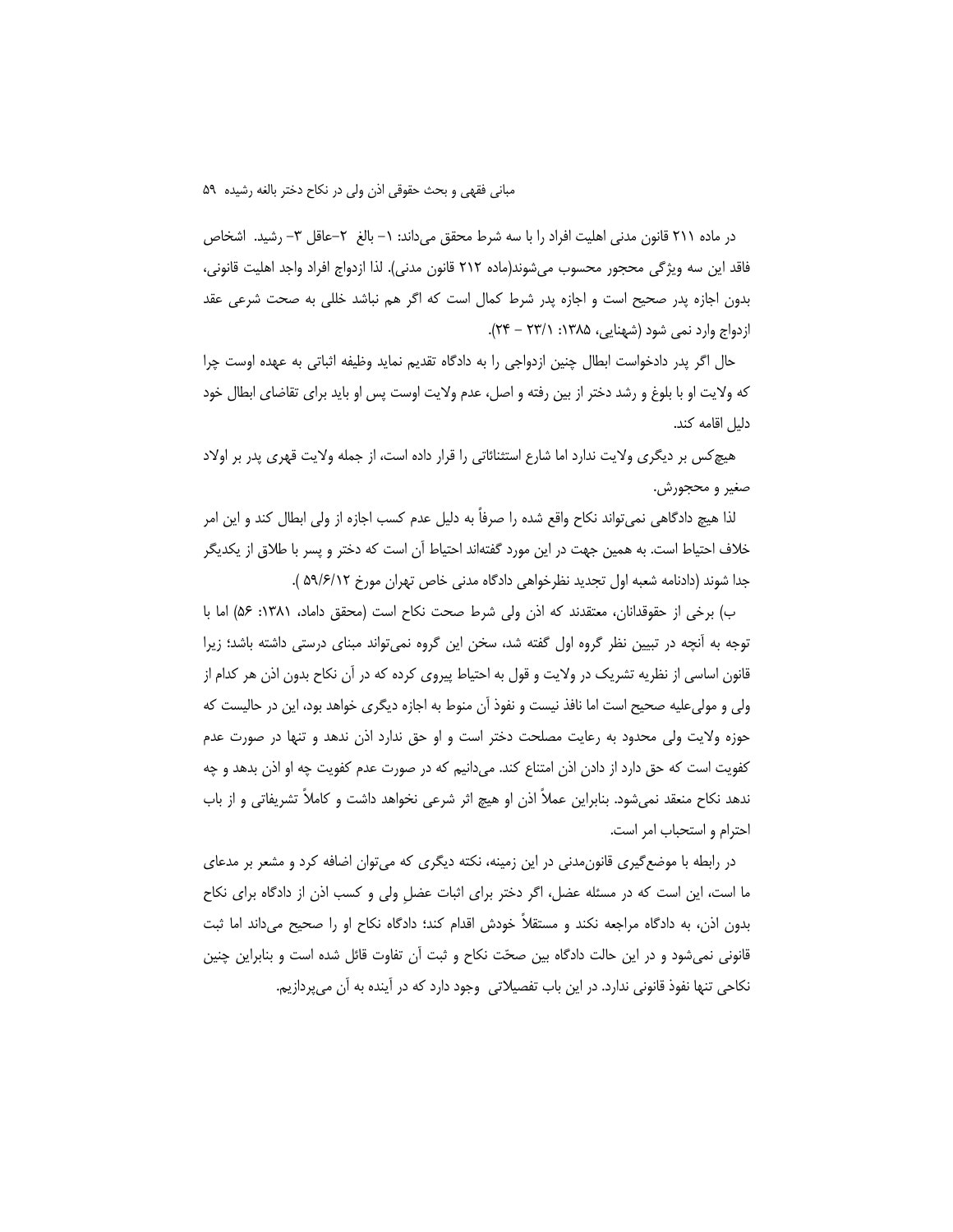در ماده ۲۱۱ قانون مدنی اهلیت افراد را با سه شرط محقق می‌داند: ۱- بالغ ۲-عاقل ۳- رشید. اشخاص فاقد این سه ویژگی محجور محسوب می‌شوند(ماده ۲۱۲ قانون مدنی). لذا ازدواج افراد واجد اهلیت قانونی، بدون اجازه پدر صحیح است و اجازه پدر شرط کمال است که اگر هم نباشد خللی به صحت شرعی عقد ازدواج وارد نمی شود (شهنایی، ۱۳۸۵: ۲۳/۱ – ۲۴).

حال اگر پدر دادخواست ابطال چنین ازدواجی را به دادگاه تقدیم نماید وظیفه اثباتی به عهده اوست چرا که ولایت او با بلوغ و رشد دختر از بین رفته و اصل، عدم ولایت اوست پس او باید برای تقاضای ابطال خود دلیل اقامه کند.

هیچ‌کس بر دیگری ولایت ندارد اما شارع استثنائاتی را قرار داده است، از جمله ولایت قهری پدر بر اولاد صغیر و محجورش.

لذا هیچ دادگاهی نمی‌تواند نکاح واقع شده را صرفاً به دلیل عدم کسب اجازه از ولی ابطال کند و این امر خلاف احتیاط است. به همین جهت در این مورد گفته‌اند احتیاط آن است که دختر و پسر با طلاق از یکدیگر جدا شوند (دادنامه شعبه اول تجدید نظرخواهی دادگاه مدنی خاص تهران مورخ ۵۹/۶/۱۲ ).

ب) برخی از حقوقدانان، معتقدند که اذن ولی شرط صحت نکاح است (محقق داماد، ۱۳۸۱: ۵۶) اما با توجه به آنچه در تبیین نظر گروه اول گفته شد، سخن این گروه نمی‌تواند مبنای درستی داشته باشد؛ زیرا قانون اساسی از نظریه تشریک در ولایت و قول به احتیاط پیروی کرده که در آن نکاح بدون اذن هر کدام از ولی و مولی‌علیه صحیح است اما نافذ نیست و نفوذ آن منوط به اجازه دیگری خواهد بود، این در حالیست که حوزه ولایت ولی محدود به رعایت مصلحت دختر است و او حق ندارد اذن ندهد و تنها در صورت عدم کفویت است که حق دارد از دادن اذن امتناع کند. می‌دانیم که در صورت عدم کفویت چه او اذن بدهد و چه ندهد نکاح منعقد نمی‌شود. بنابراین عملاً اذن او هیچ اثر شرعی نخواهد داشت و کاملاً تشریفاتی و از باب احترام و استحباب امر است.

در رابطه با موضع‌گیری قانون‌مدنی در این زمینه، نکته دیگری که می‌توان اضافه کرد و مشعر بر مدعای ما است، این است که در مسئله عضل، اگر دختر برای اثبات عضلِ ولی و کسب اذن از دادگاه برای نکاح بدون اذن، به دادگاه مراجعه نکند و مستقلاً خودش اقدام کند؛ دادگاه نکاح او را صحیح می‌داند اما ثبت قانونی نمی‌شود و در این حالت دادگاه بین صحّت نکاح و ثبت آن تفاوت قائل شده است و بنابراین چنین نکاحی تنها نفوذ قانونی ندارد. در این باب تفصیلاتی وجود دارد که در آینده به آن می‌پردازیم.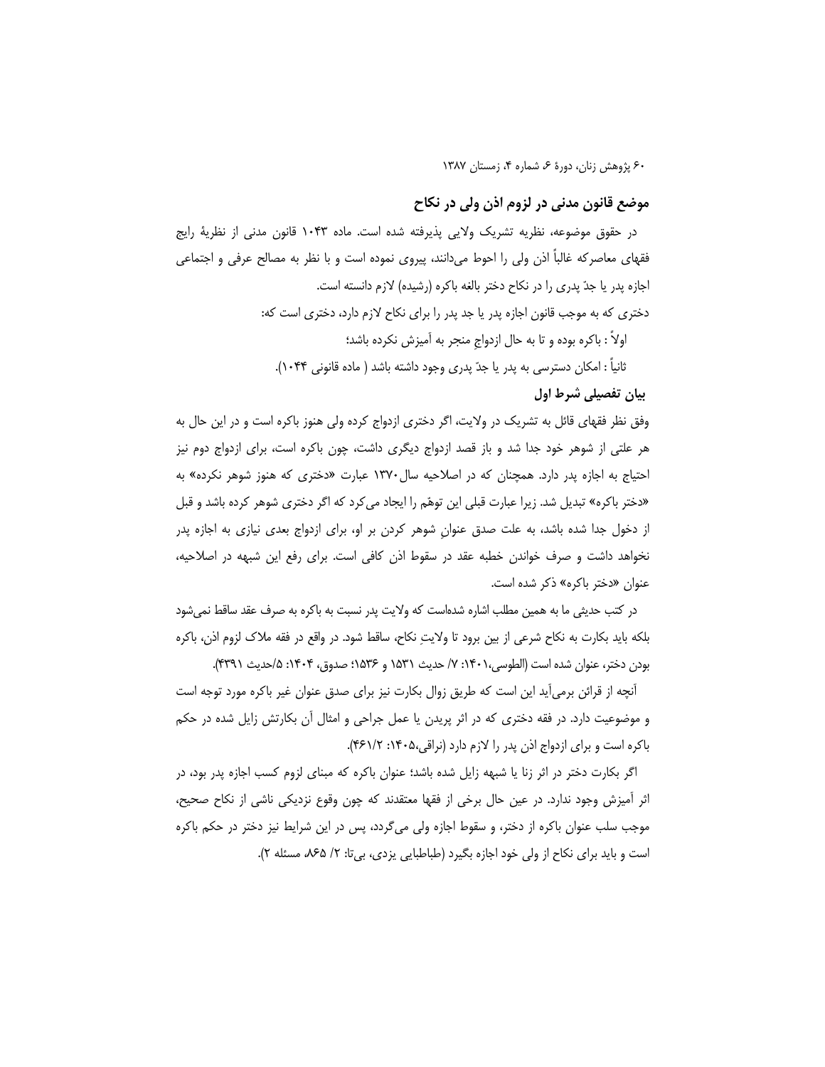## موضع قانون مدنی در لزوم اذن ولی در نکاح

در حقوق موضوعه، نظریه تشریک ولایی پذیرفته شده است. ماده ۱۰۴۳ قانون مدنی از نظریهٔ رایج فقهای معاصرکه غالباً اذن ولی را احوط می‌دانند، پیروی نموده است و با نظر به مصالح عرفی و اجتماعی اجازه پدر یا جدّ پدری را در نکاح دختر بالغه باکره (رشیده) لازم دانسته است.

دختری که به موجب قانون اجازه پدر یا جد پدر را برای نکاح لازم دارد، دختری است که:

اولاً : باکره بوده و تا به حال ازدواجِ منجر به آمیزش نکرده باشد؛

ثانیاً : امکان دسترسی به پدر یا جدّ پدری وجود داشته باشد ( ماده قانونی ۱۰۴۴).

### بیان تفصیلی شرط اول

وفق نظر فقهای قائل به تشریک در ولایت، اگر دختری ازدواج کرده ولی هنوز باکره است و در این حال به هر علتی از شوهر خود جدا شد و باز قصد ازدواج دیگری داشت، چون باکره است، برای ازدواج دوم نیز احتیاج به اجازه پدر دارد. همچنان که در اصلاحیه سال۱۳۷۰ عبارت «دختری که هنوز شوهر نکرده» به «دختر باکره» تبدیل شد. زیرا عبارت قبلی این توهّم را ایجاد می‌کرد که اگر دختری شوهر کرده باشد و قبل از دخول جدا شده باشد، به علت صدق عنوانِ شوهر کردن بر او، برای ازدواج بعدی نیازی به اجازه پدر نخواهد داشت و صرف خواندن خطبه عقد در سقوط اذن کافی است. برای رفع این شبهه در اصلاحیه، عنوان «دختر باکره» ذکر شده است.

در کتب حدیثی ما به همین مطلب اشاره شده‌است که ولایت پدر نسبت به باکره به صرف عقد ساقط نمی‌شود بلکه باید بکارت به نکاح شرعی از بین برود تا ولایتِ نکاح، ساقط شود. در واقع در فقه ملاک لزوم اذن، باکره بودن دختر، عنوان شده است (الطوسی،۱۴۰۱: ۷/ حدیث ۱۵۳۱ و ۱۵۳۶؛ صدوق، ۱۴۰۴: ۵/حدیث ۴۳۹۱).

آنچه از قرائن برمی‌آید این است که طریق زوال بکارت نیز برای صدق عنوان غیر باکره مورد توجه است و موضوعیت دارد. در فقه دختری که در اثر پریدن یا عمل جراحی و امثال آن بکارتش زایل شده در حکم باکره است و برای ازدواج اذن پدر را لازم دارد (نراقی،۱۴۰۵: ۴۶۱/۲).

اگر بکارت دختر در اثر زنا یا شبهه زایل شده باشد؛ عنوان باکره که مبنای لزوم کسب اجازه پدر بود، در اثر آمیزش وجود ندارد. در عین حال برخی از فقها معتقدند که چون وقوع نزدیکی ناشی از نکاح صحیح، موجب سلب عنوان باکره از دختر، و سقوط اجازه ولی می‌گردد، پس در این شرایط نیز دختر در حکم باکره است و باید برای نکاح از ولی خود اجازه بگیرد (طباطبایی یزدی، بی‌تا: ۲/ ۸۶۵، مسئله ۲).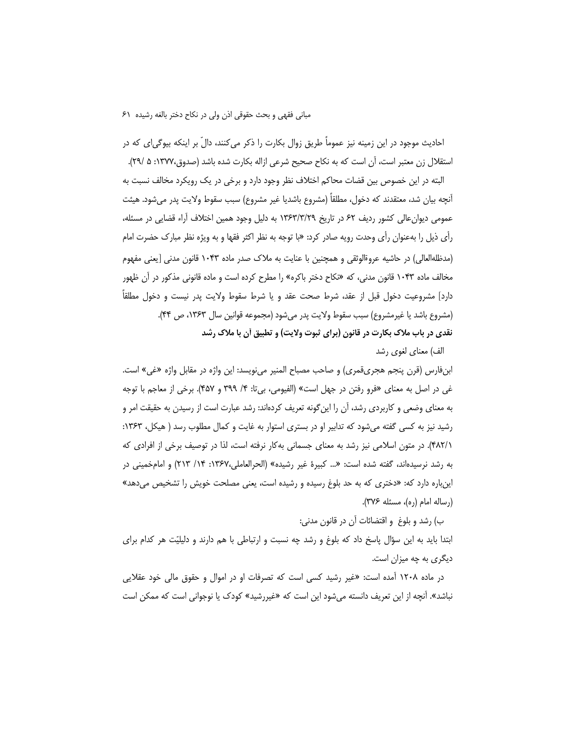احادیث موجود در این زمینه نیز عموماً طریق زوال بکارت را ذکر می‌کنند، دالّ بر اینکه بیوگی‌ای که در استقلال زن معتبر است، آن است که به نکاح صحیح شرعی ازاله بکارت شده باشد (صدوق،۱۳۷۷: ۵ /۲۹).

البته در این خصوص بین قضات محاکم اختلاف نظر وجود دارد و برخی در یک رویکرد مخالف نسبت به آنچه بیان شد، معتقدند که دخول، مطلقاً (مشروع باشدیا غیر مشروع) سبب سقوط ولایت پدر می‌شود. هیئت عمومی دیوان‌عالی کشور ردیف ۶۲ در تاریخ ۱۳۶۳/۳/۲۹ به دلیل وجود همین اختلاف آراء قضایی در مسئله، رأی ذیل را به‌عنوان رأی وحدت رویه صادر کرد: «با توجه به نظر اکثر فقها و به ویژه نظر مبارک حضرت امام (مدظله‌العالی) در حاشیه عروةالوثقی و همچنین با عنایت به ملاک صدر ماده ۱۰۴۳ قانون مدنی [یعنی مفهوم مخالف ماده ۱۰۴۳ قانون مدنی، که «نکاح دختر باکره» را مطرح کرده است و ماده قانونی مذکور در آن ظهور دارد] مشروعیت دخول قبل از عقد، شرط صحت عقد و یا شرط سقوط ولایت پدر نیست و دخول مطلقاً (مشروع باشد یا غیرمشروع) سبب سقوط ولایت پدر می‌شود (مجموعه قوانین سال ۱۳۶۳، ص ۴۴).

**نقدی در باب ملاک بکارت در قانون (برای ثبوت ولایت) و تطبیق آن با ملاک رشد**

الف) معنای لغوی رشد

ابن‌فارس (قرن پنجم هجری‌قمری) و صاحب مصباح المنیر می‌نویسد: این واژه در مقابل واژه «غی» است. غی در اصل به معنای «فرو رفتن در جهل است» (الفیومی، بی‌تا: ۴/ ۳۹۹ و ۴۵۷). برخی از معاجم با توجه به معنای وضعی و کاربردی رشد، آن را این‌گونه تعریف کرده‌اند: رشد عبارت است از رسیدن به حقیقت امر و رشید نیز به کسی گفته می‌شود که تدابیر او در بستری استوار به غایت و کمال مطلوب رسد ( هیکل، ۱۳۶۳: ۴۸۲/۱). در متون اسلامی نیز رشد به معنای جسمانی به‌کار نرفته است، لذا در توصیف برخی از افرادی که به رشد نرسیده‌اند، گفته شده است: «... کبیرة غیر رشیده» (الحرالعاملی،۱۳۶۷: ۱۴/ ۲۱۳) و امام‌خمینی در این‌باره دارد که: «دختری که به حد بلوغ رسیده و رشیده است، یعنی مصلحت خویش را تشخیص می‌دهد» (رساله امام (ره)، مسئله ۳۷۶).

ب) رشد و بلوغ و اقتضائات آن در قانون مدنی:

ابتدا باید به این سؤال پاسخ داد که بلوغ و رشد چه نسبت و ارتباطی با هم دارند و دلیلیّت هر کدام برای دیگری به چه میزان است.

در ماده ۱۲۰۸ آمده است: «غیر رشید کسی است که تصرفات او در اموال و حقوق مالی خود عقلایی نباشد». آنچه از این تعریف دانسته می‌شود این است که «غیررشید» کودک یا نوجوانی است که ممکن است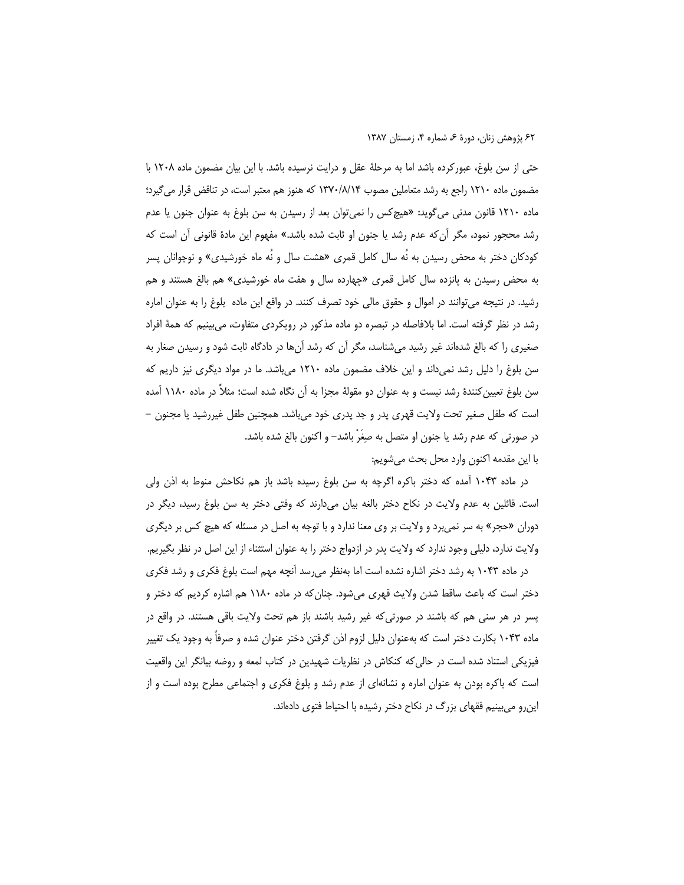حتی از سن بلوغ، عبورکرده باشد اما به مرحلهٔ عقل و درایت نرسیده باشد. با این بیان مضمون ماده ۱۲۰۸ با مضمون ماده ۱۲۱۰ راجع به رشد متعاملین مصوب ۱۳۷۰/۸/۱۴ که هنوز هم معتبر است، در تناقض قرار می‌گیرد؛ ماده ۱۲۱۰ قانون مدنی می‌گوید: «هیچ‌کس را نمی‌توان بعد از رسیدن به سن بلوغ به عنوان جنون یا عدم رشد محجور نمود، مگر آن‌که عدم رشد یا جنون او ثابت شده باشد.» مفهوم این مادهٔ قانونی آن است که کودکان دختر به محض رسیدن به نُه سال کامل قمری «هشت سال و نُه ماه خورشیدی» و نوجوانان پسر به محض رسیدن به پانزده سال کامل قمری «چهارده سال و هفت ماه خورشیدی» هم بالغ هستند و هم رشید. در نتیجه می‌توانند در اموال و حقوق مالی خود تصرف کنند. در واقع این ماده بلوغ را به عنوان اماره رشد در نظر گرفته است. اما بلافاصله در تبصره دو ماده مذکور در رویکردی متفاوت، می‌بینیم که همهٔ افراد صغیری را که بالغ شده‌اند غیر رشید می‌شناسد، مگر آن که رشد آن‌ها در دادگاه ثابت شود و رسیدن صغار به سن بلوغ را دلیل رشد نمی‌داند و این خلاف مضمون ماده ۱۲۱۰ می‌باشد. ما در مواد دیگری نیز داریم که سن بلوغ تعیین‌کنندهٔ رشد نیست و به عنوان دو مقولهٔ مجزا به آن نگاه شده است؛ مثلاً در ماده ۱۱۸۰ آمده است که طفل صغیر تحت ولایت قهری پدر و جد پدری خود می‌باشد. همچنین طفل غیررشید یا مجنون – در صورتی که عدم رشد یا جنون او متصل به صِغَرْ باشد– و اکنون بالغ شده باشد.

با این مقدمه اکنون وارد محل بحث می‌شویم:

در ماده ۱۰۴۳ آمده که دختر باکره اگرچه به سن بلوغ رسیده باشد باز هم نکاحش منوط به اذن ولی است. قائلین به عدم ولایت در نکاح دختر بالغه بیان می‌دارند که وقتی دختر به سن بلوغ رسید، دیگر در دوران «حجر» به سر نمی‌برد و ولایت بر وی معنا ندارد و با توجه به اصل در مسئله که هیچ کس بر دیگری ولایت ندارد، دلیلی وجود ندارد که ولایت پدر در ازدواج دختر را به عنوان استثناء از این اصل در نظر بگیریم.

در ماده ۱۰۴۳ به رشد دختر اشاره نشده است اما به‌نظر می‌رسد آنچه مهم است بلوغ فکری و رشد فکری دختر است که باعث ساقط شدن ولایث قهری می‌شود. چنان‌که در ماده ۱۱۸۰ هم اشاره کردیم که دختر و پسر در هر سنی هم که باشند در صورتی‌که غیر رشید باشند باز هم تحت ولایت باقی هستند. در واقع در ماده ۱۰۴۳ بکارت دختر است که به‌عنوان دلیل لزوم اذن گرفتن دختر عنوان شده و صرفاً به وجود یک تغییر فیزیکی استناد شده است در حالی‌که کنکاش در نظریات شهیدین در کتاب لمعه و روضه بیانگر این واقعیت است که باکره بودن به عنوان اماره و نشانه‌ای از عدم رشد و بلوغ فکری و اجتماعی مطرح بوده است و از این‌رو می‌بینیم فقهای بزرگ در نکاح دختر رشیده با احتیاط فتوی داده‌اند.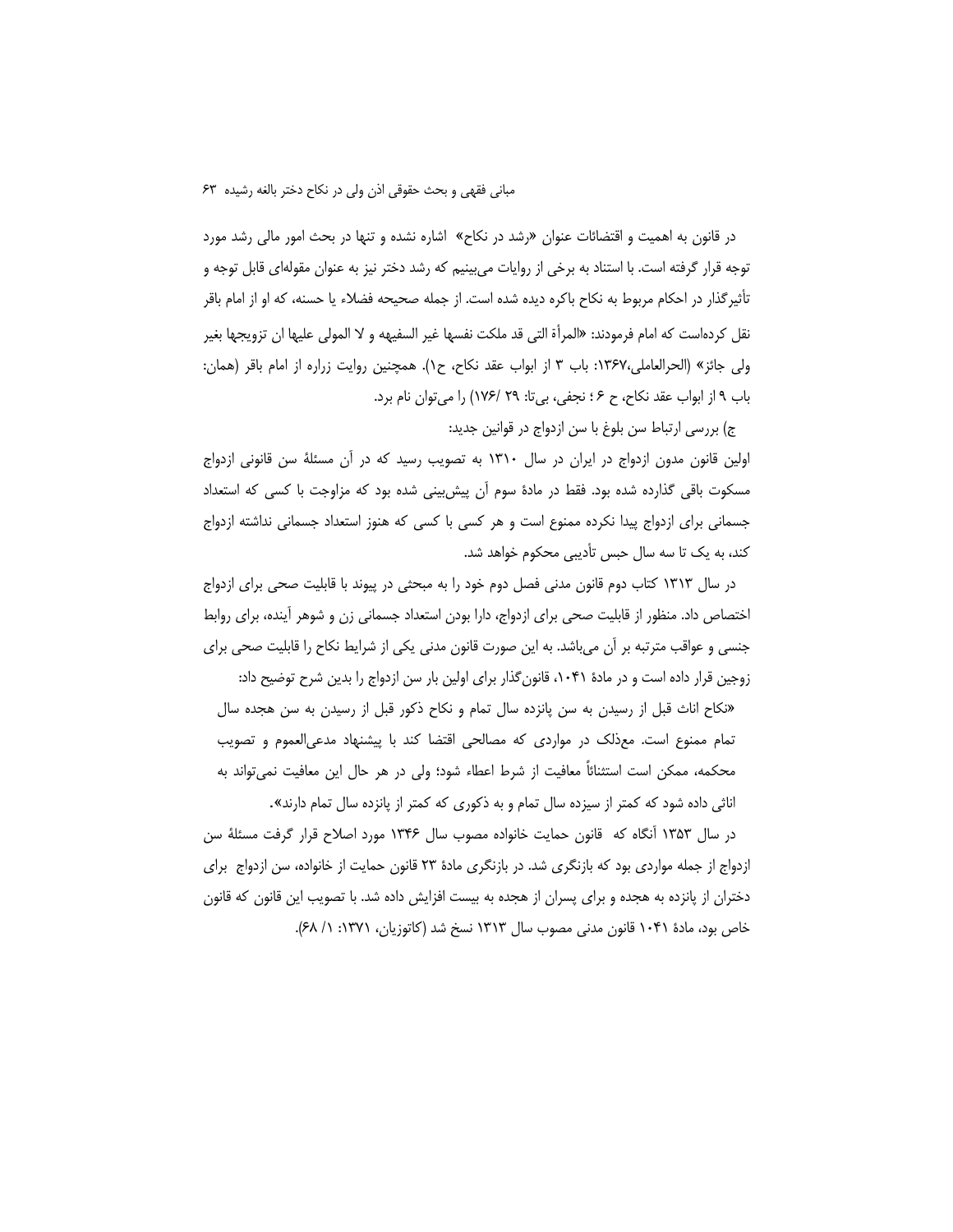در قانون به اهمیت و اقتضائات عنوان «رشد در نکاح» اشاره نشده و تنها در بحث امور مالی رشد مورد توجه قرار گرفته است. با استناد به برخی از روایات می‌بینیم که رشد دختر نیز به عنوان مقوله‌ای قابل توجه و تأثیرگذار در احکام مربوط به نکاح باکره دیده شده است. از جمله صحیحه فضلاء یا حسنه، که او از امام باقر نقل کرده‌است که امام فرمودند: «المرأة التی قد ملکت نفسها غیر السفیهه و لا المولی علیها ان تزویجها بغیر ولی جائز» (الحرالعاملی،۱۳۶۷: باب ۳ از ابواب عقد نکاح، ح۱). همچنین روایت زراره از امام باقر (همان: باب ۹ از ابواب عقد نکاح، ح ۶ ؛ نجفی، بی‌تا: ۲۹ /۱۷۶) را می‌توان نام برد.

ج) بررسی ارتباط سن بلوغ با سن ازدواج در قوانین جدید:

اولین قانون مدون ازدواج در ایران در سال ۱۳۱۰ به تصویب رسید که در آن مسئلهٔ سن قانونی ازدواج مسکوت باقی گذارده شده بود. فقط در مادهٔ سوم آن پیش‌بینی شده بود که مزاوجت با کسی که استعداد جسمانی برای ازدواج پیدا نکرده ممنوع است و هر کسی با کسی که هنوز استعداد جسمانی نداشته ازدواج کند، به یک تا سه سال حبس تأدیبی محکوم خواهد شد.

در سال ۱۳۱۳ کتاب دوم قانون مدنی فصل دوم خود را به مبحثی در پیوند با قابلیت صحی برای ازدواج اختصاص داد. منظور از قابلیت صحی برای ازدواج، دارا بودن استعداد جسمانی زن و شوهر آینده، برای روابط جنسی و عواقب مترتبه بر آن می‌باشد. به این صورت قانون مدنی یکی از شرایط نکاح را قابلیت صحی برای زوجین قرار داده است و در مادهٔ ۱۰۴۱، قانون‌گذار برای اولین بار سن ازدواج را بدین شرح توضیح داد:

> «نکاح اناث قبل از رسیدن به سن پانزده سال تمام و نکاح ذکور قبل از رسیدن به سن هجده سال تمام ممنوع است. معذلک در مواردی که مصالحی اقتضا کند با پیشنهاد مدعی‌العموم و تصویب محکمه، ممکن است استثنائاً معافیت از شرط اعطاء شود؛ ولی در هر حال این معافیت نمی‌تواند به اناثی داده شود که کمتر از سیزده سال تمام و به ذکوری که کمتر از پانزده سال تمام دارند».

در سال ۱۳۵۳ آنگاه که قانون حمایت خانواده مصوب سال ۱۳۴۶ مورد اصلاح قرار گرفت مسئلهٔ سن ازدواج از جمله مواردی بود که بازنگری شد. در بازنگری مادهٔ ۲۳ قانون حمایت از خانواده، سن ازدواج برای دختران از پانزده به هجده و برای پسران از هجده به بیست افزایش داده شد. با تصویب این قانون که قانون خاص بود، مادهٔ ۱۰۴۱ قانون مدنی مصوب سال ۱۳۱۳ نسخ شد (کاتوزیان، ۱۳۷۱: ۱/ ۶۸).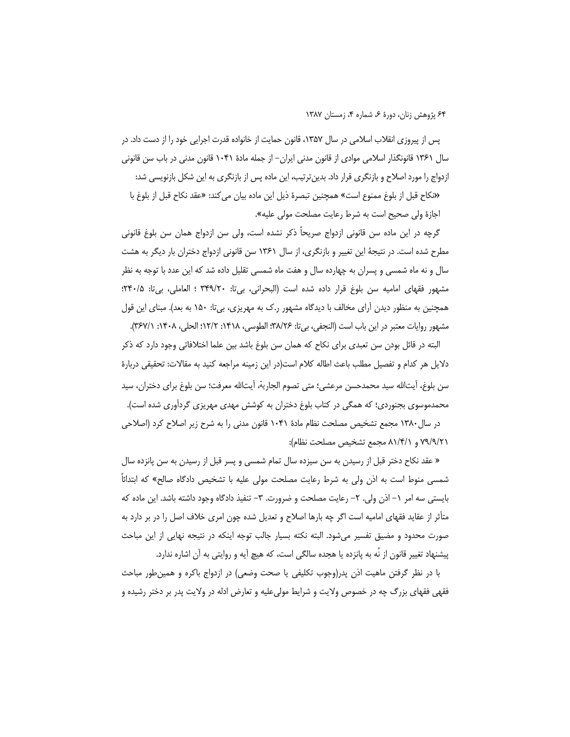پس از پیروزی انقلاب اسلامی در سال ۱۳۵۷، قانون حمایت از خانواده قدرت اجرایی خود را از دست داد. در سال ۱۳۶۱ قانونگذار اسلامی موادی از قانون مدنی ایران– از جمله مادهٔ ۱۰۴۱ قانون مدنی در باب سن قانونی ازدواج را مورد اصلاح و بازنگری قرار داد. بدین‌ترتیب، این ماده پس از بازنگری به این شکل بازنویسی شد:

«نکاح قبل از بلوغ ممنوع است» همچنین تبصرهٔ ذیل این ماده بیان می‌کند: «عقد نکاح قبل از بلوغ با اجازهٔ ولی صحیح است به شرط رعایت مصلحت مولی علیه».

گرچه در این ماده سن قانونی ازدواج صریحاً ذکر نشده است، ولی سن ازدواج همان سن بلوغ قانونی مطرح شده است. در نتیجهٔ این تغییر و بازنگری، از سال ۱۳۶۱ سن قانونی ازدواج دختران بار دیگر به هشت سال و نه ماه شمسی و پسران به چهارده سال و هفت ماه شمسی تقلیل داده شد که این عدد با توجه به نظر مشهور فقهای امامیه سن بلوغ قرار داده شده است (البحرانی، بی‌تا: ۳۴۹/۲۰ ؛ العاملی، بی‌تا: ۲۴۰/۵؛ همچنین به منظور دیدن آرای مخالف با دیدگاه مشهور ر.ک به مهریزی، بی‌تا: ۱۵۰ به بعد). مبنای این قول مشهور روایات معتبر در این باب است (النجفی، بی‌تا: ۳۸/۲۶؛ الطوسی، ۱۴۱۸: ۱۲/۲؛ الحلی، ۱۴۰۸: ۳۶۷/۱).

البته در قائل بودن سن تعبدی برای نکاح که همان سن بلوغ باشد بین علما اختلافاتی وجود دارد که ذکر دلایل هر کدام و تفصیل مطلب باعث اطاله کلام است(در این زمینه مراجعه کنید به مقالات: تحقیقی دربارهٔ سن بلوغ، آیت‌الله سید محمدحسن مرعشی؛ متی تصوم الجاریة، آیت‌الله معرفت؛ سن بلوغ برای دختران، سید محمدموسوی بجنوردی؛ که همگی در کتاب بلوغ دختران به کوشش مهدی مهریزی گردآوری شده است).

در سال۱۳۸۰ مجمع تشخیص مصلحت نظام مادهٔ ۱۰۴۱ قانون مدنی را به شرح زیر اصلاح کرد (اصلاحی ۷۹/۹/۲۱ و ۸۱/۴/۱ مجمع تشخیص مصلحت نظام):

« عقد نکاح دختر قبل از رسیدن به سن سیزده سال تمام شمسی و پسر قبل از رسیدن به سن پانزده سال شمسی منوط است به اذن ولی به شرط رعایت مصلحت مولی علیه با تشخیص دادگاه صالح» که ابتدائاً بایستی سه امر ۱– اذن ولی. ۲– رعایت مصلحت و ضرورت. ۳– تنفیذ دادگاه وجود داشته باشد. این ماده که متأثر از عقاید فقهای امامیه است اگر چه بارها اصلاح و تعدیل شده چون امری خلاف اصل را در بر دارد به صورت محدود و مضیق تفسیر می‌شود. البته نکته بسیار جالب توجه اینکه در نتیجه نهایی از این مباحث پیشنهاد تغییر قانون از نُه به پانزده یا هجده سالگی است، که هیچ آیه و روایتی به آن اشاره ندارد.

با در نظر گرفتن ماهیت اذن پدر(وجوب تکلیفی یا صحت وضعی) در ازدواج باکره و همین‌طور مباحث فقهی فقهای بزرگ چه در خصوص ولایت و شرایط مولی‌علیه و تعارض ادله در ولایت پدر بر دختر رشیده و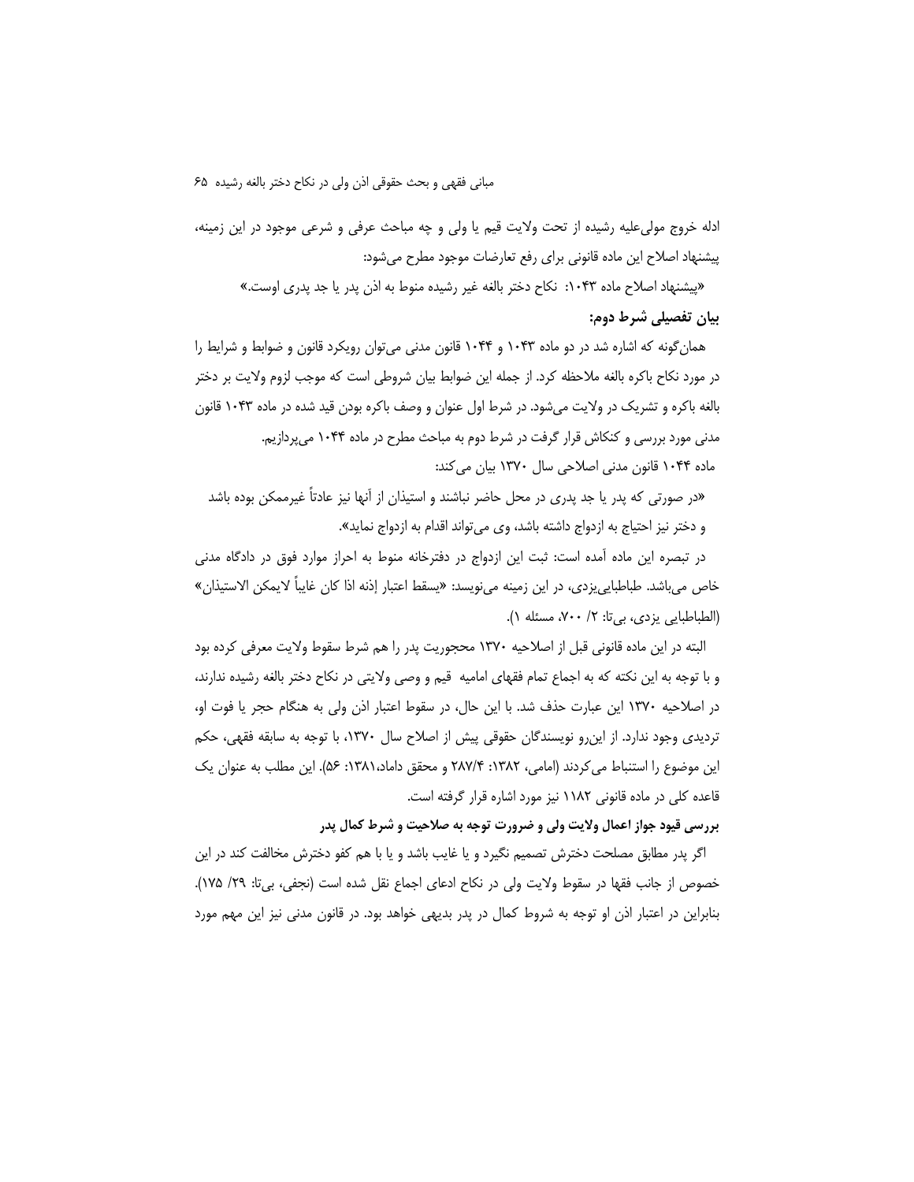ادله خروج مولی‌علیه رشیده از تحت ولایت قیم یا ولی و چه مباحث عرفی و شرعی موجود در این زمینه، پیشنهاد اصلاح این ماده قانونی برای رفع تعارضات موجود مطرح می‌شود:

«پیشنهاد اصلاح ماده ۱۰۴۳: نکاح دختر بالغه غیر رشیده منوط به اذن پدر یا جد پدری اوست.»

**بیان تفصیلی شرط دوم:**

همان‌گونه که اشاره شد در دو ماده ۱۰۴۳ و ۱۰۴۴ قانون مدنی می‌توان رویکرد قانون و ضوابط و شرایط را در مورد نکاح باکره بالغه ملاحظه کرد. از جمله این ضوابط بیان شروطی است که موجب لزوم ولایت بر دختر بالغه باکره و تشریک در ولایت می‌شود. در شرط اول عنوان و وصف باکره بودن قید شده در ماده ۱۰۴۳ قانون مدنی مورد بررسی و کنکاش قرار گرفت در شرط دوم به مباحث مطرح در ماده ۱۰۴۴ می‌پردازیم.

ماده ۱۰۴۴ قانون مدنی اصلاحی سال ۱۳۷۰ بیان می‌کند:

«در صورتی که پدر یا جد پدری در محل حاضر نباشند و استیذان از آنها نیز عادتاً غیرممکن بوده باشد و دختر نیز احتیاج به ازدواج داشته باشد، وی می‌تواند اقدام به ازدواج نماید».

در تبصره این ماده آمده است: ثبت این ازدواج در دفترخانه منوط به احراز موارد فوق در دادگاه مدنی خاص می‌باشد. طباطبایی‌یزدی، در این زمینه می‌نویسد: «یسقط اعتبار إذنه اذا کان غایباً لایمکن الاستیذان» (الطباطبایی یزدی، بی‌تا: ۲/ ۷۰۰، مسئله ۱).

البته در این ماده قانونی قبل از اصلاحیه ۱۳۷۰ محجوریت پدر را هم شرط سقوط ولایت معرفی کرده بود و با توجه به این نکته که به اجماع تمام فقهای امامیه قیم و وصی ولایتی در نکاح دختر بالغه رشیده ندارند، در اصلاحیه ۱۳۷۰ این عبارت حذف شد. با این حال، در سقوط اعتبار اذن ولی به هنگام حجر یا فوت او، تردیدی وجود ندارد. از این‌رو نویسندگان حقوقی پیش از اصلاح سال ۱۳۷۰، با توجه به سابقه فقهی، حکم این موضوع را استنباط می‌کردند (امامی، ۱۳۸۲: ۲۸۷/۴ و محقق داماد،۱۳۸۱: ۵۶). این مطلب به عنوان یک قاعده کلی در ماده قانونی ۱۱۸۲ نیز مورد اشاره قرار گرفته است.

**بررسی قیود جواز اعمال ولایت ولی و ضرورت توجه به صلاحیت و شرط کمال پدر**

اگر پدر مطابق مصلحت دخترش تصمیم نگیرد و یا غایب باشد و یا با هم کفو دخترش مخالفت کند در این خصوص از جانب فقها در سقوط ولایت ولی در نکاح ادعای اجماع نقل شده است (نجفی، بی‌تا: ۲۹/ ۱۷۵). بنابراین در اعتبار اذن او توجه به شروط کمال در پدر بدیهی خواهد بود. در قانون مدنی نیز این مهم مورد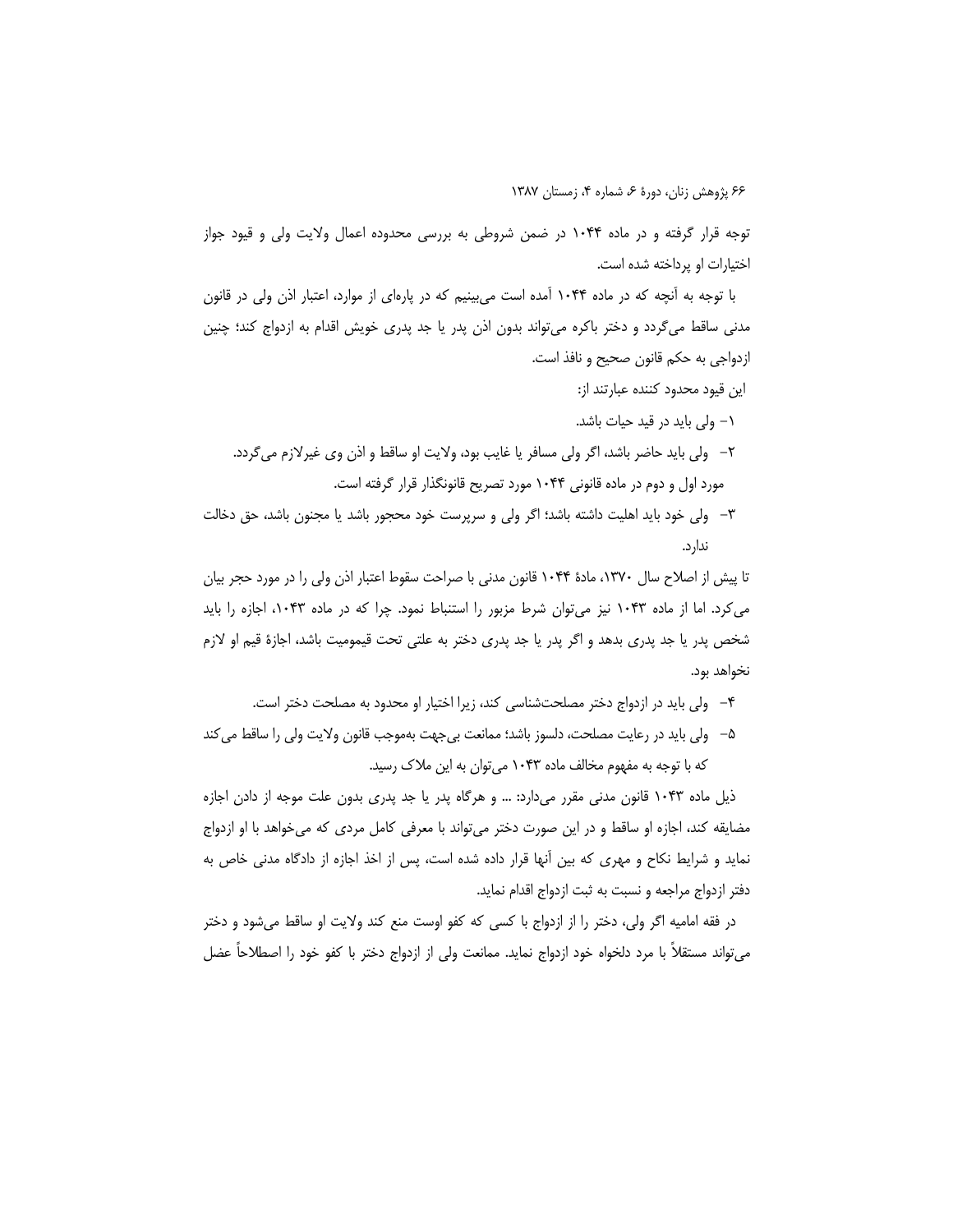توجه قرار گرفته و در ماده ۱۰۴۴ در ضمن شروطی به بررسی محدوده اعمال ولایت ولی و قیود جواز اختیارات او پرداخته شده است.

با توجه به آنچه که در ماده ۱۰۴۴ آمده است می‌بینیم که در پاره‌ای از موارد، اعتبار اذن ولی در قانون مدنی ساقط می‌گردد و دختر باکره می‌تواند بدون اذن پدر یا جد پدری خویش اقدام به ازدواج کند؛ چنین ازدواجی به حکم قانون صحیح و نافذ است.

این قیود محدود کننده عبارتند از:

۱- ولی باید در قید حیات باشد.

۲- ولی باید حاضر باشد، اگر ولی مسافر یا غایب بود، ولایت او ساقط و اذن وی غیرلازم می‌گردد.

مورد اول و دوم در ماده قانونی ۱۰۴۴ مورد تصریح قانونگذار قرار گرفته است.

۳- ولی خود باید اهلیت داشته باشد؛ اگر ولی و سرپرست خود محجور باشد یا مجنون باشد، حق دخالت ندارد.

تا پیش از اصلاح سال ۱۳۷۰، مادهٔ ۱۰۴۴ قانون مدنی با صراحت سقوط اعتبار اذن ولی را در مورد حجر بیان می‌کرد. اما از ماده ۱۰۴۳ نیز می‌توان شرط مزبور را استنباط نمود. چرا که در ماده ۱۰۴۳، اجازه را باید شخص پدر یا جد پدری بدهد و اگر پدر یا جد پدری دختر به علتی تحت قیمومیت باشد، اجازهٔ قیم او لازم نخواهد بود.

۴- ولی باید در ازدواج دختر مصلحت‌شناسی کند، زیرا اختیار او محدود به مصلحت دختر است.

۵- ولی باید در رعایت مصلحت، دلسوز باشد؛ ممانعت بی‌جهت به‌موجب قانون ولایت ولی را ساقط می‌کند که با توجه به مفهوم مخالف ماده ۱۰۴۳ می‌توان به این ملاک رسید.

ذیل ماده ۱۰۴۳ قانون مدنی مقرر می‌دارد: ... و هرگاه پدر یا جد پدری بدون علت موجه از دادن اجازه مضایقه کند، اجازه او ساقط و در این صورت دختر می‌تواند با معرفی کامل مردی که می‌خواهد با او ازدواج نماید و شرایط نکاح و مهری که بین آنها قرار داده شده است، پس از اخذ اجازه از دادگاه مدنی خاص به دفتر ازدواج مراجعه و نسبت به ثبت ازدواج اقدام نماید.

در فقه امامیه اگر ولی، دختر را از ازدواج با کسی که کفو اوست منع کند ولایت او ساقط می‌شود و دختر می‌تواند مستقلاً با مرد دلخواه خود ازدواج نماید. ممانعت ولی از ازدواج دختر با کفو خود را اصطلاحاً عضل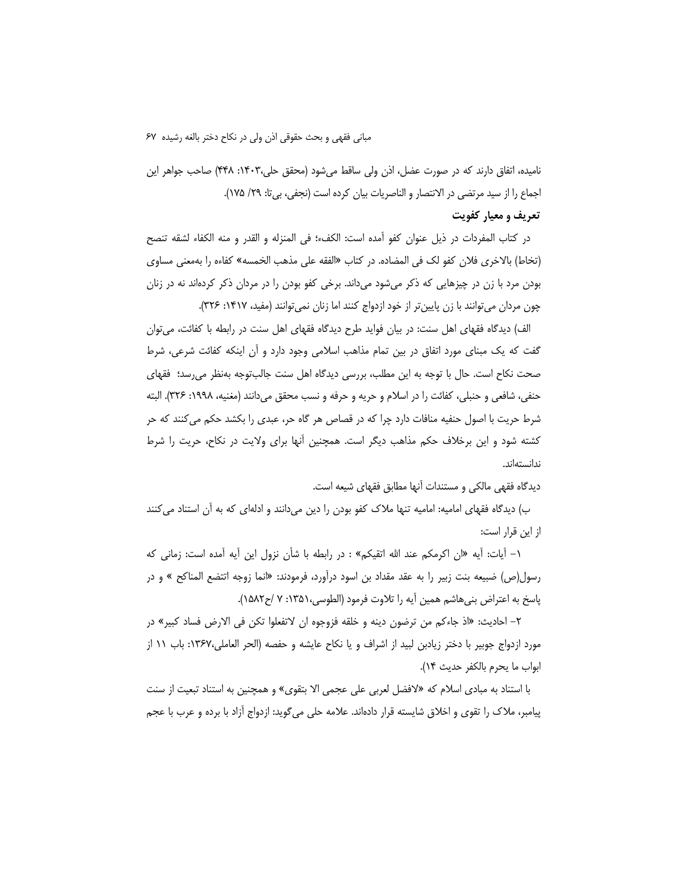نامیده، اتفاق دارند که در صورت عضل، اذن ولی ساقط می‌شود (محقق حلی،۱۴۰۳: ۴۴۸) صاحب جواهر این اجماع را از سید مرتضی در الانتصار و الناصریات بیان کرده است (نجفی، بی‌تا: ۲۹/ ۱۷۵).

**تعریف و معیار کفویت**

در کتاب المفردات در ذیل عنوان کفو آمده است: الکفء؛ فی المنزله و القدر و منه الکفاء لشقه تنصح (تخاط) بالاخری فلان کفو لک فی المضاده. در کتاب «الفقه علی مذهب الخمسه» کفاءه را به‌معنی مساوی بودن مرد با زن در چیزهایی که ذکر می‌شود می‌داند. برخی کفو بودن را در مردان ذکر کرده‌اند نه در زنان چون مردان می‌توانند با زن پایین‌تر از خود ازدواج کنند اما زنان نمی‌توانند (مفید، ۱۴۱۷: ۳۲۶).

الف) دیدگاه فقهای اهل سنت: در بیان فواید طرح دیدگاه فقهای اهل سنت در رابطه با کفائت، می‌توان گفت که یک مبنای مورد اتفاق در بین تمام مذاهب اسلامی وجود دارد و آن اینکه کفائت شرعی، شرط صحت نکاح است. حال با توجه به این مطلب، بررسی دیدگاه اهل سنت جالب‌توجه به‌نظر می‌رسد؛ فقهای حنفی، شافعی و حنبلی، کفائت را در اسلام و حریه و حرفه و نسب محقق می‌دانند (مغنیه، ۱۹۹۸: ۳۲۶). البته شرط حریت با اصول حنفیه منافات دارد چرا که در قصاص هر گاه حر، عبدی را بکشد حکم می‌کنند که حر کشته شود و این برخلاف حکم مذاهب دیگر است. همچنین آنها برای ولایت در نکاح، حریت را شرط ندانسته‌اند.

دیدگاه فقهی مالکی و مستندات آنها مطابق فقهای شیعه است.

ب) دیدگاه فقهای امامیه: امامیه تنها ملاک کفو بودن را دین می‌دانند و ادله‌ای که به آن استناد می‌کنند از این قرار است:

۱– آیات: آیه «ان اکرمکم عند الله اتقیکم» : در رابطه با شأن نزول این آیه آمده است: زمانی که رسول(ص) ضبیعه بنت زبیر را به عقد مقداد بن اسود درآورد، فرمودند: «انما زوجه اتتضع المناکح » و در پاسخ به اعتراض بنی‌هاشم همین آیه را تلاوت فرمود (الطوسی،۱۳۵۱: ۷ /ح۱۵۸۲).

۲– احادیث: «اذ جاءکم من ترضون دینه و خلقه فزوجوه ان لاتفعلوا تکن فی الارض فساد کبیر» در مورد ازدواج جوبیر با دختر زیادبن لبید از اشراف و یا نکاح عایشه و حفصه (الحر العاملی،۱۳۶۷: باب ۱۱ از ابواب ما یحرم بالکفر حدیث ۱۴).

با استناد به مبادی اسلام که «لافضل لعربی علی عجمی الا بتقوی» و همچنین به استناد تبعیت از سنت پیامبر، ملاک را تقوی و اخلاق شایسته قرار داده‌اند. علامه حلی می‌گوید: ازدواج آزاد با برده و عرب با عجم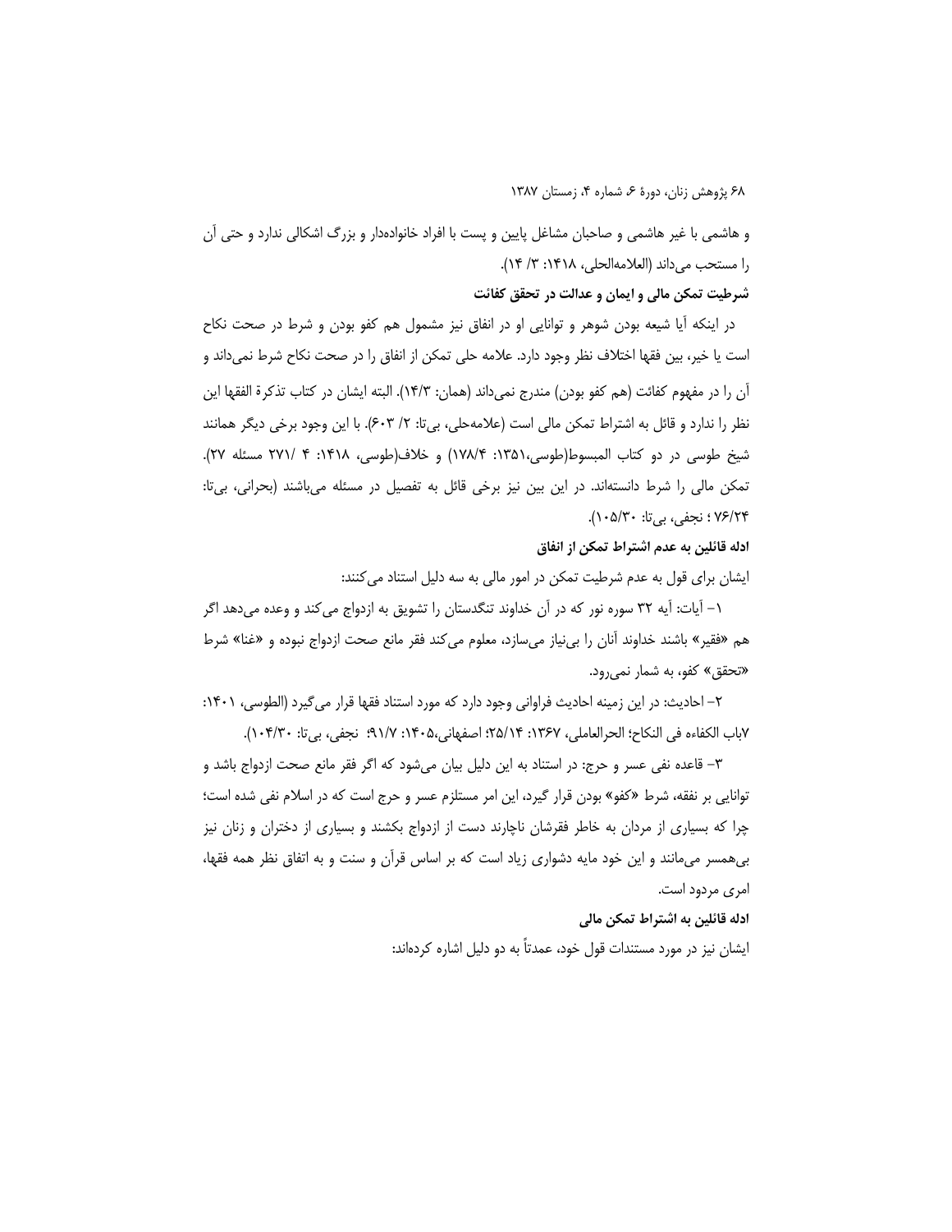و هاشمی با غیر هاشمی و صاحبان مشاغل پایین و پست با افراد خانواده‌دار و بزرگ اشکالی ندارد و حتی آن را مستحب می‌داند (العلامه‌الحلی، ۱۴۱۸: ۳/ ۱۴).

**شرطیت تمکن مالی و ایمان و عدالت در تحقق کفائت**

در اینکه آیا شیعه بودن شوهر و توانایی او در انفاق نیز مشمول هم کفو بودن و شرط در صحت نکاح است یا خیر، بین فقها اختلاف نظر وجود دارد. علامه حلی تمکن از انفاق را در صحت نکاح شرط نمی‌داند و آن را در مفهوم کفائت (هم کفو بودن) مندرج نمی‌داند (همان: ۱۴/۳). البته ایشان در کتاب تذکرة الفقها این نظر را ندارد و قائل به اشتراط تمکن مالی است (علامه‌حلی، بی‌تا: ۲/ ۶۰۳). با این وجود برخی دیگر همانند شیخ طوسی در دو کتاب المبسوط(طوسی،۱۳۵۱: ۱۷۸/۴) و خلاف(طوسی، ۱۴۱۸: ۴ /۲۷۱ مسئله ۲۷). تمکن مالی را شرط دانسته‌اند. در این بین نیز برخی قائل به تفصیل در مسئله می‌باشند (بحرانی، بی‌تا: ۷۶/۲۴ ؛ نجفی، بی‌تا: ۱۰۵/۳۰).

**ادله قائلین به عدم اشتراط تمکن از انفاق**

ایشان برای قول به عدم شرطیت تمکن در امور مالی به سه دلیل استناد می‌کنند:

۱- آیات: آیه ۳۲ سوره نور که در آن خداوند تنگدستان را تشویق به ازدواج می‌کند و وعده می‌دهد اگر هم «فقیر» باشند خداوند آنان را بی‌نیاز می‌سازد، معلوم می‌کند فقر مانع صحت ازدواج نبوده و «غنا» شرط «تحقق» کفو، به شمار نمی‌رود.

۲- احادیث: در این زمینه احادیث فراوانی وجود دارد که مورد استناد فقها قرار می‌گیرد (الطوسی، ۱۴۰۱: ۷باب الکفاءه فی النکاح؛ الحرالعاملی، ۱۳۶۷: ۲۵/۱۴؛ اصفهانی،۱۴۰۵: ۹۱/۷؛ نجفی، بی‌تا: ۱۰۴/۳۰).

۳- قاعده نفی عسر و حرج: در استناد به این دلیل بیان می‌شود که اگر فقر مانع صحت ازدواج باشد و توانایی بر نفقه، شرط «کفو» بودن قرار گیرد، این امر مستلزم عسر و حرج است که در اسلام نفی شده است؛ چرا که بسیاری از مردان به خاطر فقرشان ناچارند دست از ازدواج بکشند و بسیاری از دختران و زنان نیز بی‌همسر می‌مانند و این خود مایه دشواری زیاد است که بر اساس قرآن و سنت و به اتفاق نظر همه فقها، امری مردود است.

**ادله قائلین به اشتراط تمکن مالی**

ایشان نیز در مورد مستندات قول خود، عمدتاً به دو دلیل اشاره کرده‌اند: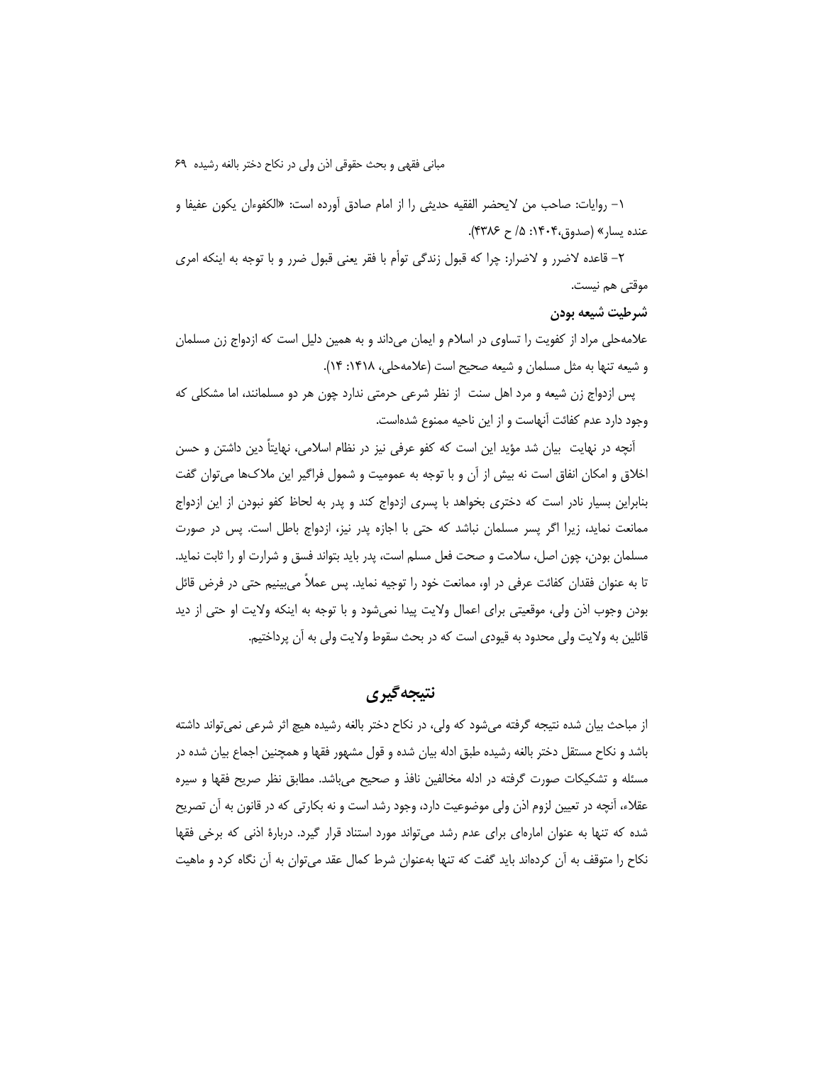۱– روایات: صاحب من لایحضر الفقیه حدیثی را از امام صادق آورده است: «الکفوءان یکون عفیفا و عنده یسار» (صدوق،۱۴۰۴: ۵/ ح ۴۳۸۶).

۲– قاعده لاضرر و لاضرار: چرا که قبول زندگی توأم با فقر یعنی قبول ضرر و با توجه به اینکه امری موقتی هم نیست.

**شرطیت شیعه بودن**

علامه‌حلی مراد از کفویت را تساوی در اسلام و ایمان می‌داند و به همین دلیل است که ازدواج زن مسلمان و شیعه تنها به مثل مسلمان و شیعه صحیح است (علامه‌حلی، ۱۴۱۸: ۱۴).

پس ازدواج زن شیعه و مرد اهل سنت از نظر شرعی حرمتی ندارد چون هر دو مسلمانند، اما مشکلی که وجود دارد عدم کفائت آنهاست و از این ناحیه ممنوع شده‌است.

آنچه در نهایت بیان شد مؤید این است که کفو عرفی نیز در نظام اسلامی، نهایتاً دین داشتن و حسن اخلاق و امکان انفاق است نه بیش از آن و با توجه به عمومیت و شمول فراگیر این ملاک‌ها می‌توان گفت بنابراین بسیار نادر است که دختری بخواهد با پسری ازدواج کند و پدر به لحاظ کفو نبودن از این ازدواج ممانعت نماید، زیرا اگر پسر مسلمان نباشد که حتی با اجازه پدر نیز، ازدواج باطل است. پس در صورت مسلمان بودن، چون اصل، سلامت و صحت فعل مسلم است، پدر باید بتواند فسق و شرارت او را ثابت نماید. تا به عنوان فقدان کفائت عرفی در او، ممانعت خود را توجیه نماید. پس عملاً می‌بینیم حتی در فرض قائل بودن وجوب اذن ولی، موقعیتی برای اعمال ولایت پیدا نمی‌شود و با توجه به اینکه ولایت او حتی از دید قائلین به ولایت ولی محدود به قیودی است که در بحث سقوط ولایت ولی به آن پرداختیم.

## نتیجه‌گیری

از مباحث بیان شده نتیجه گرفته می‌شود که ولی، در نکاح دختر بالغه رشیده هیچ اثر شرعی نمی‌تواند داشته باشد و نکاح مستقل دختر بالغه رشیده طبق ادله بیان شده و قول مشهور فقها و همچنین اجماع بیان شده در مسئله و تشکیکات صورت گرفته در ادله مخالفین نافذ و صحیح می‌باشد. مطابق نظر صریح فقها و سیره عقلاء، آنچه در تعیین لزوم اذن ولی موضوعیت دارد، وجود رشد است و نه بکارتی که در قانون به آن تصریح شده که تنها به عنوان اماره‌ای برای عدم رشد می‌تواند مورد استناد قرار گیرد. دربارهٔ اذنی که برخی فقها نکاح را متوقف به آن کرده‌اند باید گفت که تنها به‌عنوان شرط کمال عقد می‌توان به آن نگاه کرد و ماهیت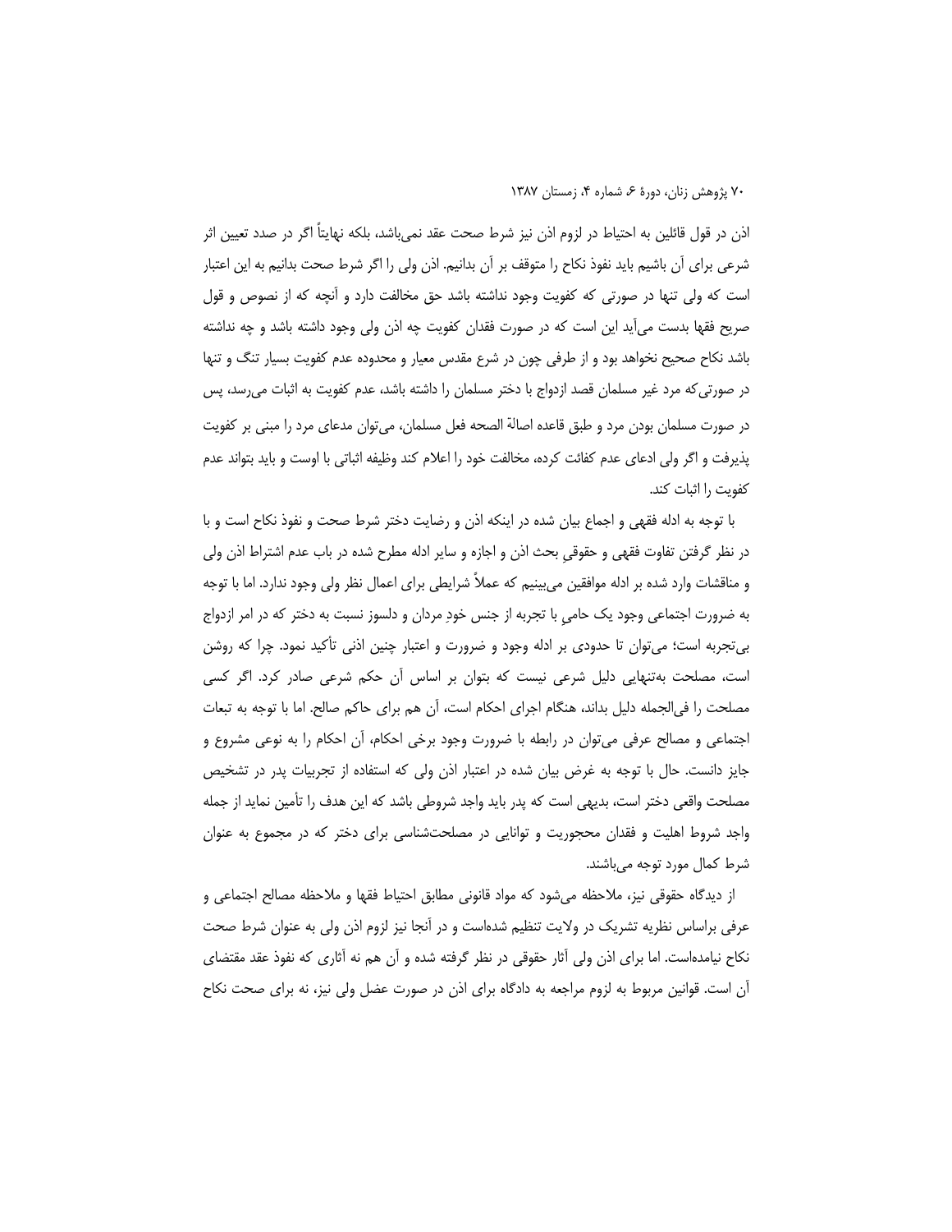اذن در قول قائلین به احتیاط در لزوم اذن نیز شرط صحت عقد نمی‌باشد، بلکه نهایتاً اگر در صدد تعیین اثر شرعی برای آن باشیم باید نفوذ نکاح را متوقف بر آن بدانیم. اذن ولی را اگر شرط صحت بدانیم به این اعتبار است که ولی تنها در صورتی که کفویت وجود نداشته باشد حق مخالفت دارد و آنچه که از نصوص و قول صریح فقها بدست می‌آید این است که در صورت فقدان کفویت چه اذن ولی وجود داشته باشد و چه نداشته باشد نکاح صحیح نخواهد بود و از طرفی چون در شرع مقدس معیار و محدوده عدم کفویت بسیار تنگ و تنها در صورتی‌که مرد غیر مسلمان قصد ازدواج با دختر مسلمان را داشته باشد، عدم کفویت به اثبات می‌رسد، پس در صورت مسلمان بودن مرد و طبق قاعده اصالة الصحه فعل مسلمان، می‌توان مدعای مرد را مبنی بر کفویت پذیرفت و اگر ولی ادعای عدم کفائت کرده، مخالفت خود را اعلام کند وظیفه اثباتی با اوست و باید بتواند عدم کفویت را اثبات کند.

با توجه به ادله فقهی و اجماع بیان شده در اینکه اذن و رضایت دختر شرط صحت و نفوذ نکاح است و با در نظر گرفتن تفاوت فقهی و حقوقیِ بحث اذن و اجازه و سایر ادله مطرح شده در باب عدم اشتراط اذن ولی و مناقشات وارد شده بر ادله موافقین می‌بینیم که عملاً شرایطی برای اعمال نظر ولی وجود ندارد. اما با توجه به ضرورت اجتماعی وجود یک حامیِ با تجربه از جنس خودِ مردان و دلسوز نسبت به دختر که در امر ازدواج بی‌تجربه است؛ می‌توان تا حدودی بر ادله وجود و ضرورت و اعتبار چنین اذنی تأکید نمود. چرا که روشن است، مصلحت به‌تنهایی دلیل شرعی نیست که بتوان بر اساس آن حکم شرعی صادر کرد. اگر کسی مصلحت را فی‌الجمله دلیل بداند، هنگام اجرای احکام است، آن هم برای حاکم صالح. اما با توجه به تبعات اجتماعی و مصالح عرفی می‌توان در رابطه با ضرورت وجود برخی احکام، آن احکام را به نوعی مشروع و جایز دانست. حال با توجه به غرض بیان شده در اعتبار اذن ولی که استفاده از تجربیات پدر در تشخیص مصلحت واقعی دختر است، بدیهی است که پدر باید واجد شروطی باشد که این هدف را تأمین نماید از جمله واجد شروط اهلیت و فقدان محجوریت و توانایی در مصلحت‌شناسی برای دختر که در مجموع به عنوان شرط کمال مورد توجه می‌باشند.

از دیدگاه حقوقی نیز، ملاحظه می‌شود که مواد قانونی مطابق احتیاط فقها و ملاحظه مصالح اجتماعی و عرفی براساس نظریه تشریک در ولایت تنظیم شده‌است و در آنجا نیز لزوم اذن ولی به عنوان شرط صحت نکاح نیامده‌است. اما برای اذن ولی آثار حقوقی در نظر گرفته شده و آن هم نه آثاری که نفوذ عقد مقتضای آن است. قوانین مربوط به لزوم مراجعه به دادگاه برای اذن در صورت عضل ولی نیز، نه برای صحت نکاح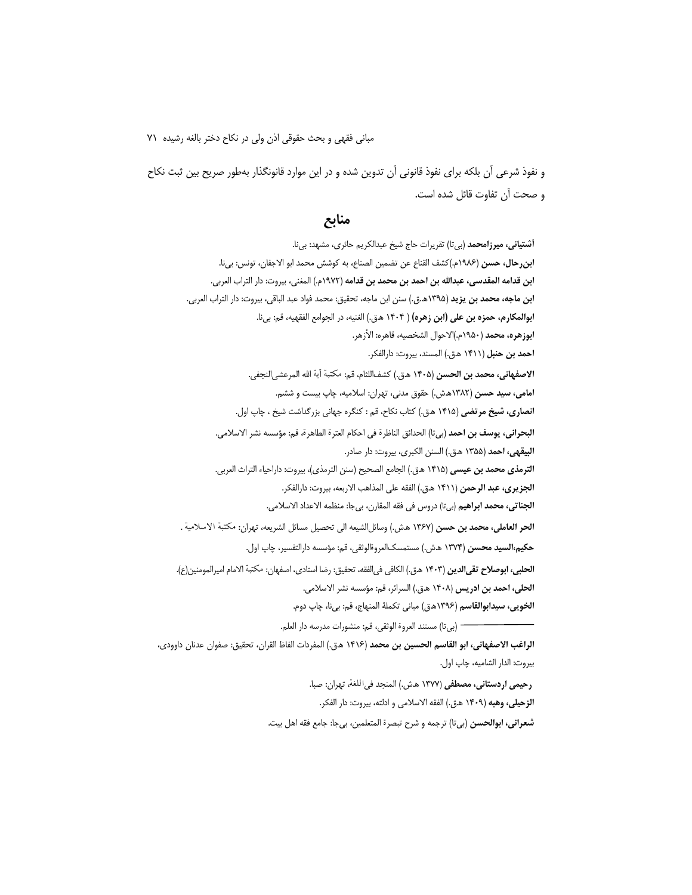و نفوذ شرعی آن بلکه برای نفوذ قانونی آن تدوین شده و در این موارد قانونگذار به‌طور صریح بین ثبت نکاح و صحت آن تفاوت قائل شده است.

## منابع

**آشتیانی، میرزامحمد** (بی‌تا) تقریرات حاج شیخ عبدالکریم حائری، مشهد: بی‌نا.

**ابن‌رحال، حسن** (۱۹۸۶م.)کشف القناع عن تضمین الصناع، به کوشش محمد ابو الاجفان، تونس: بی‌نا.

**ابن قدامه المقدسی، عبدالله بن احمد بن محمد بن قدامه** (۱۹۷۲م.) المغنی، بیروت: دار التراب العربی.

**ابن ماجه، محمد بن یزید** (۱۳۹۵هـ.ق.) سنن ابن ماجه، تحقیق: محمد فواد عبد الباقی، بیروت: دار التراب العربی.

**ابوالمکارم، حمزه بن علی (ابن زهره)** ( ۱۴۰۴ هـ.ق.) الغنیه، در الجوامع الفقهیه، قم: بی‌نا.

**ابوزهره، محمد** (۱۹۵۰م.)الاحوال الشخصیه، قاهره: الأزهر.

**احمد بن حنبل** (۱۴۱۱ هـ.ق.) المسند، بیروت: دارالفکر.

**الاصفهانی، محمد بن الحسن** (۱۴۰۵ هـ.ق.) کشف‌اللثام، قم: مکتبة آیة الله المرعشی‌النجفی.

**امامی، سید حسن** (۱۳۸۲هـ.ش.) حقوق مدنی، تهران: اسلامیه، چاپ بیست و ششم.

**انصاری، شیخ مرتضی** (۱۴۱۵ هـ.ق.) کتاب نکاح، قم : کنگره جهانی بزرگداشت شیخ ، چاپ اول.

**البحرانی، یوسف بن احمد** (بی‌تا) الحدائق الناظرة فی احکام العترة الطاهرة، قم: مؤسسه نشر الاسلامی.

**البیقهی، احمد** (۱۳۵۵ هـ.ق.) السنن الکبری، بیروت: دار صادر.

**الترمذی محمد بن عیسی** (۱۴۱۵ هـ.ق.) الجامع الصحیح (سنن الترمذی)، بیروت: داراحیاء التراث العربی.

**الجزیری، عبد الرحمن** (۱۴۱۱ هـ.ق.) الفقه علی المذاهب الاربعه، بیروت: دارالفکر.

**الجناتی، محمد ابراهیم** (بی‌تا) دروس فی فقه المقارن، بی‌جا: منظمه الاعداد الاسلامی.

**الحر العاملی، محمد بن حسن** (۱۳۶۷ هـ.ش.) وسائل‌الشیعه الی تحصیل مسائل الشریعه، تهران: مکتبة الاسلامیة .

**حکیم،السید محسن** (۱۳۷۴ هـ.ش.) مستمسک‌العروةالوثقی، قم: مؤسسه دارالتفسیر، چاپ اول.

**الحلبی، ابوصلاح تقی‌الدین** (۱۴۰۳ هـ.ق.) الکافی فی‌الفقه، تحقیق: رضا استادی، اصفهان: مکتبة الامام امیرالمومنین(ع).

**الحلی، احمد بن ادریس** (۱۴۰۸ هـ.ق.) السرائر، قم: مؤسسه نشر الاسلامی.

**الخویی، سیدابوالقاسم** (۱۳۹۶هـ.ق) مبانی تکملة المنهاج، قم: بی‌نا، چاپ دوم.

ــــــــــــ (بی‌تا) مستند العروة الوثقی، قم: منشورات مدرسه دار العلم.

**الراغب الاصفهانی، ابو القاسم الحسین بن محمد** (۱۴۱۶ هـ.ق.) المفردات الفاظ القران، تحقیق: صفوان عدنان داوودی، بیروت: الدار الشامیه، چاپ اول.

**رحیمی اردستانی، مصطفی** (۱۳۷۷ هـ.ش.) المنجد فی‌اللغة، تهران: صبا.

**الزحیلی، وهبه** (۱۴۰۹ هـ.ق.) الفقه الاسلامی و ادلته، بیروت: دار الفکر.

**شعرانی، ابوالحسن** (بی‌تا) ترجمه و شرح تبصرة المتعلمین، بی‌جا: جامع فقه اهل بیت.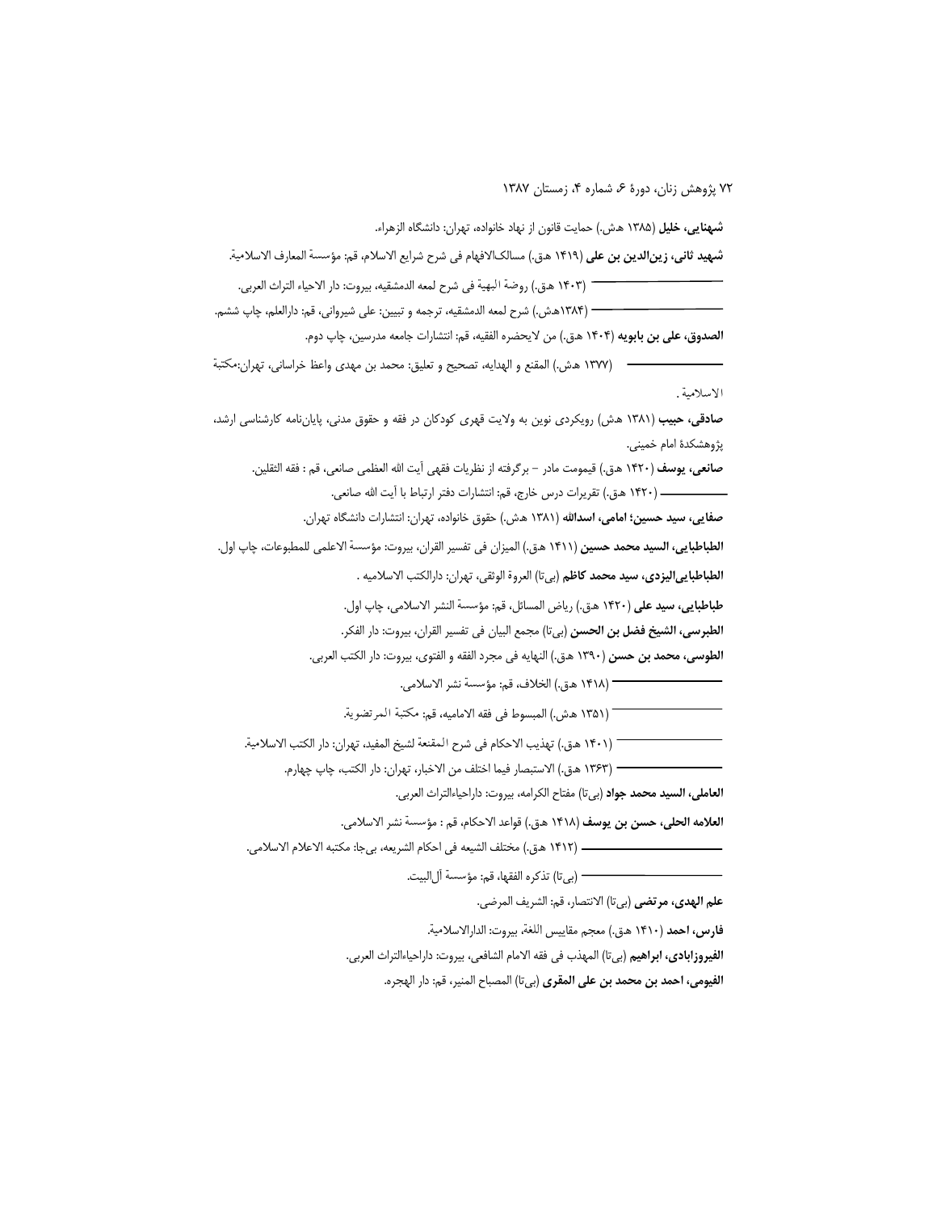**شهنایی، خلیل** (۱۳۸۵ هش.) حمایت قانون از نهاد خانواده، تهران: دانشگاه الزهراء.

**شهید ثانی، زین‌الدین بن علی** (۱۴۱۹ هق.) مسالک‌الافهام فی شرح شرایع الاسلام، قم: مؤسسة المعارف الاسلامیة.

——————— (۱۴۰۳ هق.) روضة البهیة فی شرح لمعه الدمشقیه، بیروت: دار الاحیاء التراث العربی.

——————— (۱۳۸۴هش.) شرح لمعه الدمشقیه، ترجمه و تبیین: علی شیروانی، قم: دارالعلم، چاپ ششم.

**الصدوق، علی بن بابویه** (۱۴۰۴ هق.) من لایحضره الفقیه، قم: انتشارات جامعه مدرسین، چاپ دوم.

——————— (۱۳۷۷ هش.) المقنع و الهدایه، تصحیح و تعلیق: محمد بن مهدی واعظ خراسانی، تهران:مکتبة الاسلامیة.

**صادقی، حبیب** (۱۳۸۱ هش) رویکردی نوین به ولایت قهری کودکان در فقه و حقوق مدنی، پایان‌نامه کارشناسی ارشد، پژوهشکدهٔ امام خمینی.

**صانعی، یوسف** (۱۴۲۰ هق.) قیمومت مادر – برگرفته از نظریات فقهی آیت الله العظمی صانعی، قم : فقه الثقلین.

——————— (۱۴۲۰ هق.) تقریرات درس خارج، قم: انتشارات دفتر ارتباط با آیت الله صانعی.

**صفایی، سید حسین؛ امامی، اسدالله** (۱۳۸۱ هش.) حقوق خانواده، تهران: انتشارات دانشگاه تهران.

**الطباطبایی، السید محمد حسین** (۱۴۱۱ هق.) المیزان فی تفسیر القران، بیروت: مؤسسة الاعلمی للمطبوعات، چاپ اول.

**الطباطبایی‌الیزدی، سید محمد کاظم** (بی‌تا) العروة الوثقی، تهران: دارالکتب الاسلامیه .

**طباطبایی، سید علی** (۱۴۲۰ هق.) ریاض المسائل، قم: مؤسسة النشر الاسلامی، چاپ اول.

**الطبرسی، الشیخ فضل بن الحسن** (بی‌تا) مجمع البیان فی تفسیر القران، بیروت: دار الفکر.

**الطوسی، محمد بن حسن** (۱۳۹۰ هق.) النهایه فی مجرد الفقه و الفتوی، بیروت: دار الکتب العربی.

——————— (۱۴۱۸ هق.) الخلاف، قم: مؤسسة نشر الاسلامی.

——————— (۱۳۵۱ هش.) المبسوط فی فقه الامامیه، قم: مکتبة المرتضویة.

——————— (۱۴۰۱ هق.) تهذیب الاحکام فی شرح المقنعة لشیخ المفید، تهران: دار الکتب الاسلامیة.

——————— (۱۳۶۳ هق.) الاستبصار فیما اختلف من الاخبار، تهران: دار الکتب، چاپ چهارم.

**العاملی، السید محمد جواد** (بی‌تا) مفتاح الکرامه، بیروت: داراحیاءالتراث العربی.

**العلامه الحلی، حسن بن یوسف** (۱۴۱۸ هق.) قواعد الاحکام، قم : مؤسسة نشر الاسلامی.

——————— (۱۴۱۲ هق.) مختلف الشیعه فی احکام الشریعه، بی‌جا: مکتبه الاعلام الاسلامی.

——————— (بی‌تا) تذکره الفقها، قم: مؤسسة آل‌البیت.

**علم الهدی، مرتضی** (بی‌تا) الانتصار، قم: الشریف المرضی.

**فارس، احمد** (۱۴۱۰ هق.) معجم مقاییس اللغة، بیروت: الدارالاسلامیة.

**الفیروزابادی، ابراهیم** (بی‌تا) المهذب فی فقه الامام الشافعی، بیروت: داراحیاءالتراث العربی.

**الفیومی، احمد بن محمد بن علی المقری** (بی‌تا) المصباح المنیر، قم: دار الهجره.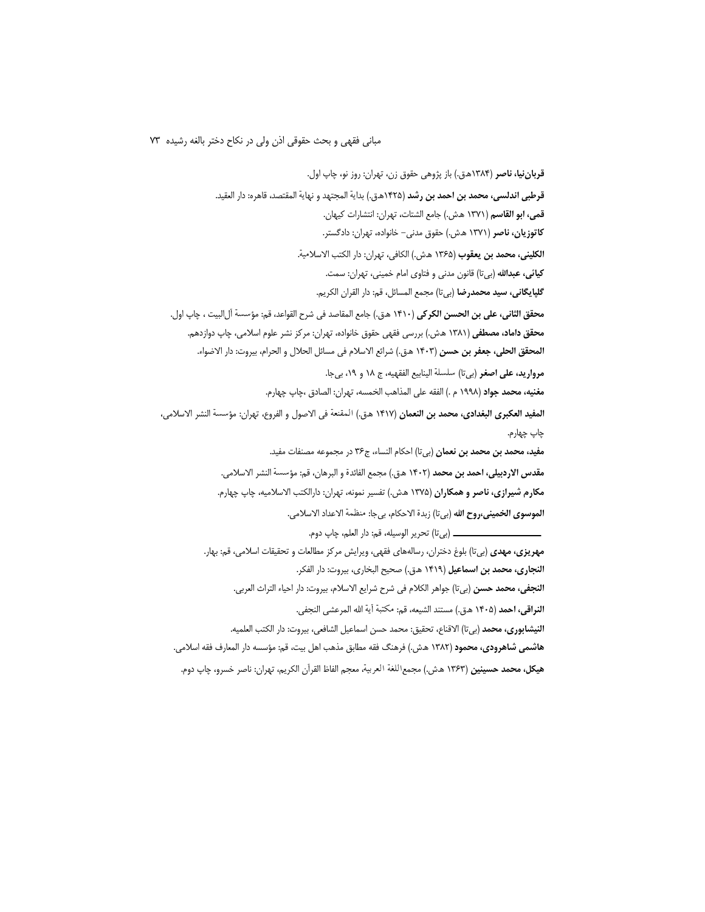**قربان‌نیا، ناصر** (۱۳۸۴هـق.) باز پژوهی حقوق زن، تهران: روز نو، چاپ اول.

**قرطبی اندلسی، محمد بن احمد بن رشد** (۱۴۲۵هـق.) بدایة المجتهد و نهایة المقتصد، قاهره: دار العقید.

**قمی، ابو القاسم** (۱۳۷۱ هـش.) جامع الشتات، تهران: انتشارات کیهان.

**کاتوزیان، ناصر** (۱۳۷۱ هـش.) حقوق مدنی– خانواده، تهران: دادگستر.

**الکلینی، محمد بن یعقوب** (۱۳۶۵ هـش.) الکافی، تهران: دار الکتب الاسلامیة.

**کیائی، عبدالله** (بی‌تا) قانون مدنی و فتاوی امام خمینی، تهران: سمت.

**گلپایگانی، سید محمدرضا** (بی‌تا) مجمع المسائل، قم: دار القران الکریم.

**محقق الثانی، علی بن الحسن الکرکی** (۱۴۱۰ هـق.) جامع المقاصد فی شرح القواعد، قم: مؤسسة آل‌البیت ، چاپ اول.

**محقق داماد، مصطفی** (۱۳۸۱ هـش.) بررسی فقهی حقوق خانواده، تهران: مرکز نشر علوم اسلامی، چاپ دوازدهم.

**المحقق الحلی، جعفر بن حسن** (۱۴۰۳ هـق.) شرائع الاسلام فی مسائل الحلال و الحرام، بیروت: دار الاضواء.

**مروارید، علی اصغر** (بی‌تا) سلسلة الینابیع الفقهیه، ج ۱۸ و ۱۹، بی‌جا.

**مغنیه، محمد جواد** (۱۹۹۸ م .) الفقه علی المذاهب الخمسه، تهران: الصادق ،چاپ چهارم.

**المفید العکبری البغدادی، محمد بن النعمان** (۱۴۱۷ هـق.) المقنعة فی الاصول و الفروع، تهران: مؤسسة النشر الاسلامی، چاپ چهارم.

**مفید، محمد بن محمد بن نعمان** (بی‌تا) احکام النساء، ج۳۶ در مجموعه مصنفات مفید.

**مقدس الاردبیلی، احمد بن محمد** (۱۴۰۲ هـق.) مجمع الفائدة و البرهان، قم: مؤسسة النشر الاسلامی.

**مکارم شیرازی، ناصر و همکاران** (۱۳۷۵ هـش.) تفسیر نمونه، تهران: دارالکتب الاسلامیه، چاپ چهارم.

**الموسوی الخمینی،روح الله** (بی‌تا) زبدة الاحکام، بی‌جا: منظمة الاعداد الاسلامی.

ــــــــــــــــــــــــــــ (بی‌تا) تحریر الوسیله، قم: دار العلم، چاپ دوم.

**مهریزی، مهدی** (بی‌تا) بلوغ دختران، رساله‌های فقهی، ویرایش مرکز مطالعات و تحقیقات اسلامی، قم: بهار.

**النجاری، محمد بن اسماعیل** (۱۴۱۹ هـق.) صحیح البخاری، بیروت: دار الفکر.

**النجفی، محمد حسن** (بی‌تا) جواهر الکلام فی شرح شرایع الاسلام، بیروت: دار احیاء التراث العربی.

**النراقی، احمد** (۱۴۰۵ هـق.) مستند الشیعه، قم: مکتبة آیة الله المرعشی النجفی.

**النیشابوری، محمد** (بی‌تا) الاقناع، تحقیق: محمد حسن اسماعیل الشافعی، بیروت: دار الکتب العلمیه.

**هاشمی شاهرودی، محمود** (۱۳۸۲ هـش.) فرهنگ فقه مطابق مذهب اهل بیت، قم: مؤسسه دار المعارف فقه اسلامی.

**هیکل، محمد حسینین** (۱۳۶۳ هـش.) مجمع‌اللغة العربیة، معجم الفاظ القرآن الکریم، تهران: ناصر خسرو، چاپ دوم.